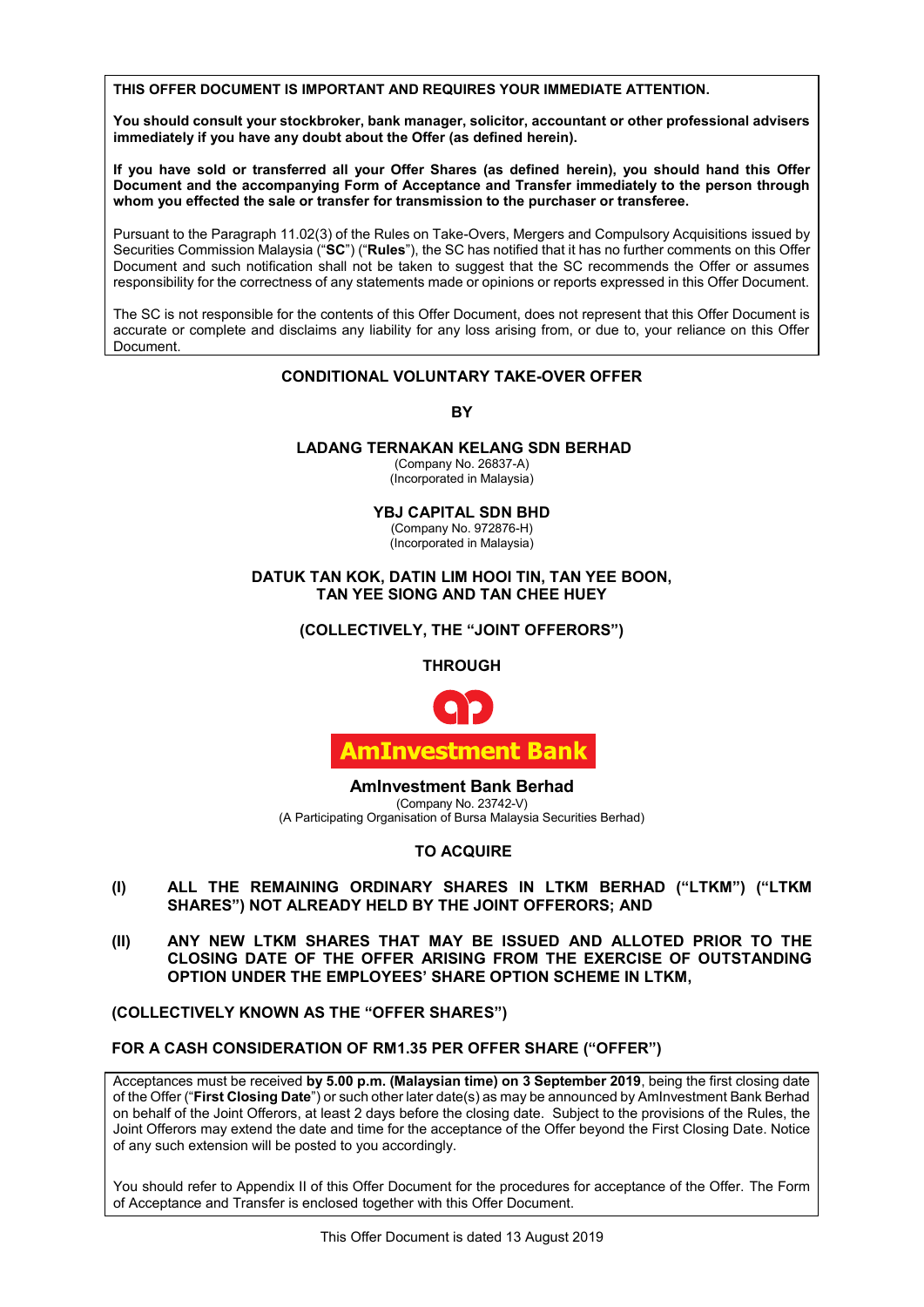**THIS OFFER DOCUMENT IS IMPORTANT AND REQUIRES YOUR IMMEDIATE ATTENTION.**

**You should consult your stockbroker, bank manager, solicitor, accountant or other professional advisers immediately if you have any doubt about the Offer (as defined herein).**

**If you have sold or transferred all your Offer Shares (as defined herein), you should hand this Offer Document and the accompanying Form of Acceptance and Transfer immediately to the person through whom you effected the sale or transfer for transmission to the purchaser or transferee.**

Pursuant to the Paragraph 11.02(3) of the Rules on Take-Overs, Mergers and Compulsory Acquisitions issued by Securities Commission Malaysia ("**SC**") ("**Rules**"), the SC has notified that it has no further comments on this Offer Document and such notification shall not be taken to suggest that the SC recommends the Offer or assumes responsibility for the correctness of any statements made or opinions or reports expressed in this Offer Document.

The SC is not responsible for the contents of this Offer Document, does not represent that this Offer Document is accurate or complete and disclaims any liability for any loss arising from, or due to, your reliance on this Offer Document.

**CONDITIONAL VOLUNTARY TAKE-OVER OFFER**

**BY**

**LADANG TERNAKAN KELANG SDN BERHAD**
(Company No. 26837-A)
(Incorporated in Malaysia)

**YBJ CAPITAL SDN BHD**
(Company No. 972876-H)
(Incorporated in Malaysia)

**DATUK TAN KOK, DATIN LIM HOOI TIN, TAN YEE BOON, TAN YEE SIONG AND TAN CHEE HUEY**

**(COLLECTIVELY, THE "JOINT OFFERORS")**

**THROUGH**

**AmInvestment Bank**

**AmInvestment Bank Berhad**
(Company No. 23742-V)
(A Participating Organisation of Bursa Malaysia Securities Berhad)

**TO ACQUIRE**

**(I) ALL THE REMAINING ORDINARY SHARES IN LTKM BERHAD ("LTKM") ("LTKM SHARES") NOT ALREADY HELD BY THE JOINT OFFERORS; AND**

**(II) ANY NEW LTKM SHARES THAT MAY BE ISSUED AND ALLOTED PRIOR TO THE CLOSING DATE OF THE OFFER ARISING FROM THE EXERCISE OF OUTSTANDING OPTION UNDER THE EMPLOYEES' SHARE OPTION SCHEME IN LTKM,**

**(COLLECTIVELY KNOWN AS THE "OFFER SHARES")**

**FOR A CASH CONSIDERATION OF RM1.35 PER OFFER SHARE ("OFFER")**

Acceptances must be received **by 5.00 p.m. (Malaysian time) on 3 September 2019**, being the first closing date of the Offer ("**First Closing Date**") or such other later date(s) as may be announced by AmInvestment Bank Berhad on behalf of the Joint Offerors, at least 2 days before the closing date. Subject to the provisions of the Rules, the Joint Offerors may extend the date and time for the acceptance of the Offer beyond the First Closing Date. Notice of any such extension will be posted to you accordingly.

You should refer to Appendix II of this Offer Document for the procedures for acceptance of the Offer. The Form of Acceptance and Transfer is enclosed together with this Offer Document.

This Offer Document is dated 13 August 2019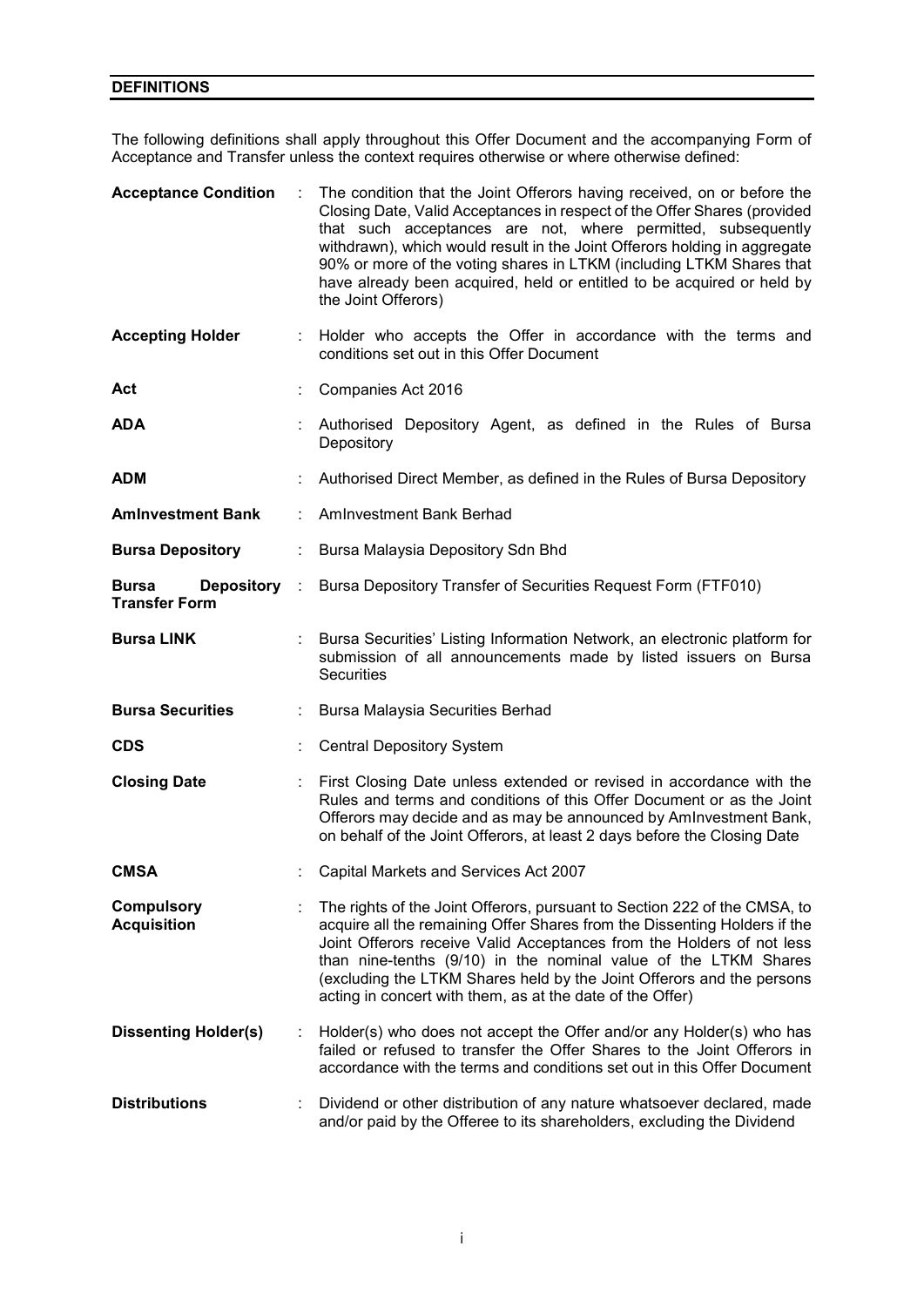## DEFINITIONS

The following definitions shall apply throughout this Offer Document and the accompanying Form of Acceptance and Transfer unless the context requires otherwise or where otherwise defined:

| | | |
|---|---|---|
| **Acceptance Condition** | : | The condition that the Joint Offerors having received, on or before the Closing Date, Valid Acceptances in respect of the Offer Shares (provided that such acceptances are not, where permitted, subsequently withdrawn), which would result in the Joint Offerors holding in aggregate 90% or more of the voting shares in LTKM (including LTKM Shares that have already been acquired, held or entitled to be acquired or held by the Joint Offerors) |
| **Accepting Holder** | : | Holder who accepts the Offer in accordance with the terms and conditions set out in this Offer Document |
| **Act** | : | Companies Act 2016 |
| **ADA** | : | Authorised Depository Agent, as defined in the Rules of Bursa Depository |
| **ADM** | : | Authorised Direct Member, as defined in the Rules of Bursa Depository |
| **AmInvestment Bank** | : | AmInvestment Bank Berhad |
| **Bursa Depository** | : | Bursa Malaysia Depository Sdn Bhd |
| **Bursa Depository Transfer Form** | : | Bursa Depository Transfer of Securities Request Form (FTF010) |
| **Bursa LINK** | : | Bursa Securities' Listing Information Network, an electronic platform for submission of all announcements made by listed issuers on Bursa Securities |
| **Bursa Securities** | : | Bursa Malaysia Securities Berhad |
| **CDS** | : | Central Depository System |
| **Closing Date** | : | First Closing Date unless extended or revised in accordance with the Rules and terms and conditions of this Offer Document or as the Joint Offerors may decide and as may be announced by AmInvestment Bank, on behalf of the Joint Offerors, at least 2 days before the Closing Date |
| **CMSA** | : | Capital Markets and Services Act 2007 |
| **Compulsory Acquisition** | : | The rights of the Joint Offerors, pursuant to Section 222 of the CMSA, to acquire all the remaining Offer Shares from the Dissenting Holders if the Joint Offerors receive Valid Acceptances from the Holders of not less than nine-tenths (9/10) in the nominal value of the LTKM Shares (excluding the LTKM Shares held by the Joint Offerors and the persons acting in concert with them, as at the date of the Offer) |
| **Dissenting Holder(s)** | : | Holder(s) who does not accept the Offer and/or any Holder(s) who has failed or refused to transfer the Offer Shares to the Joint Offerors in accordance with the terms and conditions set out in this Offer Document |
| **Distributions** | : | Dividend or other distribution of any nature whatsoever declared, made and/or paid by the Offeree to its shareholders, excluding the Dividend |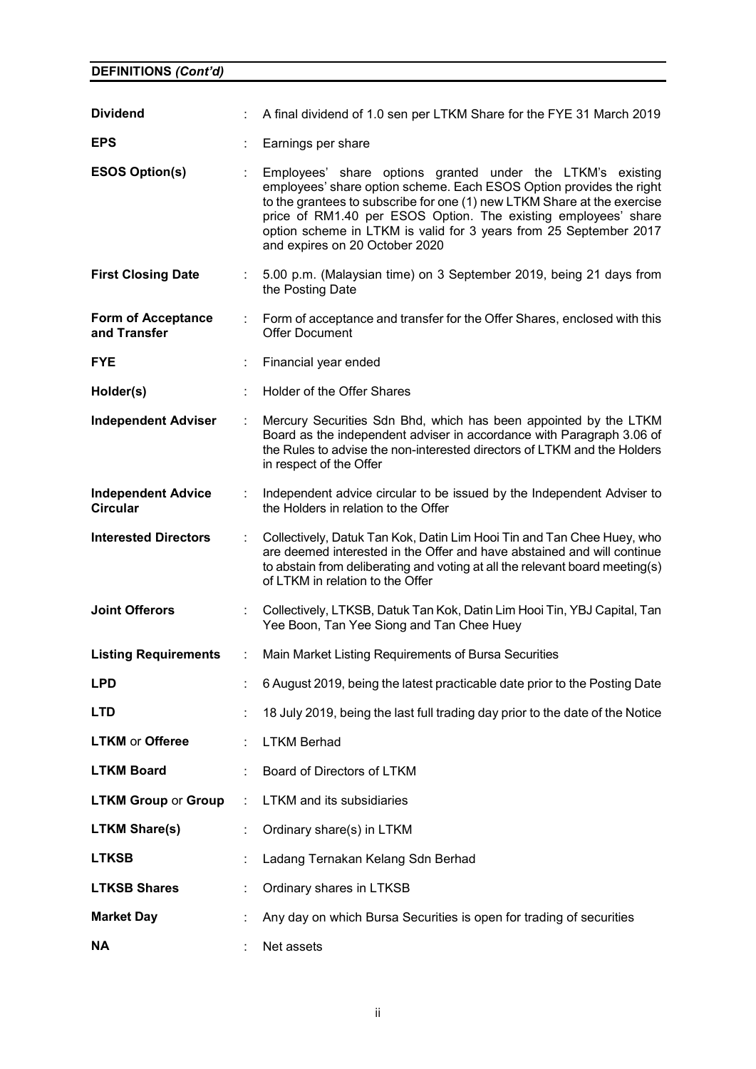**DEFINITIONS *(Cont'd)***

| | | |
|---|---|---|
| **Dividend** | : | A final dividend of 1.0 sen per LTKM Share for the FYE 31 March 2019 |
| **EPS** | : | Earnings per share |
| **ESOS Option(s)** | : | Employees' share options granted under the LTKM's existing employees' share option scheme. Each ESOS Option provides the right to the grantees to subscribe for one (1) new LTKM Share at the exercise price of RM1.40 per ESOS Option. The existing employees' share option scheme in LTKM is valid for 3 years from 25 September 2017 and expires on 20 October 2020 |
| **First Closing Date** | : | 5.00 p.m. (Malaysian time) on 3 September 2019, being 21 days from the Posting Date |
| **Form of Acceptance and Transfer** | : | Form of acceptance and transfer for the Offer Shares, enclosed with this Offer Document |
| **FYE** | : | Financial year ended |
| **Holder(s)** | : | Holder of the Offer Shares |
| **Independent Adviser** | : | Mercury Securities Sdn Bhd, which has been appointed by the LTKM Board as the independent adviser in accordance with Paragraph 3.06 of the Rules to advise the non-interested directors of LTKM and the Holders in respect of the Offer |
| **Independent Advice Circular** | : | Independent advice circular to be issued by the Independent Adviser to the Holders in relation to the Offer |
| **Interested Directors** | : | Collectively, Datuk Tan Kok, Datin Lim Hooi Tin and Tan Chee Huey, who are deemed interested in the Offer and have abstained and will continue to abstain from deliberating and voting at all the relevant board meeting(s) of LTKM in relation to the Offer |
| **Joint Offerors** | : | Collectively, LTKSB, Datuk Tan Kok, Datin Lim Hooi Tin, YBJ Capital, Tan Yee Boon, Tan Yee Siong and Tan Chee Huey |
| **Listing Requirements** | : | Main Market Listing Requirements of Bursa Securities |
| **LPD** | : | 6 August 2019, being the latest practicable date prior to the Posting Date |
| **LTD** | : | 18 July 2019, being the last full trading day prior to the date of the Notice |
| **LTKM** or **Offeree** | : | LTKM Berhad |
| **LTKM Board** | : | Board of Directors of LTKM |
| **LTKM Group** or **Group** | : | LTKM and its subsidiaries |
| **LTKM Share(s)** | : | Ordinary share(s) in LTKM |
| **LTKSB** | : | Ladang Ternakan Kelang Sdn Berhad |
| **LTKSB Shares** | : | Ordinary shares in LTKSB |
| **Market Day** | : | Any day on which Bursa Securities is open for trading of securities |
| **NA** | : | Net assets |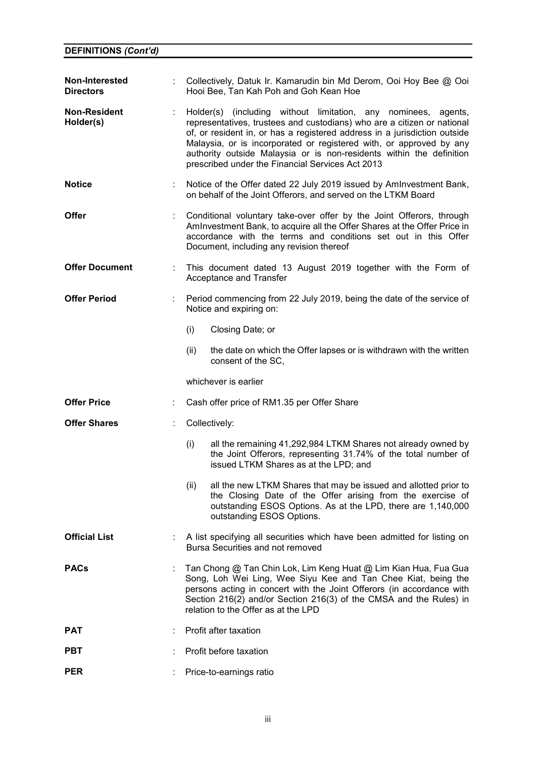**DEFINITIONS *(Cont'd)***

| | | |
|---|---|---|
| **Non-Interested Directors** | : | Collectively, Datuk Ir. Kamarudin bin Md Derom, Ooi Hoy Bee @ Ooi Hooi Bee, Tan Kah Poh and Goh Kean Hoe |
| **Non-Resident Holder(s)** | : | Holder(s) (including without limitation, any nominees, agents, representatives, trustees and custodians) who are a citizen or national of, or resident in, or has a registered address in a jurisdiction outside Malaysia, or is incorporated or registered with, or approved by any authority outside Malaysia or is non-residents within the definition prescribed under the Financial Services Act 2013 |
| **Notice** | : | Notice of the Offer dated 22 July 2019 issued by AmInvestment Bank, on behalf of the Joint Offerors, and served on the LTKM Board |
| **Offer** | : | Conditional voluntary take-over offer by the Joint Offerors, through AmInvestment Bank, to acquire all the Offer Shares at the Offer Price in accordance with the terms and conditions set out in this Offer Document, including any revision thereof |
| **Offer Document** | : | This document dated 13 August 2019 together with the Form of Acceptance and Transfer |
| **Offer Period** | : | Period commencing from 22 July 2019, being the date of the service of Notice and expiring on:<br>(i) Closing Date; or<br>(ii) the date on which the Offer lapses or is withdrawn with the written consent of the SC,<br>whichever is earlier |
| **Offer Price** | : | Cash offer price of RM1.35 per Offer Share |
| **Offer Shares** | : | Collectively:<br>(i) all the remaining 41,292,984 LTKM Shares not already owned by the Joint Offerors, representing 31.74% of the total number of issued LTKM Shares as at the LPD; and<br>(ii) all the new LTKM Shares that may be issued and allotted prior to the Closing Date of the Offer arising from the exercise of outstanding ESOS Options. As at the LPD, there are 1,140,000 outstanding ESOS Options. |
| **Official List** | : | A list specifying all securities which have been admitted for listing on Bursa Securities and not removed |
| **PACs** | : | Tan Chong @ Tan Chin Lok, Lim Keng Huat @ Lim Kian Hua, Fua Gua Song, Loh Wei Ling, Wee Siyu Kee and Tan Chee Kiat, being the persons acting in concert with the Joint Offerors (in accordance with Section 216(2) and/or Section 216(3) of the CMSA and the Rules) in relation to the Offer as at the LPD |
| **PAT** | : | Profit after taxation |
| **PBT** | : | Profit before taxation |
| **PER** | : | Price-to-earnings ratio |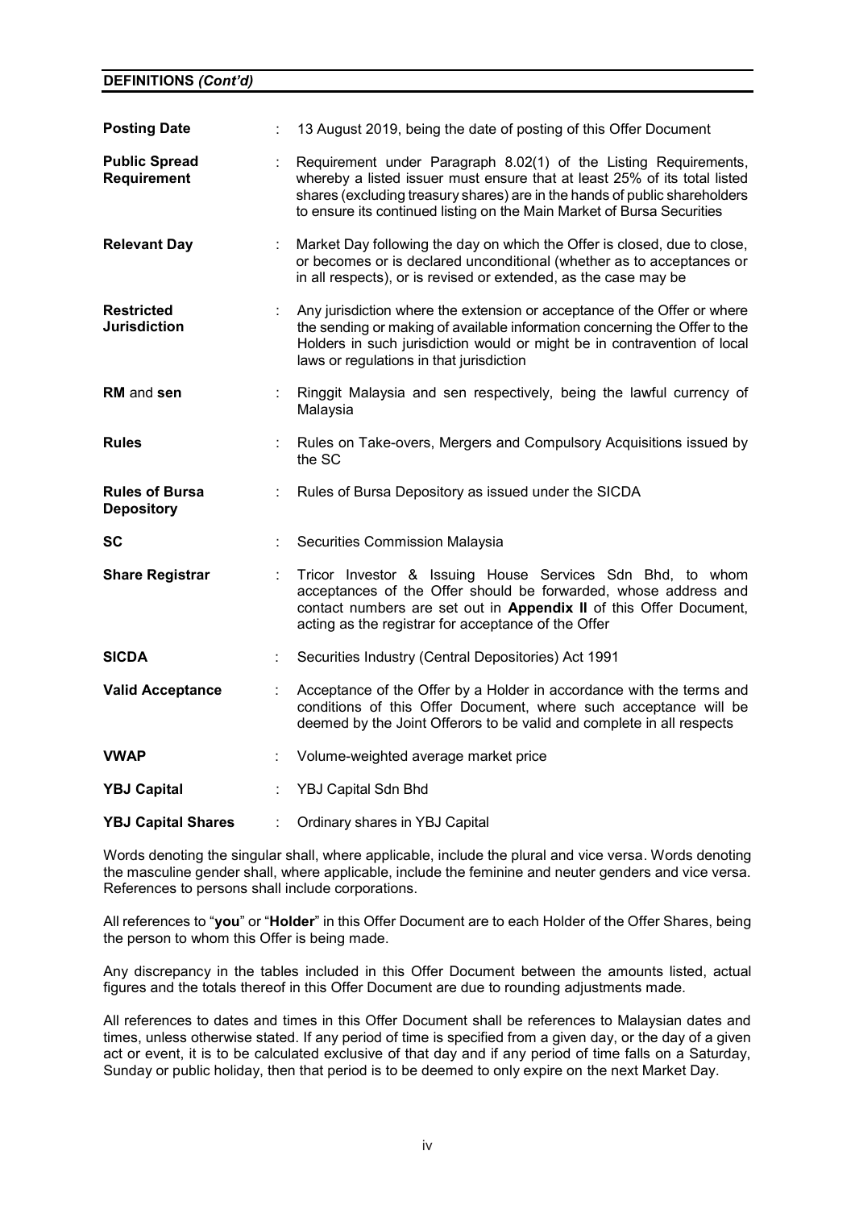**DEFINITIONS *(Cont'd)***

| | | |
|---|---|---|
| **Posting Date** | : | 13 August 2019, being the date of posting of this Offer Document |
| **Public Spread Requirement** | : | Requirement under Paragraph 8.02(1) of the Listing Requirements, whereby a listed issuer must ensure that at least 25% of its total listed shares (excluding treasury shares) are in the hands of public shareholders to ensure its continued listing on the Main Market of Bursa Securities |
| **Relevant Day** | : | Market Day following the day on which the Offer is closed, due to close, or becomes or is declared unconditional (whether as to acceptances or in all respects), or is revised or extended, as the case may be |
| **Restricted Jurisdiction** | : | Any jurisdiction where the extension or acceptance of the Offer or where the sending or making of available information concerning the Offer to the Holders in such jurisdiction would or might be in contravention of local laws or regulations in that jurisdiction |
| **RM** and **sen** | : | Ringgit Malaysia and sen respectively, being the lawful currency of Malaysia |
| **Rules** | : | Rules on Take-overs, Mergers and Compulsory Acquisitions issued by the SC |
| **Rules of Bursa Depository** | : | Rules of Bursa Depository as issued under the SICDA |
| **SC** | : | Securities Commission Malaysia |
| **Share Registrar** | : | Tricor Investor & Issuing House Services Sdn Bhd, to whom acceptances of the Offer should be forwarded, whose address and contact numbers are set out in **Appendix II** of this Offer Document, acting as the registrar for acceptance of the Offer |
| **SICDA** | : | Securities Industry (Central Depositories) Act 1991 |
| **Valid Acceptance** | : | Acceptance of the Offer by a Holder in accordance with the terms and conditions of this Offer Document, where such acceptance will be deemed by the Joint Offerors to be valid and complete in all respects |
| **VWAP** | : | Volume-weighted average market price |
| **YBJ Capital** | : | YBJ Capital Sdn Bhd |
| **YBJ Capital Shares** | : | Ordinary shares in YBJ Capital |

Words denoting the singular shall, where applicable, include the plural and vice versa. Words denoting the masculine gender shall, where applicable, include the feminine and neuter genders and vice versa. References to persons shall include corporations.

All references to "**you**" or "**Holder**" in this Offer Document are to each Holder of the Offer Shares, being the person to whom this Offer is being made.

Any discrepancy in the tables included in this Offer Document between the amounts listed, actual figures and the totals thereof in this Offer Document are due to rounding adjustments made.

All references to dates and times in this Offer Document shall be references to Malaysian dates and times, unless otherwise stated. If any period of time is specified from a given day, or the day of a given act or event, it is to be calculated exclusive of that day and if any period of time falls on a Saturday, Sunday or public holiday, then that period is to be deemed to only expire on the next Market Day.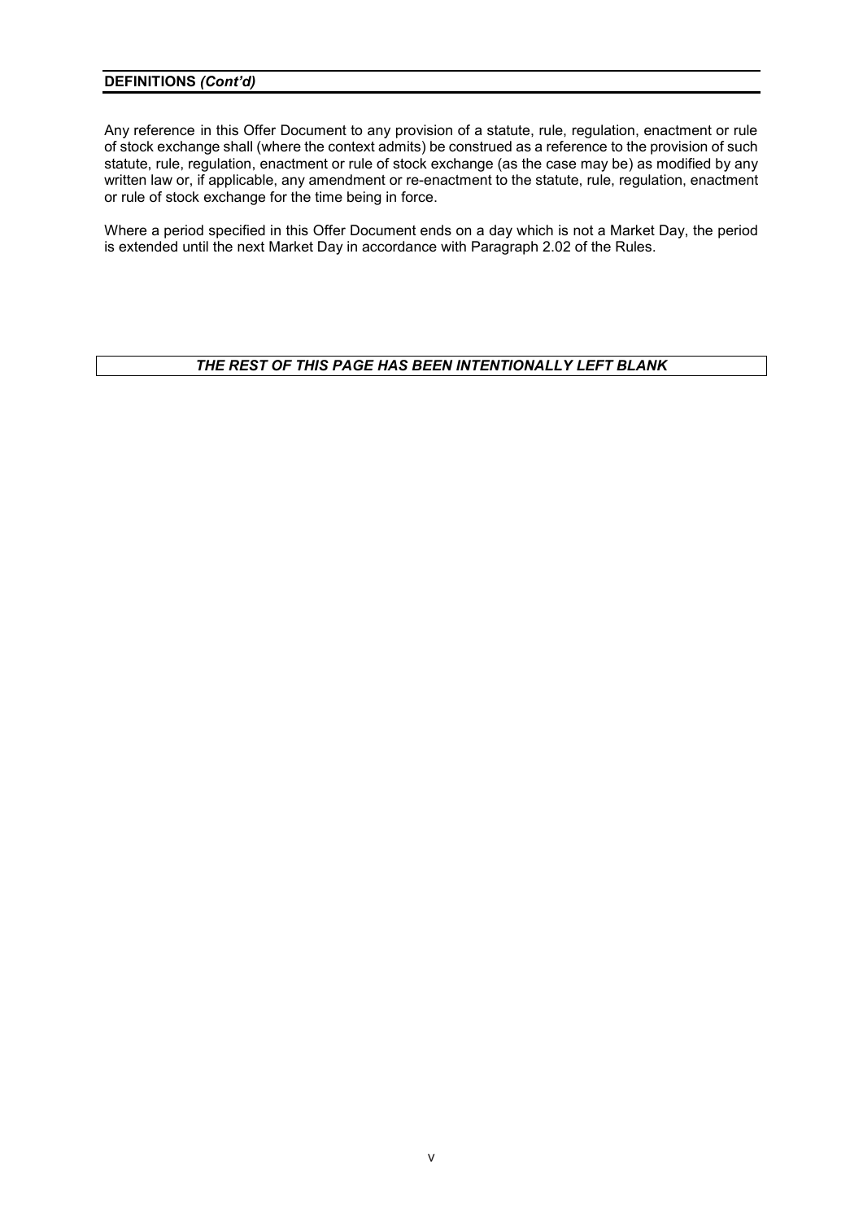## DEFINITIONS *(Cont'd)*

Any reference in this Offer Document to any provision of a statute, rule, regulation, enactment or rule of stock exchange shall (where the context admits) be construed as a reference to the provision of such statute, rule, regulation, enactment or rule of stock exchange (as the case may be) as modified by any written law or, if applicable, any amendment or re-enactment to the statute, rule, regulation, enactment or rule of stock exchange for the time being in force.

Where a period specified in this Offer Document ends on a day which is not a Market Day, the period is extended until the next Market Day in accordance with Paragraph 2.02 of the Rules.

***THE REST OF THIS PAGE HAS BEEN INTENTIONALLY LEFT BLANK***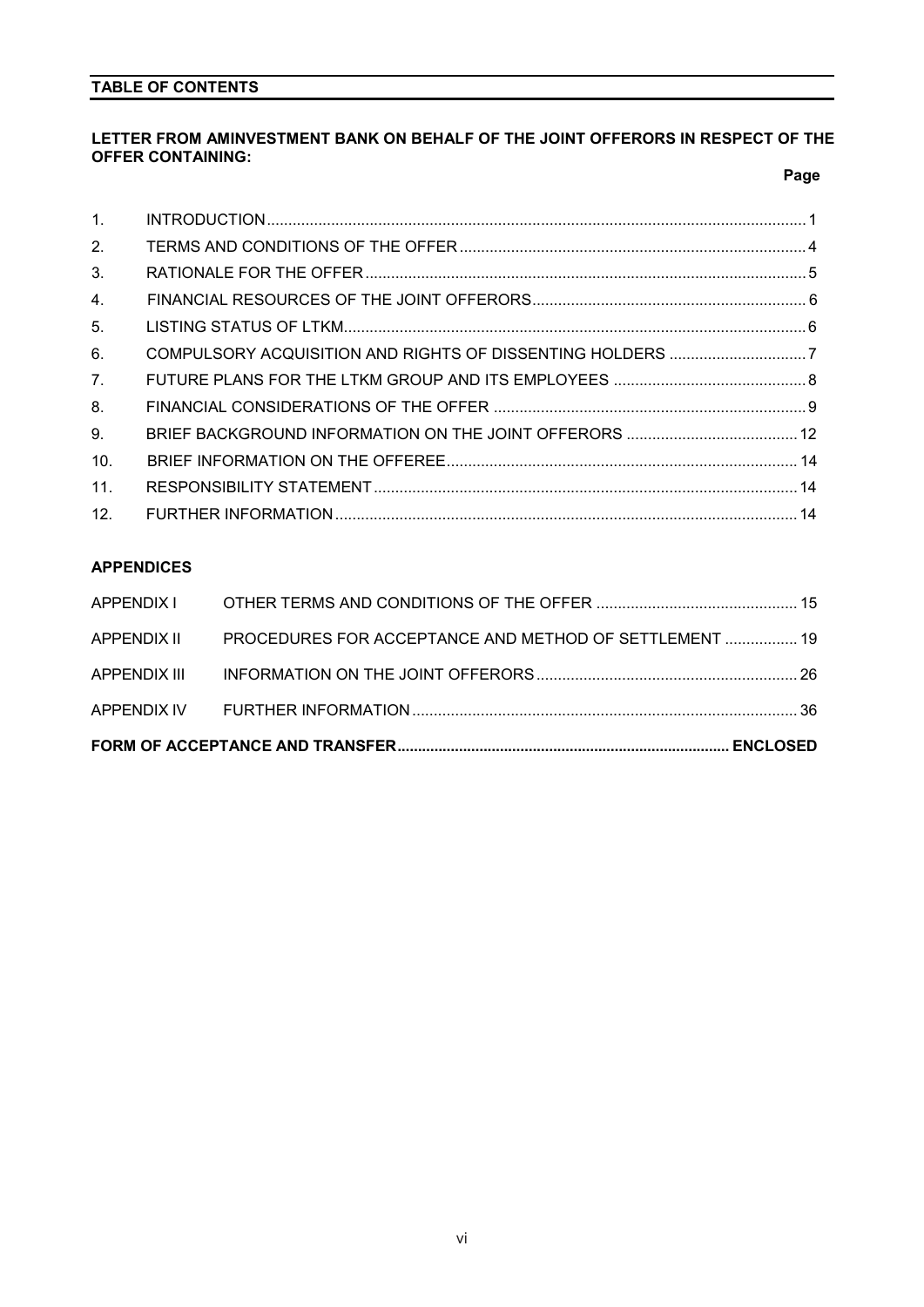## TABLE OF CONTENTS

**LETTER FROM AMINVESTMENT BANK ON BEHALF OF THE JOINT OFFERORS IN RESPECT OF THE OFFER CONTAINING:**

| | | **Page** |
|---|---|---|
| 1. | INTRODUCTION | 1 |
| 2. | TERMS AND CONDITIONS OF THE OFFER | 4 |
| 3. | RATIONALE FOR THE OFFER | 5 |
| 4. | FINANCIAL RESOURCES OF THE JOINT OFFERORS | 6 |
| 5. | LISTING STATUS OF LTKM | 6 |
| 6. | COMPULSORY ACQUISITION AND RIGHTS OF DISSENTING HOLDERS | 7 |
| 7. | FUTURE PLANS FOR THE LTKM GROUP AND ITS EMPLOYEES | 8 |
| 8. | FINANCIAL CONSIDERATIONS OF THE OFFER | 9 |
| 9. | BRIEF BACKGROUND INFORMATION ON THE JOINT OFFERORS | 12 |
| 10. | BRIEF INFORMATION ON THE OFFEREE | 14 |
| 11. | RESPONSIBILITY STATEMENT | 14 |
| 12. | FURTHER INFORMATION | 14 |

**APPENDICES**

| | | |
|---|---|---|
| APPENDIX I | OTHER TERMS AND CONDITIONS OF THE OFFER | 15 |
| APPENDIX II | PROCEDURES FOR ACCEPTANCE AND METHOD OF SETTLEMENT | 19 |
| APPENDIX III | INFORMATION ON THE JOINT OFFERORS | 26 |
| APPENDIX IV | FURTHER INFORMATION | 36 |

**FORM OF ACCEPTANCE AND TRANSFER ........ ENCLOSED**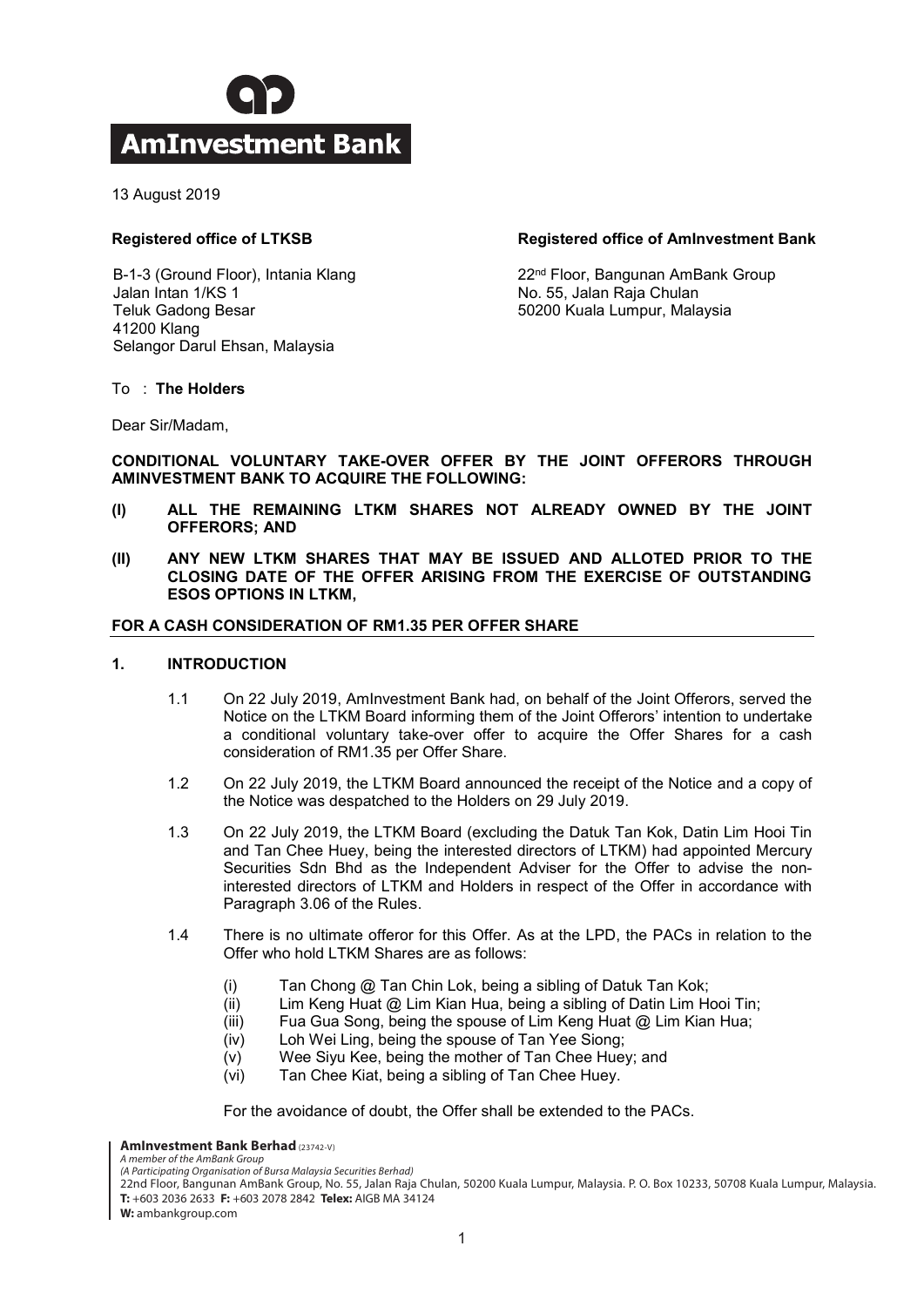13 August 2019

**Registered office of LTKSB**

B-1-3 (Ground Floor), Intania Klang
Jalan Intan 1/KS 1
Teluk Gadong Besar
41200 Klang
Selangor Darul Ehsan, Malaysia

**Registered office of AmInvestment Bank**

22nd Floor, Bangunan AmBank Group
No. 55, Jalan Raja Chulan
50200 Kuala Lumpur, Malaysia

To : **The Holders**

Dear Sir/Madam,

**CONDITIONAL VOLUNTARY TAKE-OVER OFFER BY THE JOINT OFFERORS THROUGH AMINVESTMENT BANK TO ACQUIRE THE FOLLOWING:**

**(I) ALL THE REMAINING LTKM SHARES NOT ALREADY OWNED BY THE JOINT OFFERORS; AND**

**(II) ANY NEW LTKM SHARES THAT MAY BE ISSUED AND ALLOTED PRIOR TO THE CLOSING DATE OF THE OFFER ARISING FROM THE EXERCISE OF OUTSTANDING ESOS OPTIONS IN LTKM,**

**FOR A CASH CONSIDERATION OF RM1.35 PER OFFER SHARE**

## 1. INTRODUCTION

1.1 On 22 July 2019, AmInvestment Bank had, on behalf of the Joint Offerors, served the Notice on the LTKM Board informing them of the Joint Offerors' intention to undertake a conditional voluntary take-over offer to acquire the Offer Shares for a cash consideration of RM1.35 per Offer Share.

1.2 On 22 July 2019, the LTKM Board announced the receipt of the Notice and a copy of the Notice was despatched to the Holders on 29 July 2019.

1.3 On 22 July 2019, the LTKM Board (excluding the Datuk Tan Kok, Datin Lim Hooi Tin and Tan Chee Huey, being the interested directors of LTKM) had appointed Mercury Securities Sdn Bhd as the Independent Adviser for the Offer to advise the non-interested directors of LTKM and Holders in respect of the Offer in accordance with Paragraph 3.06 of the Rules.

1.4 There is no ultimate offeror for this Offer. As at the LPD, the PACs in relation to the Offer who hold LTKM Shares are as follows:

(i) Tan Chong @ Tan Chin Lok, being a sibling of Datuk Tan Kok;
(ii) Lim Keng Huat @ Lim Kian Hua, being a sibling of Datin Lim Hooi Tin;
(iii) Fua Gua Song, being the spouse of Lim Keng Huat @ Lim Kian Hua;
(iv) Loh Wei Ling, being the spouse of Tan Yee Siong;
(v) Wee Siyu Kee, being the mother of Tan Chee Huey; and
(vi) Tan Chee Kiat, being a sibling of Tan Chee Huey.

For the avoidance of doubt, the Offer shall be extended to the PACs.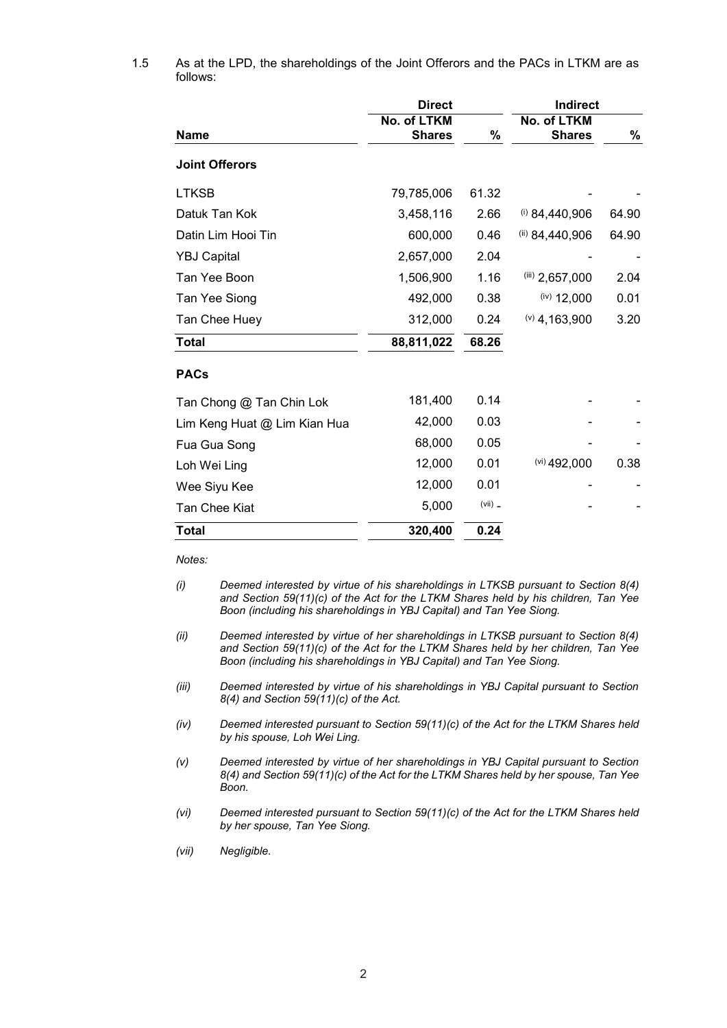1.5 As at the LPD, the shareholdings of the Joint Offerors and the PACs in LTKM are as follows:

| | Direct | | Indirect | |
|---|---|---|---|---|
| **Name** | **No. of LTKM Shares** | **%** | **No. of LTKM Shares** | **%** |
| **Joint Offerors** | | | | |
| LTKSB | 79,785,006 | 61.32 | - | - |
| Datuk Tan Kok | 3,458,116 | 2.66 | (i) 84,440,906 | 64.90 |
| Datin Lim Hooi Tin | 600,000 | 0.46 | (ii) 84,440,906 | 64.90 |
| YBJ Capital | 2,657,000 | 2.04 | - | - |
| Tan Yee Boon | 1,506,900 | 1.16 | (iii) 2,657,000 | 2.04 |
| Tan Yee Siong | 492,000 | 0.38 | (iv) 12,000 | 0.01 |
| Tan Chee Huey | 312,000 | 0.24 | (v) 4,163,900 | 3.20 |
| **Total** | **88,811,022** | **68.26** | | |
| **PACs** | | | | |
| Tan Chong @ Tan Chin Lok | 181,400 | 0.14 | - | - |
| Lim Keng Huat @ Lim Kian Hua | 42,000 | 0.03 | - | - |
| Fua Gua Song | 68,000 | 0.05 | - | - |
| Loh Wei Ling | 12,000 | 0.01 | (vi) 492,000 | 0.38 |
| Wee Siyu Kee | 12,000 | 0.01 | - | - |
| Tan Chee Kiat | 5,000 | (vii) - | - | - |
| **Total** | **320,400** | **0.24** | | |

*Notes:*

*(i) Deemed interested by virtue of his shareholdings in LTKSB pursuant to Section 8(4) and Section 59(11)(c) of the Act for the LTKM Shares held by his children, Tan Yee Boon (including his shareholdings in YBJ Capital) and Tan Yee Siong.*

*(ii) Deemed interested by virtue of her shareholdings in LTKSB pursuant to Section 8(4) and Section 59(11)(c) of the Act for the LTKM Shares held by her children, Tan Yee Boon (including his shareholdings in YBJ Capital) and Tan Yee Siong.*

*(iii) Deemed interested by virtue of his shareholdings in YBJ Capital pursuant to Section 8(4) and Section 59(11)(c) of the Act.*

*(iv) Deemed interested pursuant to Section 59(11)(c) of the Act for the LTKM Shares held by his spouse, Loh Wei Ling.*

*(v) Deemed interested by virtue of her shareholdings in YBJ Capital pursuant to Section 8(4) and Section 59(11)(c) of the Act for the LTKM Shares held by her spouse, Tan Yee Boon.*

*(vi) Deemed interested pursuant to Section 59(11)(c) of the Act for the LTKM Shares held by her spouse, Tan Yee Siong.*

*(vii) Negligible.*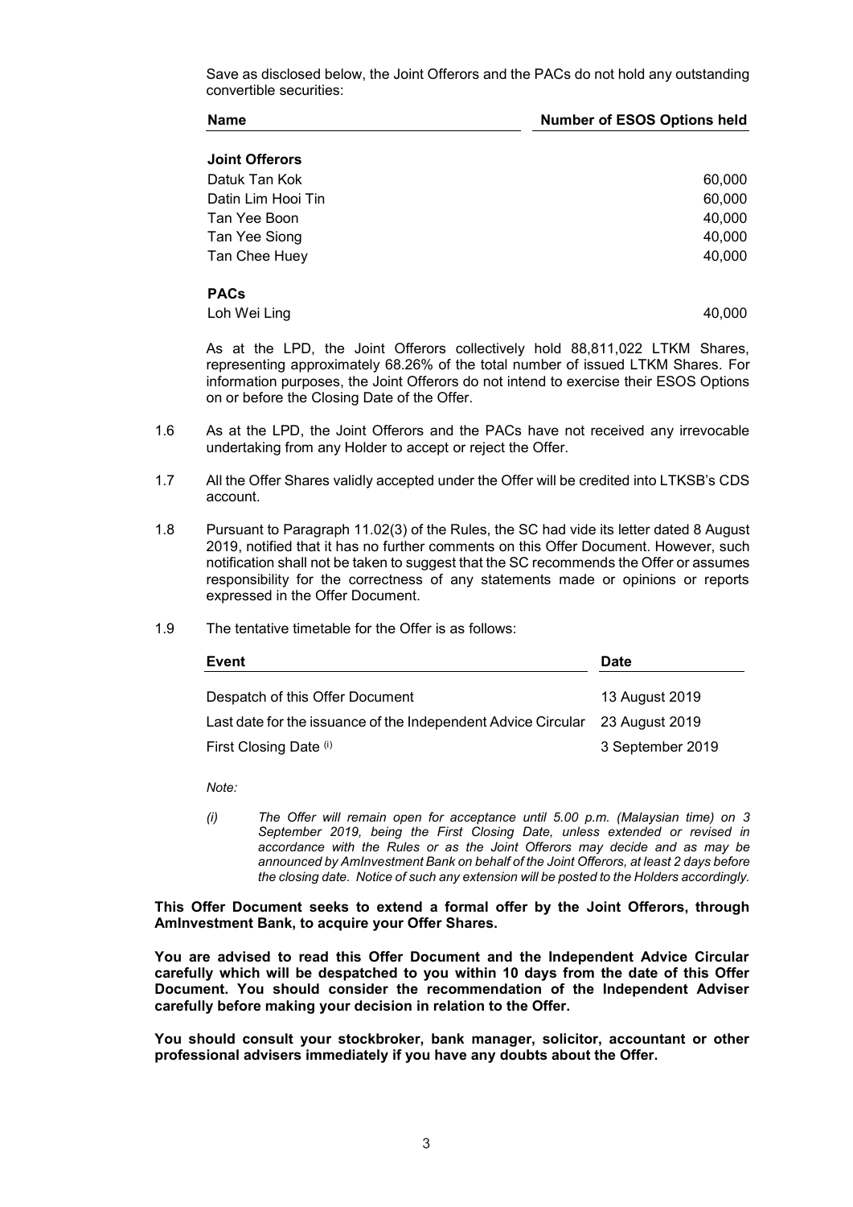Save as disclosed below, the Joint Offerors and the PACs do not hold any outstanding convertible securities:

| Name | Number of ESOS Options held |
|---|---|
| **Joint Offerors** | |
| Datuk Tan Kok | 60,000 |
| Datin Lim Hooi Tin | 60,000 |
| Tan Yee Boon | 40,000 |
| Tan Yee Siong | 40,000 |
| Tan Chee Huey | 40,000 |
| **PACs** | |
| Loh Wei Ling | 40,000 |

As at the LPD, the Joint Offerors collectively hold 88,811,022 LTKM Shares, representing approximately 68.26% of the total number of issued LTKM Shares. For information purposes, the Joint Offerors do not intend to exercise their ESOS Options on or before the Closing Date of the Offer.

1.6 As at the LPD, the Joint Offerors and the PACs have not received any irrevocable undertaking from any Holder to accept or reject the Offer.

1.7 All the Offer Shares validly accepted under the Offer will be credited into LTKSB's CDS account.

1.8 Pursuant to Paragraph 11.02(3) of the Rules, the SC had vide its letter dated 8 August 2019, notified that it has no further comments on this Offer Document. However, such notification shall not be taken to suggest that the SC recommends the Offer or assumes responsibility for the correctness of any statements made or opinions or reports expressed in the Offer Document.

1.9 The tentative timetable for the Offer is as follows:

| Event | Date |
|---|---|
| Despatch of this Offer Document | 13 August 2019 |
| Last date for the issuance of the Independent Advice Circular | 23 August 2019 |
| First Closing Date (i) | 3 September 2019 |

*Note:*

*(i) The Offer will remain open for acceptance until 5.00 p.m. (Malaysian time) on 3 September 2019, being the First Closing Date, unless extended or revised in accordance with the Rules or as the Joint Offerors may decide and as may be announced by AmInvestment Bank on behalf of the Joint Offerors, at least 2 days before the closing date. Notice of such any extension will be posted to the Holders accordingly.*

**This Offer Document seeks to extend a formal offer by the Joint Offerors, through AmInvestment Bank, to acquire your Offer Shares.**

**You are advised to read this Offer Document and the Independent Advice Circular carefully which will be despatched to you within 10 days from the date of this Offer Document. You should consider the recommendation of the Independent Adviser carefully before making your decision in relation to the Offer.**

**You should consult your stockbroker, bank manager, solicitor, accountant or other professional advisers immediately if you have any doubts about the Offer.**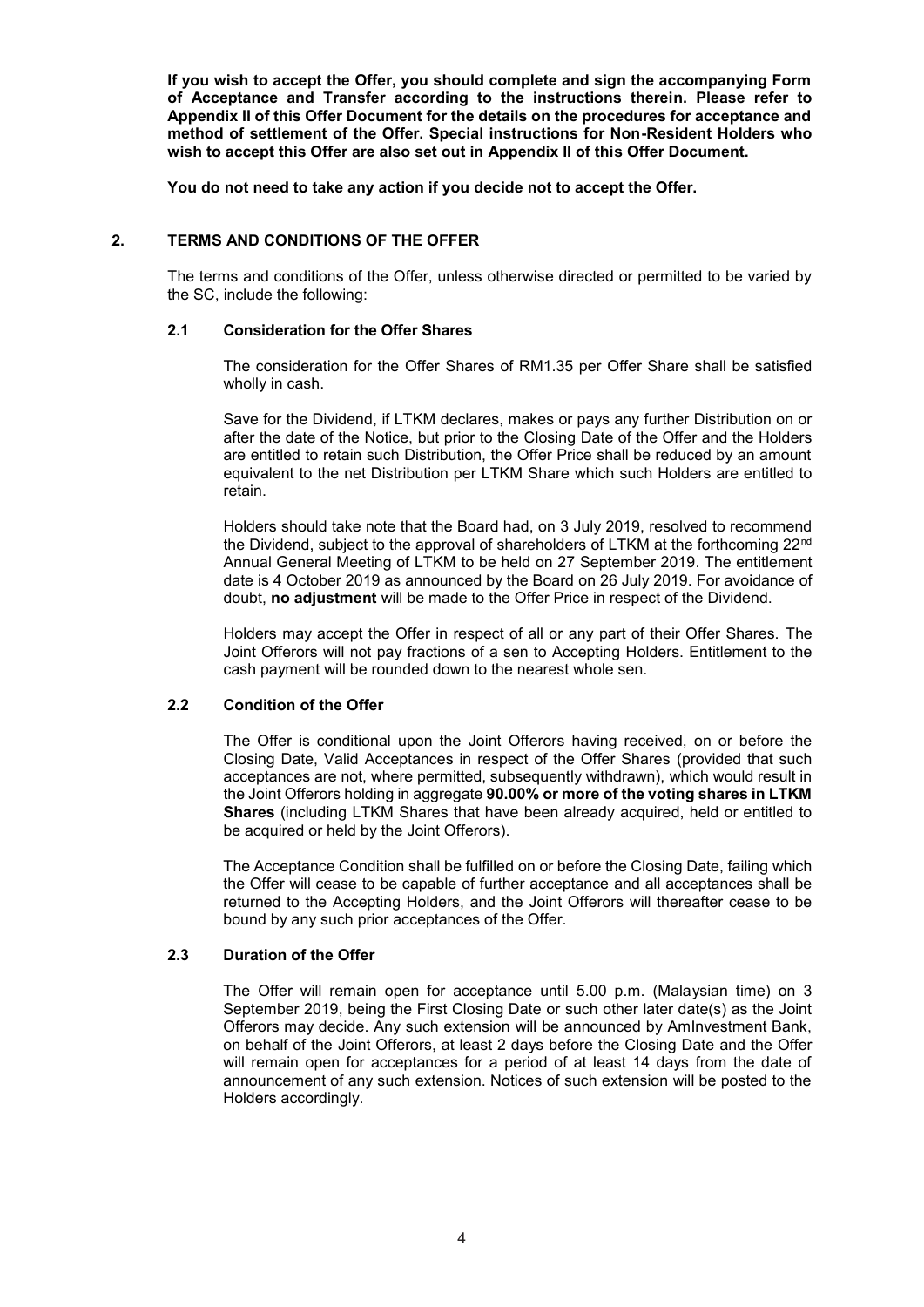**If you wish to accept the Offer, you should complete and sign the accompanying Form of Acceptance and Transfer according to the instructions therein. Please refer to Appendix II of this Offer Document for the details on the procedures for acceptance and method of settlement of the Offer. Special instructions for Non-Resident Holders who wish to accept this Offer are also set out in Appendix II of this Offer Document.**

**You do not need to take any action if you decide not to accept the Offer.**

## 2. TERMS AND CONDITIONS OF THE OFFER

The terms and conditions of the Offer, unless otherwise directed or permitted to be varied by the SC, include the following:

### 2.1 Consideration for the Offer Shares

The consideration for the Offer Shares of RM1.35 per Offer Share shall be satisfied wholly in cash.

Save for the Dividend, if LTKM declares, makes or pays any further Distribution on or after the date of the Notice, but prior to the Closing Date of the Offer and the Holders are entitled to retain such Distribution, the Offer Price shall be reduced by an amount equivalent to the net Distribution per LTKM Share which such Holders are entitled to retain.

Holders should take note that the Board had, on 3 July 2019, resolved to recommend the Dividend, subject to the approval of shareholders of LTKM at the forthcoming 22nd Annual General Meeting of LTKM to be held on 27 September 2019. The entitlement date is 4 October 2019 as announced by the Board on 26 July 2019. For avoidance of doubt, **no adjustment** will be made to the Offer Price in respect of the Dividend.

Holders may accept the Offer in respect of all or any part of their Offer Shares. The Joint Offerors will not pay fractions of a sen to Accepting Holders. Entitlement to the cash payment will be rounded down to the nearest whole sen.

### 2.2 Condition of the Offer

The Offer is conditional upon the Joint Offerors having received, on or before the Closing Date, Valid Acceptances in respect of the Offer Shares (provided that such acceptances are not, where permitted, subsequently withdrawn), which would result in the Joint Offerors holding in aggregate **90.00% or more of the voting shares in LTKM Shares** (including LTKM Shares that have been already acquired, held or entitled to be acquired or held by the Joint Offerors).

The Acceptance Condition shall be fulfilled on or before the Closing Date, failing which the Offer will cease to be capable of further acceptance and all acceptances shall be returned to the Accepting Holders, and the Joint Offerors will thereafter cease to be bound by any such prior acceptances of the Offer.

### 2.3 Duration of the Offer

The Offer will remain open for acceptance until 5.00 p.m. (Malaysian time) on 3 September 2019, being the First Closing Date or such other later date(s) as the Joint Offerors may decide. Any such extension will be announced by AmInvestment Bank, on behalf of the Joint Offerors, at least 2 days before the Closing Date and the Offer will remain open for acceptances for a period of at least 14 days from the date of announcement of any such extension. Notices of such extension will be posted to the Holders accordingly.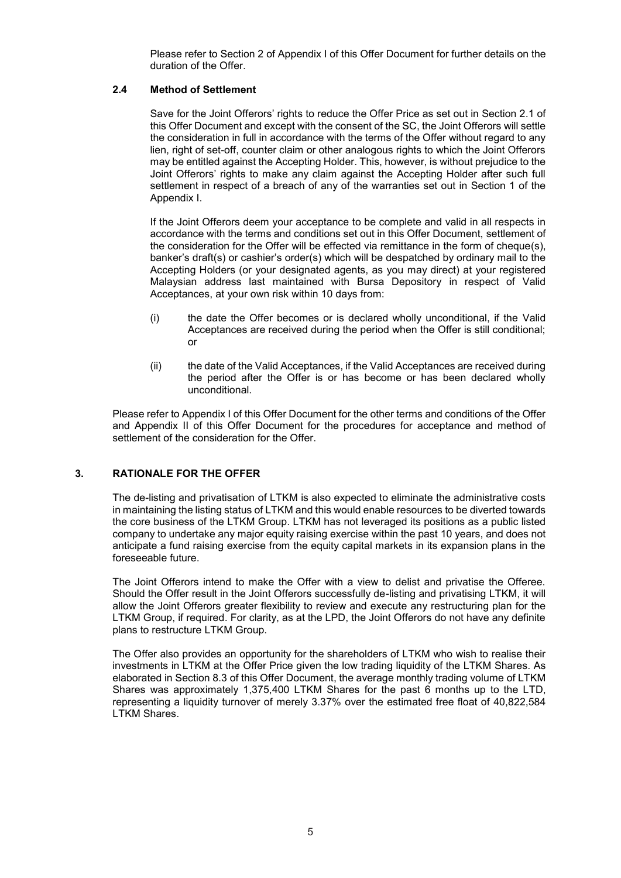Please refer to Section 2 of Appendix I of this Offer Document for further details on the duration of the Offer.

### 2.4 Method of Settlement

Save for the Joint Offerors' rights to reduce the Offer Price as set out in Section 2.1 of this Offer Document and except with the consent of the SC, the Joint Offerors will settle the consideration in full in accordance with the terms of the Offer without regard to any lien, right of set-off, counter claim or other analogous rights to which the Joint Offerors may be entitled against the Accepting Holder. This, however, is without prejudice to the Joint Offerors' rights to make any claim against the Accepting Holder after such full settlement in respect of a breach of any of the warranties set out in Section 1 of the Appendix I.

If the Joint Offerors deem your acceptance to be complete and valid in all respects in accordance with the terms and conditions set out in this Offer Document, settlement of the consideration for the Offer will be effected via remittance in the form of cheque(s), banker's draft(s) or cashier's order(s) which will be despatched by ordinary mail to the Accepting Holders (or your designated agents, as you may direct) at your registered Malaysian address last maintained with Bursa Depository in respect of Valid Acceptances, at your own risk within 10 days from:

(i) the date the Offer becomes or is declared wholly unconditional, if the Valid Acceptances are received during the period when the Offer is still conditional; or

(ii) the date of the Valid Acceptances, if the Valid Acceptances are received during the period after the Offer is or has become or has been declared wholly unconditional.

Please refer to Appendix I of this Offer Document for the other terms and conditions of the Offer and Appendix II of this Offer Document for the procedures for acceptance and method of settlement of the consideration for the Offer.

## 3. RATIONALE FOR THE OFFER

The de-listing and privatisation of LTKM is also expected to eliminate the administrative costs in maintaining the listing status of LTKM and this would enable resources to be diverted towards the core business of the LTKM Group. LTKM has not leveraged its positions as a public listed company to undertake any major equity raising exercise within the past 10 years, and does not anticipate a fund raising exercise from the equity capital markets in its expansion plans in the foreseeable future.

The Joint Offerors intend to make the Offer with a view to delist and privatise the Offeree. Should the Offer result in the Joint Offerors successfully de-listing and privatising LTKM, it will allow the Joint Offerors greater flexibility to review and execute any restructuring plan for the LTKM Group, if required. For clarity, as at the LPD, the Joint Offerors do not have any definite plans to restructure LTKM Group.

The Offer also provides an opportunity for the shareholders of LTKM who wish to realise their investments in LTKM at the Offer Price given the low trading liquidity of the LTKM Shares. As elaborated in Section 8.3 of this Offer Document, the average monthly trading volume of LTKM Shares was approximately 1,375,400 LTKM Shares for the past 6 months up to the LTD, representing a liquidity turnover of merely 3.37% over the estimated free float of 40,822,584 LTKM Shares.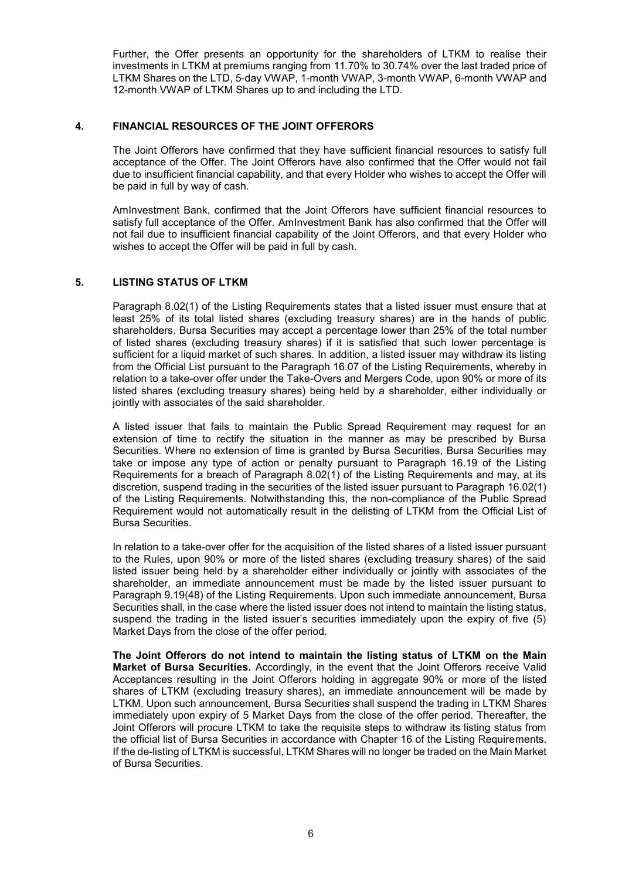Further, the Offer presents an opportunity for the shareholders of LTKM to realise their investments in LTKM at premiums ranging from 11.70% to 30.74% over the last traded price of LTKM Shares on the LTD, 5-day VWAP, 1-month VWAP, 3-month VWAP, 6-month VWAP and 12-month VWAP of LTKM Shares up to and including the LTD.

## 4. FINANCIAL RESOURCES OF THE JOINT OFFERORS

The Joint Offerors have confirmed that they have sufficient financial resources to satisfy full acceptance of the Offer. The Joint Offerors have also confirmed that the Offer would not fail due to insufficient financial capability, and that every Holder who wishes to accept the Offer will be paid in full by way of cash.

AmInvestment Bank, confirmed that the Joint Offerors have sufficient financial resources to satisfy full acceptance of the Offer. AmInvestment Bank has also confirmed that the Offer will not fail due to insufficient financial capability of the Joint Offerors, and that every Holder who wishes to accept the Offer will be paid in full by cash.

## 5. LISTING STATUS OF LTKM

Paragraph 8.02(1) of the Listing Requirements states that a listed issuer must ensure that at least 25% of its total listed shares (excluding treasury shares) are in the hands of public shareholders. Bursa Securities may accept a percentage lower than 25% of the total number of listed shares (excluding treasury shares) if it is satisfied that such lower percentage is sufficient for a liquid market of such shares. In addition, a listed issuer may withdraw its listing from the Official List pursuant to the Paragraph 16.07 of the Listing Requirements, whereby in relation to a take-over offer under the Take-Overs and Mergers Code, upon 90% or more of its listed shares (excluding treasury shares) being held by a shareholder, either individually or jointly with associates of the said shareholder.

A listed issuer that fails to maintain the Public Spread Requirement may request for an extension of time to rectify the situation in the manner as may be prescribed by Bursa Securities. Where no extension of time is granted by Bursa Securities, Bursa Securities may take or impose any type of action or penalty pursuant to Paragraph 16.19 of the Listing Requirements for a breach of Paragraph 8.02(1) of the Listing Requirements and may, at its discretion, suspend trading in the securities of the listed issuer pursuant to Paragraph 16.02(1) of the Listing Requirements. Notwithstanding this, the non-compliance of the Public Spread Requirement would not automatically result in the delisting of LTKM from the Official List of Bursa Securities.

In relation to a take-over offer for the acquisition of the listed shares of a listed issuer pursuant to the Rules, upon 90% or more of the listed shares (excluding treasury shares) of the said listed issuer being held by a shareholder either individually or jointly with associates of the shareholder, an immediate announcement must be made by the listed issuer pursuant to Paragraph 9.19(48) of the Listing Requirements. Upon such immediate announcement, Bursa Securities shall, in the case where the listed issuer does not intend to maintain the listing status, suspend the trading in the listed issuer's securities immediately upon the expiry of five (5) Market Days from the close of the offer period.

**The Joint Offerors do not intend to maintain the listing status of LTKM on the Main Market of Bursa Securities.** Accordingly, in the event that the Joint Offerors receive Valid Acceptances resulting in the Joint Offerors holding in aggregate 90% or more of the listed shares of LTKM (excluding treasury shares), an immediate announcement will be made by LTKM. Upon such announcement, Bursa Securities shall suspend the trading in LTKM Shares immediately upon expiry of 5 Market Days from the close of the offer period. Thereafter, the Joint Offerors will procure LTKM to take the requisite steps to withdraw its listing status from the official list of Bursa Securities in accordance with Chapter 16 of the Listing Requirements. If the de-listing of LTKM is successful, LTKM Shares will no longer be traded on the Main Market of Bursa Securities.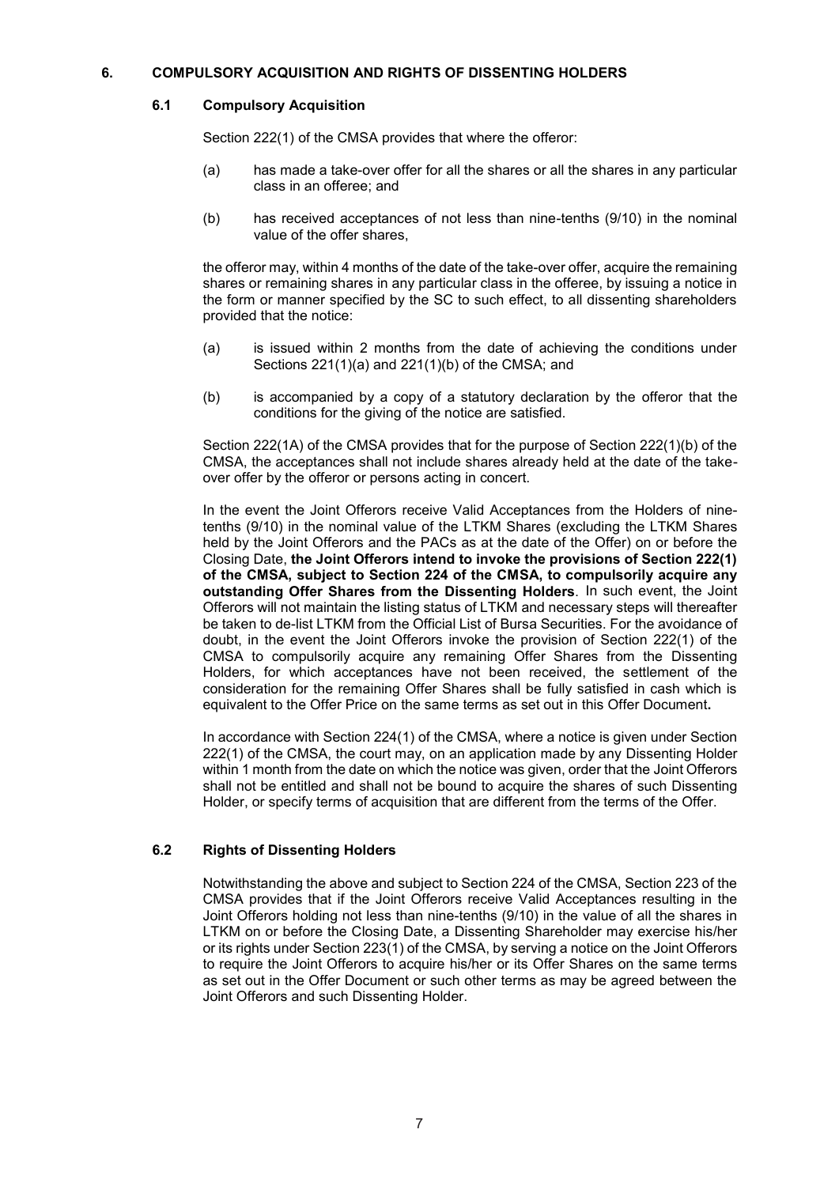## 6. COMPULSORY ACQUISITION AND RIGHTS OF DISSENTING HOLDERS

### 6.1 Compulsory Acquisition

Section 222(1) of the CMSA provides that where the offeror:

(a) has made a take-over offer for all the shares or all the shares in any particular class in an offeree; and

(b) has received acceptances of not less than nine-tenths (9/10) in the nominal value of the offer shares,

the offeror may, within 4 months of the date of the take-over offer, acquire the remaining shares or remaining shares in any particular class in the offeree, by issuing a notice in the form or manner specified by the SC to such effect, to all dissenting shareholders provided that the notice:

(a) is issued within 2 months from the date of achieving the conditions under Sections 221(1)(a) and 221(1)(b) of the CMSA; and

(b) is accompanied by a copy of a statutory declaration by the offeror that the conditions for the giving of the notice are satisfied.

Section 222(1A) of the CMSA provides that for the purpose of Section 222(1)(b) of the CMSA, the acceptances shall not include shares already held at the date of the take-over offer by the offeror or persons acting in concert.

In the event the Joint Offerors receive Valid Acceptances from the Holders of nine-tenths (9/10) in the nominal value of the LTKM Shares (excluding the LTKM Shares held by the Joint Offerors and the PACs as at the date of the Offer) on or before the Closing Date, **the Joint Offerors intend to invoke the provisions of Section 222(1) of the CMSA, subject to Section 224 of the CMSA, to compulsorily acquire any outstanding Offer Shares from the Dissenting Holders**. In such event, the Joint Offerors will not maintain the listing status of LTKM and necessary steps will thereafter be taken to de-list LTKM from the Official List of Bursa Securities. For the avoidance of doubt, in the event the Joint Offerors invoke the provision of Section 222(1) of the CMSA to compulsorily acquire any remaining Offer Shares from the Dissenting Holders, for which acceptances have not been received, the settlement of the consideration for the remaining Offer Shares shall be fully satisfied in cash which is equivalent to the Offer Price on the same terms as set out in this Offer Document**.**

In accordance with Section 224(1) of the CMSA, where a notice is given under Section 222(1) of the CMSA, the court may, on an application made by any Dissenting Holder within 1 month from the date on which the notice was given, order that the Joint Offerors shall not be entitled and shall not be bound to acquire the shares of such Dissenting Holder, or specify terms of acquisition that are different from the terms of the Offer.

### 6.2 Rights of Dissenting Holders

Notwithstanding the above and subject to Section 224 of the CMSA, Section 223 of the CMSA provides that if the Joint Offerors receive Valid Acceptances resulting in the Joint Offerors holding not less than nine-tenths (9/10) in the value of all the shares in LTKM on or before the Closing Date, a Dissenting Shareholder may exercise his/her or its rights under Section 223(1) of the CMSA, by serving a notice on the Joint Offerors to require the Joint Offerors to acquire his/her or its Offer Shares on the same terms as set out in the Offer Document or such other terms as may be agreed between the Joint Offerors and such Dissenting Holder.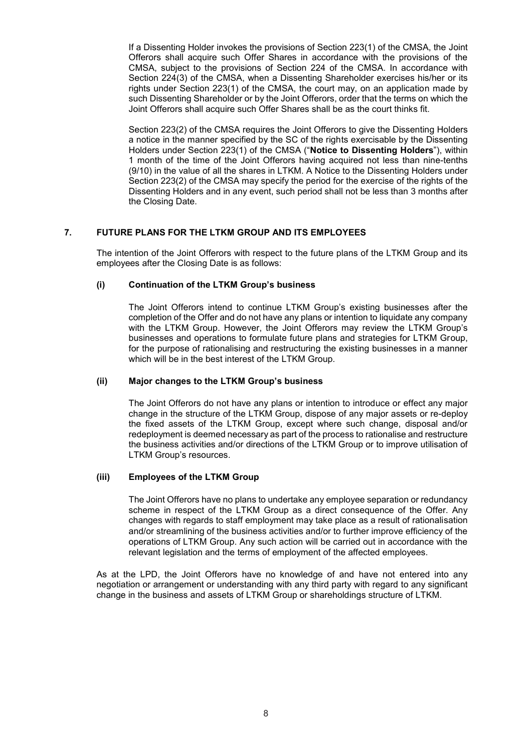If a Dissenting Holder invokes the provisions of Section 223(1) of the CMSA, the Joint Offerors shall acquire such Offer Shares in accordance with the provisions of the CMSA, subject to the provisions of Section 224 of the CMSA. In accordance with Section 224(3) of the CMSA, when a Dissenting Shareholder exercises his/her or its rights under Section 223(1) of the CMSA, the court may, on an application made by such Dissenting Shareholder or by the Joint Offerors, order that the terms on which the Joint Offerors shall acquire such Offer Shares shall be as the court thinks fit.

Section 223(2) of the CMSA requires the Joint Offerors to give the Dissenting Holders a notice in the manner specified by the SC of the rights exercisable by the Dissenting Holders under Section 223(1) of the CMSA ("**Notice to Dissenting Holders**"), within 1 month of the time of the Joint Offerors having acquired not less than nine-tenths (9/10) in the value of all the shares in LTKM. A Notice to the Dissenting Holders under Section 223(2) of the CMSA may specify the period for the exercise of the rights of the Dissenting Holders and in any event, such period shall not be less than 3 months after the Closing Date.

## 7. FUTURE PLANS FOR THE LTKM GROUP AND ITS EMPLOYEES

The intention of the Joint Offerors with respect to the future plans of the LTKM Group and its employees after the Closing Date is as follows:

### (i) Continuation of the LTKM Group's business

The Joint Offerors intend to continue LTKM Group's existing businesses after the completion of the Offer and do not have any plans or intention to liquidate any company with the LTKM Group. However, the Joint Offerors may review the LTKM Group's businesses and operations to formulate future plans and strategies for LTKM Group, for the purpose of rationalising and restructuring the existing businesses in a manner which will be in the best interest of the LTKM Group.

### (ii) Major changes to the LTKM Group's business

The Joint Offerors do not have any plans or intention to introduce or effect any major change in the structure of the LTKM Group, dispose of any major assets or re-deploy the fixed assets of the LTKM Group, except where such change, disposal and/or redeployment is deemed necessary as part of the process to rationalise and restructure the business activities and/or directions of the LTKM Group or to improve utilisation of LTKM Group's resources.

### (iii) Employees of the LTKM Group

The Joint Offerors have no plans to undertake any employee separation or redundancy scheme in respect of the LTKM Group as a direct consequence of the Offer. Any changes with regards to staff employment may take place as a result of rationalisation and/or streamlining of the business activities and/or to further improve efficiency of the operations of LTKM Group. Any such action will be carried out in accordance with the relevant legislation and the terms of employment of the affected employees.

As at the LPD, the Joint Offerors have no knowledge of and have not entered into any negotiation or arrangement or understanding with any third party with regard to any significant change in the business and assets of LTKM Group or shareholdings structure of LTKM.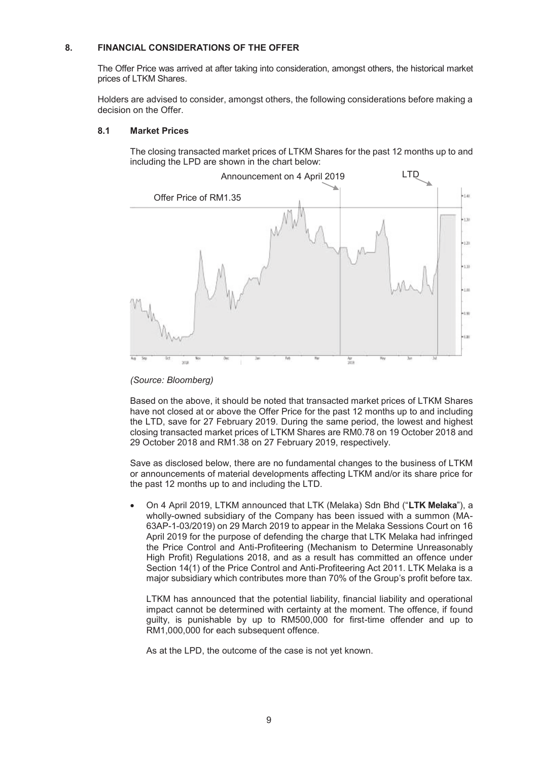## 8. FINANCIAL CONSIDERATIONS OF THE OFFER

The Offer Price was arrived at after taking into consideration, amongst others, the historical market prices of LTKM Shares.

Holders are advised to consider, amongst others, the following considerations before making a decision on the Offer.

### 8.1 Market Prices

The closing transacted market prices of LTKM Shares for the past 12 months up to and including the LPD are shown in the chart below:

*(Source: Bloomberg)*

Based on the above, it should be noted that transacted market prices of LTKM Shares have not closed at or above the Offer Price for the past 12 months up to and including the LTD, save for 27 February 2019. During the same period, the lowest and highest closing transacted market prices of LTKM Shares are RM0.78 on 19 October 2018 and 29 October 2018 and RM1.38 on 27 February 2019, respectively.

Save as disclosed below, there are no fundamental changes to the business of LTKM or announcements of material developments affecting LTKM and/or its share price for the past 12 months up to and including the LTD.

- On 4 April 2019, LTKM announced that LTK (Melaka) Sdn Bhd ("**LTK Melaka**"), a wholly-owned subsidiary of the Company has been issued with a summon (MA-63AP-1-03/2019) on 29 March 2019 to appear in the Melaka Sessions Court on 16 April 2019 for the purpose of defending the charge that LTK Melaka had infringed the Price Control and Anti-Profiteering (Mechanism to Determine Unreasonably High Profit) Regulations 2018, and as a result has committed an offence under Section 14(1) of the Price Control and Anti-Profiteering Act 2011. LTK Melaka is a major subsidiary which contributes more than 70% of the Group's profit before tax.

  LTKM has announced that the potential liability, financial liability and operational impact cannot be determined with certainty at the moment. The offence, if found guilty, is punishable by up to RM500,000 for first-time offender and up to RM1,000,000 for each subsequent offence.

  As at the LPD, the outcome of the case is not yet known.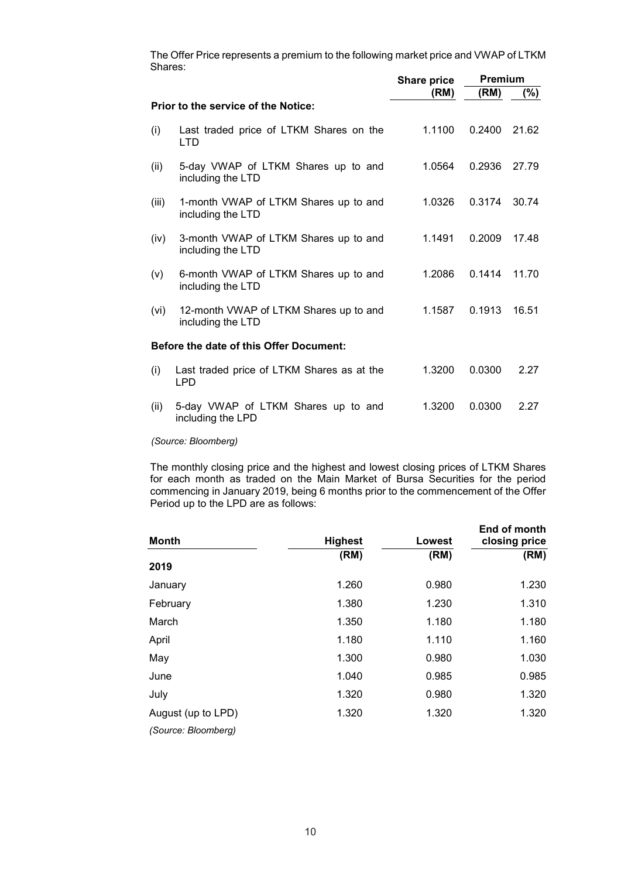The Offer Price represents a premium to the following market price and VWAP of LTKM Shares:

| | | Share price | Premium | |
|---|---|---|---|---|
| | | (RM) | (RM) | (%) |
| **Prior to the service of the Notice:** | | | | |
| (i) | Last traded price of LTKM Shares on the LTD | 1.1100 | 0.2400 | 21.62 |
| (ii) | 5-day VWAP of LTKM Shares up to and including the LTD | 1.0564 | 0.2936 | 27.79 |
| (iii) | 1-month VWAP of LTKM Shares up to and including the LTD | 1.0326 | 0.3174 | 30.74 |
| (iv) | 3-month VWAP of LTKM Shares up to and including the LTD | 1.1491 | 0.2009 | 17.48 |
| (v) | 6-month VWAP of LTKM Shares up to and including the LTD | 1.2086 | 0.1414 | 11.70 |
| (vi) | 12-month VWAP of LTKM Shares up to and including the LTD | 1.1587 | 0.1913 | 16.51 |
| **Before the date of this Offer Document:** | | | | |
| (i) | Last traded price of LTKM Shares as at the LPD | 1.3200 | 0.0300 | 2.27 |
| (ii) | 5-day VWAP of LTKM Shares up to and including the LPD | 1.3200 | 0.0300 | 2.27 |

*(Source: Bloomberg)*

The monthly closing price and the highest and lowest closing prices of LTKM Shares for each month as traded on the Main Market of Bursa Securities for the period commencing in January 2019, being 6 months prior to the commencement of the Offer Period up to the LPD are as follows:

| Month | Highest | Lowest | End of month closing price |
|---|---|---|---|
| | (RM) | (RM) | (RM) |
| **2019** | | | |
| January | 1.260 | 0.980 | 1.230 |
| February | 1.380 | 1.230 | 1.310 |
| March | 1.350 | 1.180 | 1.180 |
| April | 1.180 | 1.110 | 1.160 |
| May | 1.300 | 0.980 | 1.030 |
| June | 1.040 | 0.985 | 0.985 |
| July | 1.320 | 0.980 | 1.320 |
| August (up to LPD) | 1.320 | 1.320 | 1.320 |

*(Source: Bloomberg)*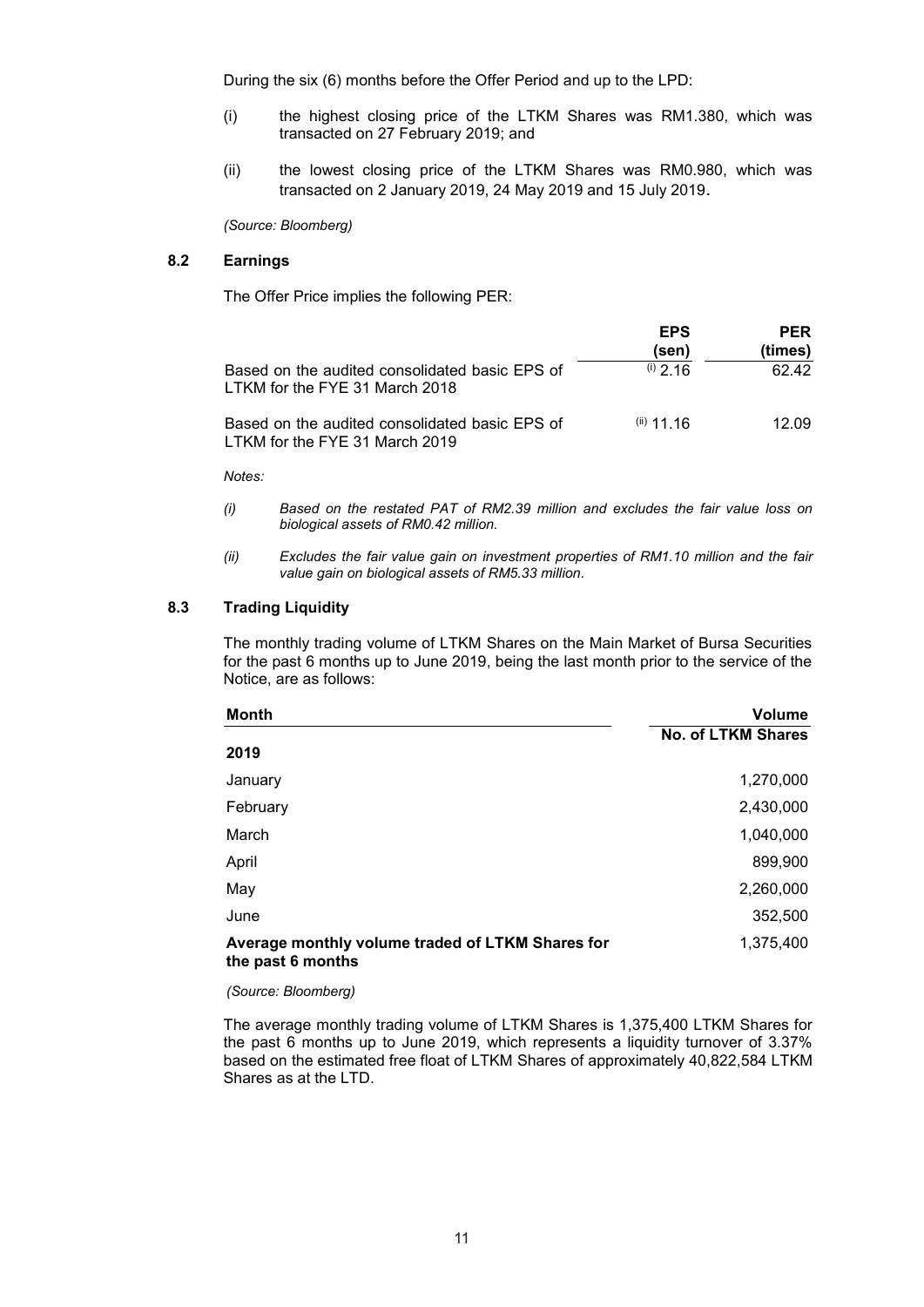During the six (6) months before the Offer Period and up to the LPD:

(i) the highest closing price of the LTKM Shares was RM1.380, which was transacted on 27 February 2019; and

(ii) the lowest closing price of the LTKM Shares was RM0.980, which was transacted on 2 January 2019, 24 May 2019 and 15 July 2019.

*(Source: Bloomberg)*

### 8.2 Earnings

The Offer Price implies the following PER:

| | EPS (sen) | PER (times) |
|---|---|---|
| Based on the audited consolidated basic EPS of LTKM for the FYE 31 March 2018 | (i) 2.16 | 62.42 |
| Based on the audited consolidated basic EPS of LTKM for the FYE 31 March 2019 | (ii) 11.16 | 12.09 |

*Notes:*

*(i) Based on the restated PAT of RM2.39 million and excludes the fair value loss on biological assets of RM0.42 million.*

*(ii) Excludes the fair value gain on investment properties of RM1.10 million and the fair value gain on biological assets of RM5.33 million.*

### 8.3 Trading Liquidity

The monthly trading volume of LTKM Shares on the Main Market of Bursa Securities for the past 6 months up to June 2019, being the last month prior to the service of the Notice, are as follows:

| Month | Volume |
|---|---|
| | No. of LTKM Shares |
| **2019** | |
| January | 1,270,000 |
| February | 2,430,000 |
| March | 1,040,000 |
| April | 899,900 |
| May | 2,260,000 |
| June | 352,500 |
| **Average monthly volume traded of LTKM Shares for the past 6 months** | 1,375,400 |

*(Source: Bloomberg)*

The average monthly trading volume of LTKM Shares is 1,375,400 LTKM Shares for the past 6 months up to June 2019, which represents a liquidity turnover of 3.37% based on the estimated free float of LTKM Shares of approximately 40,822,584 LTKM Shares as at the LTD.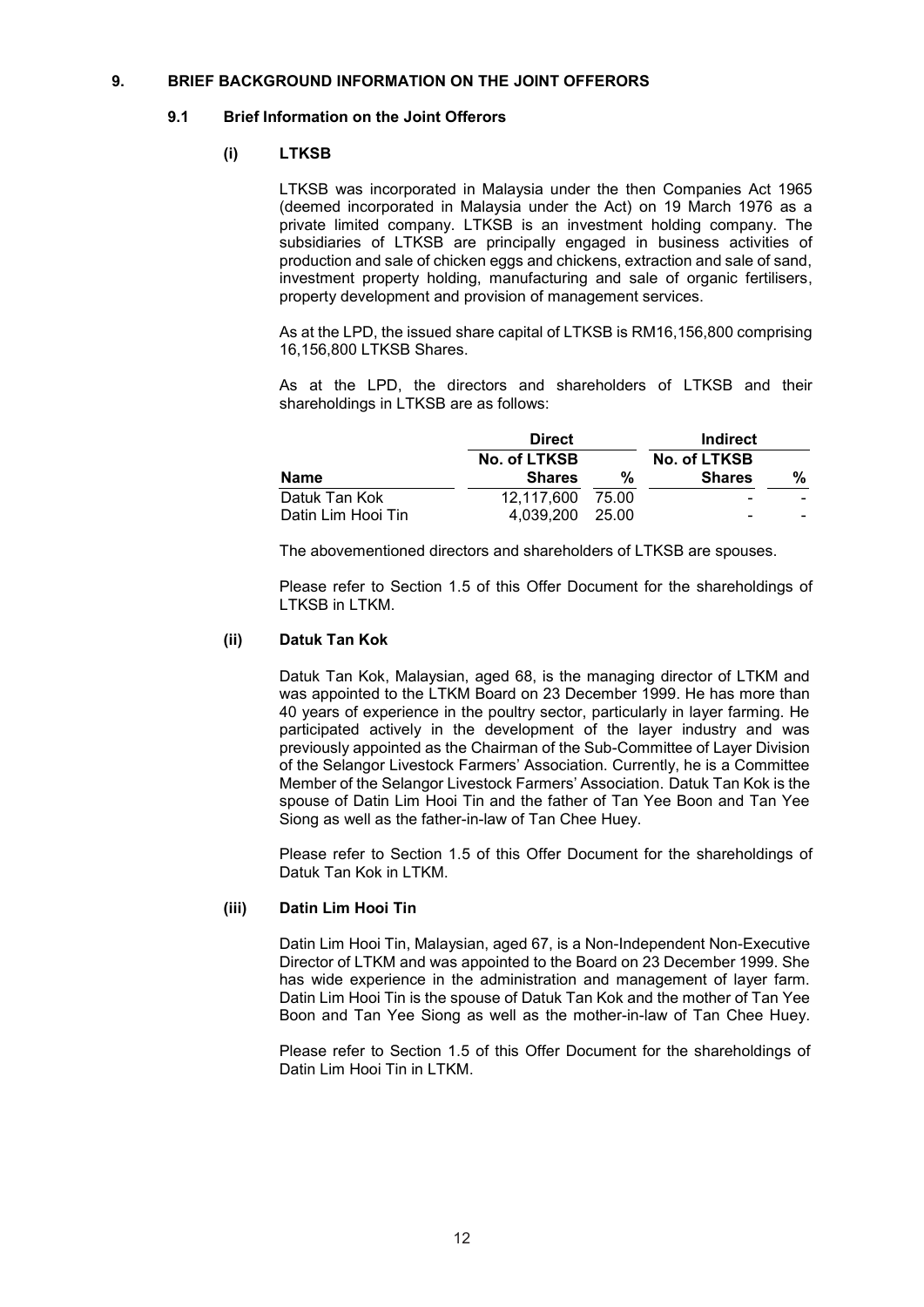## 9. BRIEF BACKGROUND INFORMATION ON THE JOINT OFFERORS

### 9.1 Brief Information on the Joint Offerors

#### (i) LTKSB

LTKSB was incorporated in Malaysia under the then Companies Act 1965 (deemed incorporated in Malaysia under the Act) on 19 March 1976 as a private limited company. LTKSB is an investment holding company. The subsidiaries of LTKSB are principally engaged in business activities of production and sale of chicken eggs and chickens, extraction and sale of sand, investment property holding, manufacturing and sale of organic fertilisers, property development and provision of management services.

As at the LPD, the issued share capital of LTKSB is RM16,156,800 comprising 16,156,800 LTKSB Shares.

As at the LPD, the directors and shareholders of LTKSB and their shareholdings in LTKSB are as follows:

| | Direct | | Indirect | |
|---|---|---|---|---|
| **Name** | **No. of LTKSB Shares** | **%** | **No. of LTKSB Shares** | **%** |
| Datuk Tan Kok | 12,117,600 | 75.00 | - | - |
| Datin Lim Hooi Tin | 4,039,200 | 25.00 | - | - |

The abovementioned directors and shareholders of LTKSB are spouses.

Please refer to Section 1.5 of this Offer Document for the shareholdings of LTKSB in LTKM.

#### (ii) Datuk Tan Kok

Datuk Tan Kok, Malaysian, aged 68, is the managing director of LTKM and was appointed to the LTKM Board on 23 December 1999. He has more than 40 years of experience in the poultry sector, particularly in layer farming. He participated actively in the development of the layer industry and was previously appointed as the Chairman of the Sub-Committee of Layer Division of the Selangor Livestock Farmers' Association. Currently, he is a Committee Member of the Selangor Livestock Farmers' Association. Datuk Tan Kok is the spouse of Datin Lim Hooi Tin and the father of Tan Yee Boon and Tan Yee Siong as well as the father-in-law of Tan Chee Huey.

Please refer to Section 1.5 of this Offer Document for the shareholdings of Datuk Tan Kok in LTKM.

#### (iii) Datin Lim Hooi Tin

Datin Lim Hooi Tin, Malaysian, aged 67, is a Non-Independent Non-Executive Director of LTKM and was appointed to the Board on 23 December 1999. She has wide experience in the administration and management of layer farm. Datin Lim Hooi Tin is the spouse of Datuk Tan Kok and the mother of Tan Yee Boon and Tan Yee Siong as well as the mother-in-law of Tan Chee Huey.

Please refer to Section 1.5 of this Offer Document for the shareholdings of Datin Lim Hooi Tin in LTKM.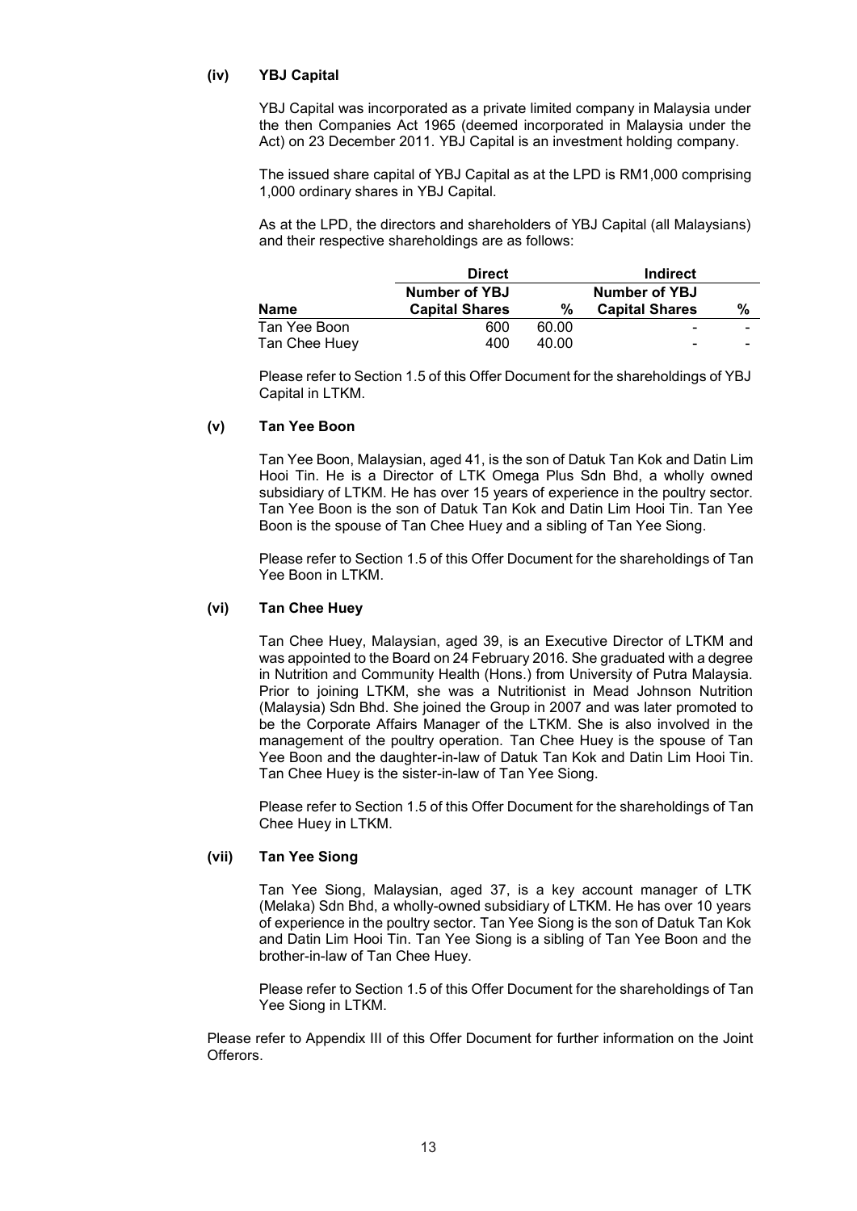### (iv) YBJ Capital

YBJ Capital was incorporated as a private limited company in Malaysia under the then Companies Act 1965 (deemed incorporated in Malaysia under the Act) on 23 December 2011. YBJ Capital is an investment holding company.

The issued share capital of YBJ Capital as at the LPD is RM1,000 comprising 1,000 ordinary shares in YBJ Capital.

As at the LPD, the directors and shareholders of YBJ Capital (all Malaysians) and their respective shareholdings are as follows:

| | Direct | | Indirect | |
|---|---|---|---|---|
| **Name** | **Number of YBJ Capital Shares** | **%** | **Number of YBJ Capital Shares** | **%** |
| Tan Yee Boon | 600 | 60.00 | - | - |
| Tan Chee Huey | 400 | 40.00 | - | - |

Please refer to Section 1.5 of this Offer Document for the shareholdings of YBJ Capital in LTKM.

### (v) Tan Yee Boon

Tan Yee Boon, Malaysian, aged 41, is the son of Datuk Tan Kok and Datin Lim Hooi Tin. He is a Director of LTK Omega Plus Sdn Bhd, a wholly owned subsidiary of LTKM. He has over 15 years of experience in the poultry sector. Tan Yee Boon is the son of Datuk Tan Kok and Datin Lim Hooi Tin. Tan Yee Boon is the spouse of Tan Chee Huey and a sibling of Tan Yee Siong.

Please refer to Section 1.5 of this Offer Document for the shareholdings of Tan Yee Boon in LTKM.

### (vi) Tan Chee Huey

Tan Chee Huey, Malaysian, aged 39, is an Executive Director of LTKM and was appointed to the Board on 24 February 2016. She graduated with a degree in Nutrition and Community Health (Hons.) from University of Putra Malaysia. Prior to joining LTKM, she was a Nutritionist in Mead Johnson Nutrition (Malaysia) Sdn Bhd. She joined the Group in 2007 and was later promoted to be the Corporate Affairs Manager of the LTKM. She is also involved in the management of the poultry operation. Tan Chee Huey is the spouse of Tan Yee Boon and the daughter-in-law of Datuk Tan Kok and Datin Lim Hooi Tin. Tan Chee Huey is the sister-in-law of Tan Yee Siong.

Please refer to Section 1.5 of this Offer Document for the shareholdings of Tan Chee Huey in LTKM.

### (vii) Tan Yee Siong

Tan Yee Siong, Malaysian, aged 37, is a key account manager of LTK (Melaka) Sdn Bhd, a wholly-owned subsidiary of LTKM. He has over 10 years of experience in the poultry sector. Tan Yee Siong is the son of Datuk Tan Kok and Datin Lim Hooi Tin. Tan Yee Siong is a sibling of Tan Yee Boon and the brother-in-law of Tan Chee Huey.

Please refer to Section 1.5 of this Offer Document for the shareholdings of Tan Yee Siong in LTKM.

Please refer to Appendix III of this Offer Document for further information on the Joint Offerors.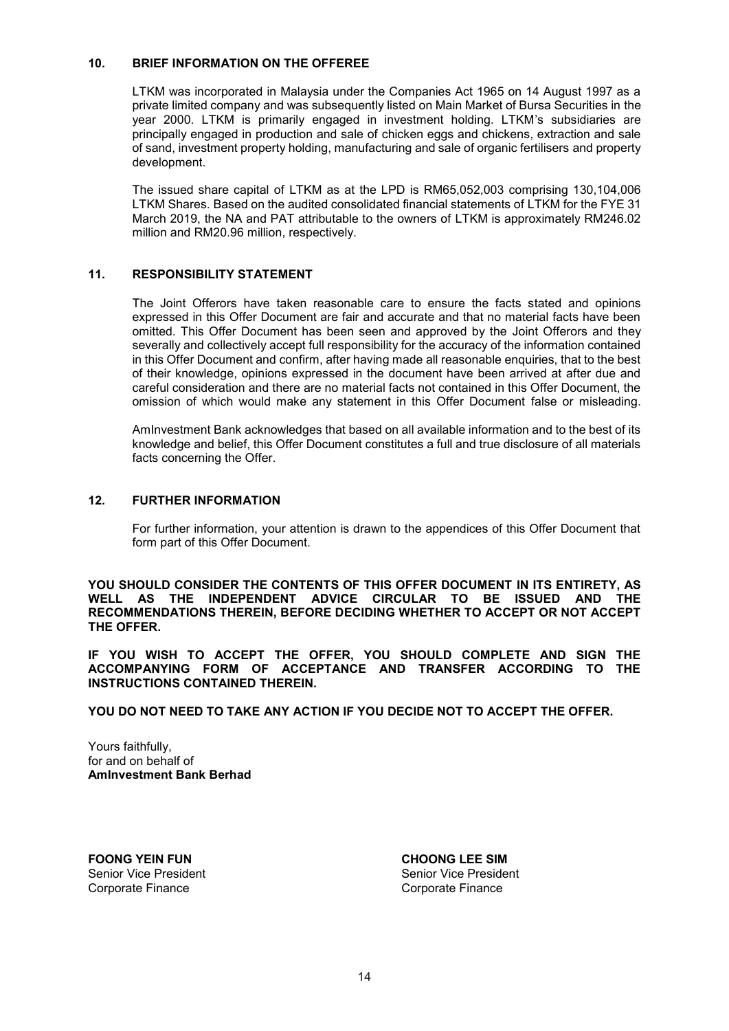## 10. BRIEF INFORMATION ON THE OFFEREE

LTKM was incorporated in Malaysia under the Companies Act 1965 on 14 August 1997 as a private limited company and was subsequently listed on Main Market of Bursa Securities in the year 2000. LTKM is primarily engaged in investment holding. LTKM's subsidiaries are principally engaged in production and sale of chicken eggs and chickens, extraction and sale of sand, investment property holding, manufacturing and sale of organic fertilisers and property development.

The issued share capital of LTKM as at the LPD is RM65,052,003 comprising 130,104,006 LTKM Shares. Based on the audited consolidated financial statements of LTKM for the FYE 31 March 2019, the NA and PAT attributable to the owners of LTKM is approximately RM246.02 million and RM20.96 million, respectively.

## 11. RESPONSIBILITY STATEMENT

The Joint Offerors have taken reasonable care to ensure the facts stated and opinions expressed in this Offer Document are fair and accurate and that no material facts have been omitted. This Offer Document has been seen and approved by the Joint Offerors and they severally and collectively accept full responsibility for the accuracy of the information contained in this Offer Document and confirm, after having made all reasonable enquiries, that to the best of their knowledge, opinions expressed in the document have been arrived at after due and careful consideration and there are no material facts not contained in this Offer Document, the omission of which would make any statement in this Offer Document false or misleading.

AmInvestment Bank acknowledges that based on all available information and to the best of its knowledge and belief, this Offer Document constitutes a full and true disclosure of all materials facts concerning the Offer.

## 12. FURTHER INFORMATION

For further information, your attention is drawn to the appendices of this Offer Document that form part of this Offer Document.

**YOU SHOULD CONSIDER THE CONTENTS OF THIS OFFER DOCUMENT IN ITS ENTIRETY, AS WELL AS THE INDEPENDENT ADVICE CIRCULAR TO BE ISSUED AND THE RECOMMENDATIONS THEREIN, BEFORE DECIDING WHETHER TO ACCEPT OR NOT ACCEPT THE OFFER.**

**IF YOU WISH TO ACCEPT THE OFFER, YOU SHOULD COMPLETE AND SIGN THE ACCOMPANYING FORM OF ACCEPTANCE AND TRANSFER ACCORDING TO THE INSTRUCTIONS CONTAINED THEREIN.**

**YOU DO NOT NEED TO TAKE ANY ACTION IF YOU DECIDE NOT TO ACCEPT THE OFFER.**

Yours faithfully,
for and on behalf of
**AmInvestment Bank Berhad**

**FOONG YEIN FUN**
Senior Vice President
Corporate Finance

**CHOONG LEE SIM**
Senior Vice President
Corporate Finance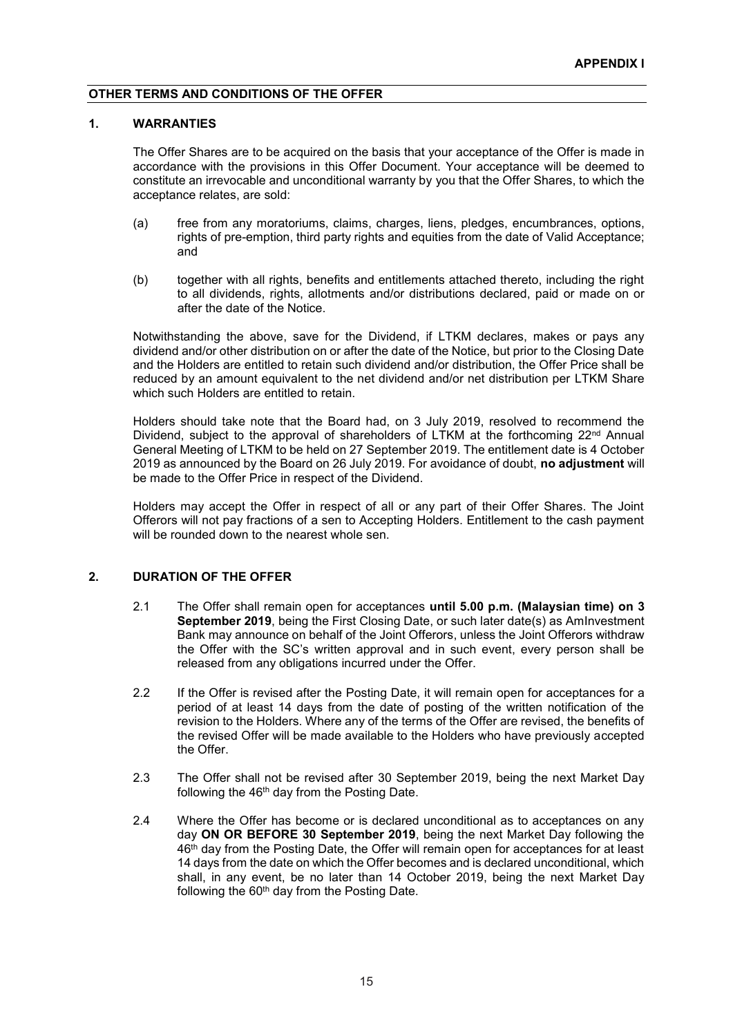**APPENDIX I**

## OTHER TERMS AND CONDITIONS OF THE OFFER

### 1. WARRANTIES

The Offer Shares are to be acquired on the basis that your acceptance of the Offer is made in accordance with the provisions in this Offer Document. Your acceptance will be deemed to constitute an irrevocable and unconditional warranty by you that the Offer Shares, to which the acceptance relates, are sold:

(a) free from any moratoriums, claims, charges, liens, pledges, encumbrances, options, rights of pre-emption, third party rights and equities from the date of Valid Acceptance; and

(b) together with all rights, benefits and entitlements attached thereto, including the right to all dividends, rights, allotments and/or distributions declared, paid or made on or after the date of the Notice.

Notwithstanding the above, save for the Dividend, if LTKM declares, makes or pays any dividend and/or other distribution on or after the date of the Notice, but prior to the Closing Date and the Holders are entitled to retain such dividend and/or distribution, the Offer Price shall be reduced by an amount equivalent to the net dividend and/or net distribution per LTKM Share which such Holders are entitled to retain.

Holders should take note that the Board had, on 3 July 2019, resolved to recommend the Dividend, subject to the approval of shareholders of LTKM at the forthcoming 22nd Annual General Meeting of LTKM to be held on 27 September 2019. The entitlement date is 4 October 2019 as announced by the Board on 26 July 2019. For avoidance of doubt, **no adjustment** will be made to the Offer Price in respect of the Dividend.

Holders may accept the Offer in respect of all or any part of their Offer Shares. The Joint Offerors will not pay fractions of a sen to Accepting Holders. Entitlement to the cash payment will be rounded down to the nearest whole sen.

### 2. DURATION OF THE OFFER

2.1 The Offer shall remain open for acceptances **until 5.00 p.m. (Malaysian time) on 3 September 2019**, being the First Closing Date, or such later date(s) as AmInvestment Bank may announce on behalf of the Joint Offerors, unless the Joint Offerors withdraw the Offer with the SC's written approval and in such event, every person shall be released from any obligations incurred under the Offer.

2.2 If the Offer is revised after the Posting Date, it will remain open for acceptances for a period of at least 14 days from the date of posting of the written notification of the revision to the Holders. Where any of the terms of the Offer are revised, the benefits of the revised Offer will be made available to the Holders who have previously accepted the Offer.

2.3 The Offer shall not be revised after 30 September 2019, being the next Market Day following the 46th day from the Posting Date.

2.4 Where the Offer has become or is declared unconditional as to acceptances on any day **ON OR BEFORE 30 September 2019**, being the next Market Day following the 46th day from the Posting Date, the Offer will remain open for acceptances for at least 14 days from the date on which the Offer becomes and is declared unconditional, which shall, in any event, be no later than 14 October 2019, being the next Market Day following the 60th day from the Posting Date.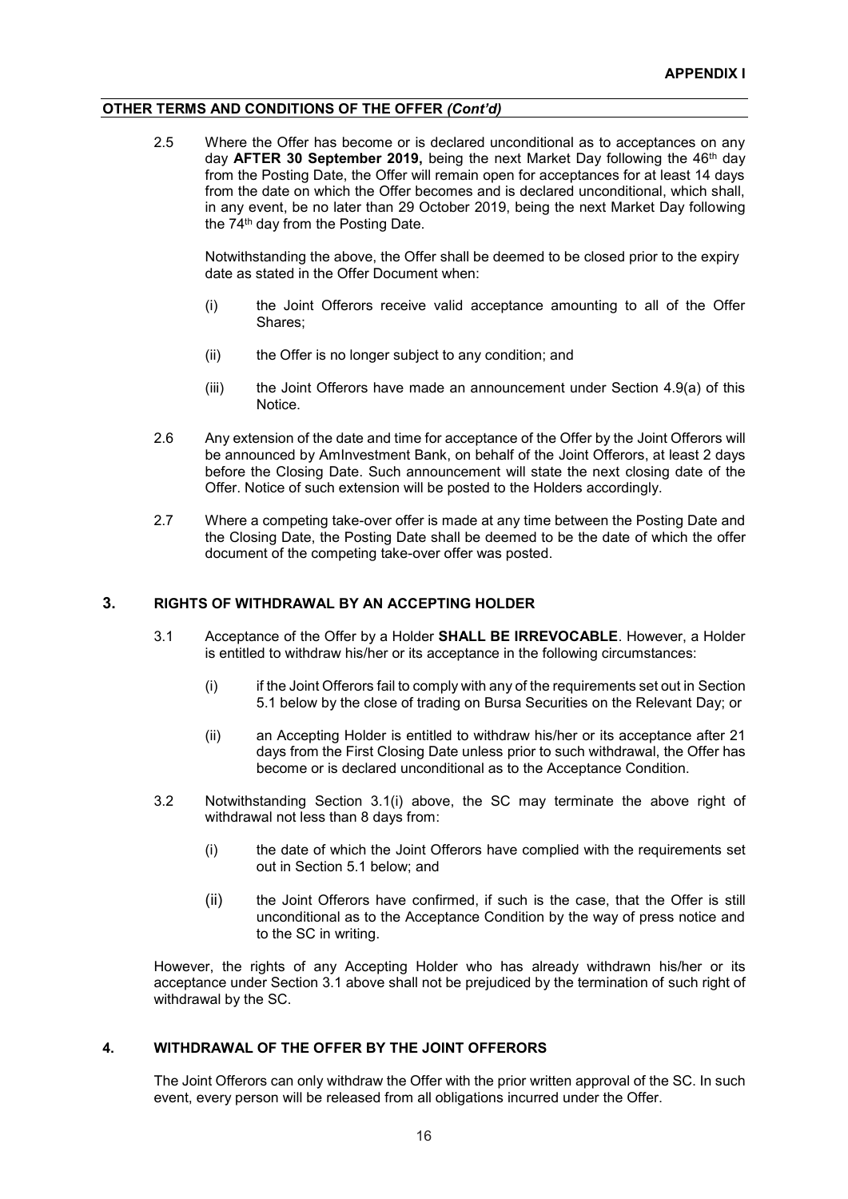**APPENDIX I**

**OTHER TERMS AND CONDITIONS OF THE OFFER *(Cont'd)***

2.5 Where the Offer has become or is declared unconditional as to acceptances on any day **AFTER 30 September 2019,** being the next Market Day following the 46th day from the Posting Date, the Offer will remain open for acceptances for at least 14 days from the date on which the Offer becomes and is declared unconditional, which shall, in any event, be no later than 29 October 2019, being the next Market Day following the 74th day from the Posting Date.

Notwithstanding the above, the Offer shall be deemed to be closed prior to the expiry date as stated in the Offer Document when:

(i) the Joint Offerors receive valid acceptance amounting to all of the Offer Shares;

(ii) the Offer is no longer subject to any condition; and

(iii) the Joint Offerors have made an announcement under Section 4.9(a) of this Notice.

2.6 Any extension of the date and time for acceptance of the Offer by the Joint Offerors will be announced by AmInvestment Bank, on behalf of the Joint Offerors, at least 2 days before the Closing Date. Such announcement will state the next closing date of the Offer. Notice of such extension will be posted to the Holders accordingly.

2.7 Where a competing take-over offer is made at any time between the Posting Date and the Closing Date, the Posting Date shall be deemed to be the date of which the offer document of the competing take-over offer was posted.

## 3. RIGHTS OF WITHDRAWAL BY AN ACCEPTING HOLDER

3.1 Acceptance of the Offer by a Holder **SHALL BE IRREVOCABLE**. However, a Holder is entitled to withdraw his/her or its acceptance in the following circumstances:

(i) if the Joint Offerors fail to comply with any of the requirements set out in Section 5.1 below by the close of trading on Bursa Securities on the Relevant Day; or

(ii) an Accepting Holder is entitled to withdraw his/her or its acceptance after 21 days from the First Closing Date unless prior to such withdrawal, the Offer has become or is declared unconditional as to the Acceptance Condition.

3.2 Notwithstanding Section 3.1(i) above, the SC may terminate the above right of withdrawal not less than 8 days from:

(i) the date of which the Joint Offerors have complied with the requirements set out in Section 5.1 below; and

(ii) the Joint Offerors have confirmed, if such is the case, that the Offer is still unconditional as to the Acceptance Condition by the way of press notice and to the SC in writing.

However, the rights of any Accepting Holder who has already withdrawn his/her or its acceptance under Section 3.1 above shall not be prejudiced by the termination of such right of withdrawal by the SC.

## 4. WITHDRAWAL OF THE OFFER BY THE JOINT OFFERORS

The Joint Offerors can only withdraw the Offer with the prior written approval of the SC. In such event, every person will be released from all obligations incurred under the Offer.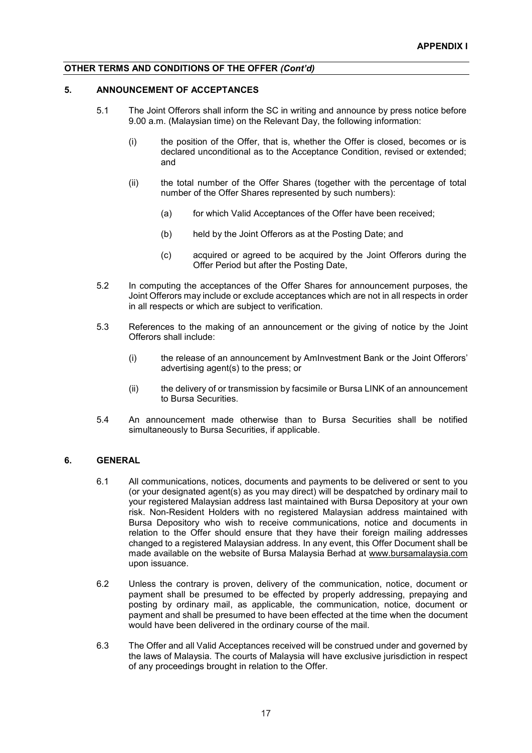**APPENDIX I**

**OTHER TERMS AND CONDITIONS OF THE OFFER *(Cont'd)***

## 5. ANNOUNCEMENT OF ACCEPTANCES

5.1 The Joint Offerors shall inform the SC in writing and announce by press notice before 9.00 a.m. (Malaysian time) on the Relevant Day, the following information:

(i) the position of the Offer, that is, whether the Offer is closed, becomes or is declared unconditional as to the Acceptance Condition, revised or extended; and

(ii) the total number of the Offer Shares (together with the percentage of total number of the Offer Shares represented by such numbers):

(a) for which Valid Acceptances of the Offer have been received;

(b) held by the Joint Offerors as at the Posting Date; and

(c) acquired or agreed to be acquired by the Joint Offerors during the Offer Period but after the Posting Date,

5.2 In computing the acceptances of the Offer Shares for announcement purposes, the Joint Offerors may include or exclude acceptances which are not in all respects in order in all respects or which are subject to verification.

5.3 References to the making of an announcement or the giving of notice by the Joint Offerors shall include:

(i) the release of an announcement by AmInvestment Bank or the Joint Offerors' advertising agent(s) to the press; or

(ii) the delivery of or transmission by facsimile or Bursa LINK of an announcement to Bursa Securities.

5.4 An announcement made otherwise than to Bursa Securities shall be notified simultaneously to Bursa Securities, if applicable.

## 6. GENERAL

6.1 All communications, notices, documents and payments to be delivered or sent to you (or your designated agent(s) as you may direct) will be despatched by ordinary mail to your registered Malaysian address last maintained with Bursa Depository at your own risk. Non-Resident Holders with no registered Malaysian address maintained with Bursa Depository who wish to receive communications, notice and documents in relation to the Offer should ensure that they have their foreign mailing addresses changed to a registered Malaysian address. In any event, this Offer Document shall be made available on the website of Bursa Malaysia Berhad at www.bursamalaysia.com upon issuance.

6.2 Unless the contrary is proven, delivery of the communication, notice, document or payment shall be presumed to be effected by properly addressing, prepaying and posting by ordinary mail, as applicable, the communication, notice, document or payment and shall be presumed to have been effected at the time when the document would have been delivered in the ordinary course of the mail.

6.3 The Offer and all Valid Acceptances received will be construed under and governed by the laws of Malaysia. The courts of Malaysia will have exclusive jurisdiction in respect of any proceedings brought in relation to the Offer.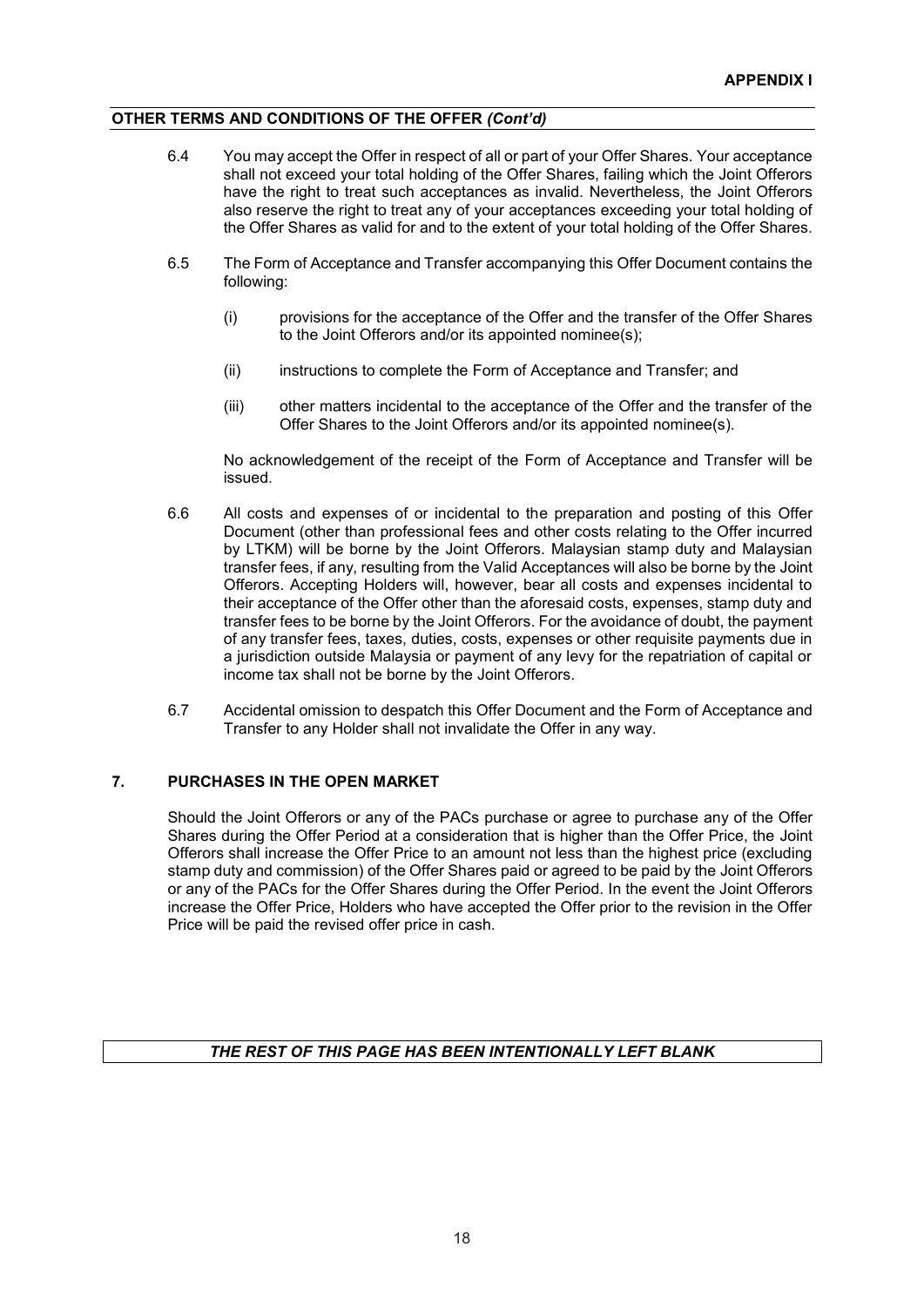**OTHER TERMS AND CONDITIONS OF THE OFFER *(Cont'd)***

6.4 You may accept the Offer in respect of all or part of your Offer Shares. Your acceptance shall not exceed your total holding of the Offer Shares, failing which the Joint Offerors have the right to treat such acceptances as invalid. Nevertheless, the Joint Offerors also reserve the right to treat any of your acceptances exceeding your total holding of the Offer Shares as valid for and to the extent of your total holding of the Offer Shares.

6.5 The Form of Acceptance and Transfer accompanying this Offer Document contains the following:

(i) provisions for the acceptance of the Offer and the transfer of the Offer Shares to the Joint Offerors and/or its appointed nominee(s);

(ii) instructions to complete the Form of Acceptance and Transfer; and

(iii) other matters incidental to the acceptance of the Offer and the transfer of the Offer Shares to the Joint Offerors and/or its appointed nominee(s).

No acknowledgement of the receipt of the Form of Acceptance and Transfer will be issued.

6.6 All costs and expenses of or incidental to the preparation and posting of this Offer Document (other than professional fees and other costs relating to the Offer incurred by LTKM) will be borne by the Joint Offerors. Malaysian stamp duty and Malaysian transfer fees, if any, resulting from the Valid Acceptances will also be borne by the Joint Offerors. Accepting Holders will, however, bear all costs and expenses incidental to their acceptance of the Offer other than the aforesaid costs, expenses, stamp duty and transfer fees to be borne by the Joint Offerors. For the avoidance of doubt, the payment of any transfer fees, taxes, duties, costs, expenses or other requisite payments due in a jurisdiction outside Malaysia or payment of any levy for the repatriation of capital or income tax shall not be borne by the Joint Offerors.

6.7 Accidental omission to despatch this Offer Document and the Form of Acceptance and Transfer to any Holder shall not invalidate the Offer in any way.

## 7. PURCHASES IN THE OPEN MARKET

Should the Joint Offerors or any of the PACs purchase or agree to purchase any of the Offer Shares during the Offer Period at a consideration that is higher than the Offer Price, the Joint Offerors shall increase the Offer Price to an amount not less than the highest price (excluding stamp duty and commission) of the Offer Shares paid or agreed to be paid by the Joint Offerors or any of the PACs for the Offer Shares during the Offer Period. In the event the Joint Offerors increase the Offer Price, Holders who have accepted the Offer prior to the revision in the Offer Price will be paid the revised offer price in cash.

***THE REST OF THIS PAGE HAS BEEN INTENTIONALLY LEFT BLANK***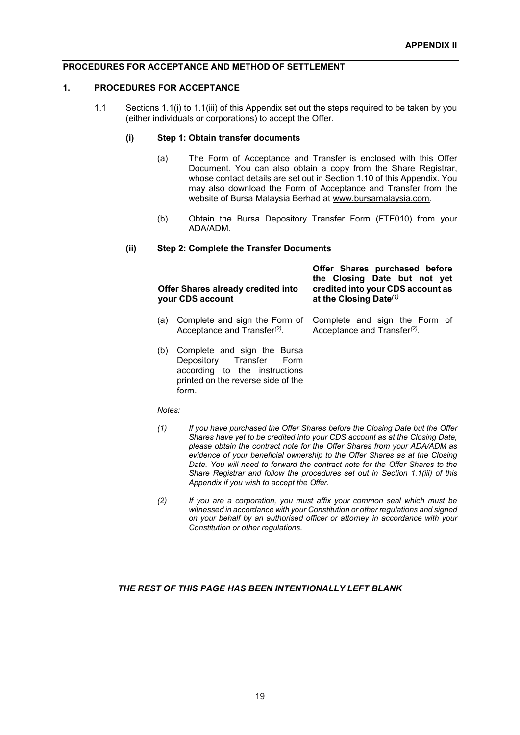**APPENDIX II**

## PROCEDURES FOR ACCEPTANCE AND METHOD OF SETTLEMENT

### 1. PROCEDURES FOR ACCEPTANCE

1.1 Sections 1.1(i) to 1.1(iii) of this Appendix set out the steps required to be taken by you (either individuals or corporations) to accept the Offer.

**(i) Step 1: Obtain transfer documents**

(a) The Form of Acceptance and Transfer is enclosed with this Offer Document. You can also obtain a copy from the Share Registrar, whose contact details are set out in Section 1.10 of this Appendix. You may also download the Form of Acceptance and Transfer from the website of Bursa Malaysia Berhad at www.bursamalaysia.com.

(b) Obtain the Bursa Depository Transfer Form (FTF010) from your ADA/ADM.

**(ii) Step 2: Complete the Transfer Documents**

| | **Offer Shares already credited into your CDS account** | **Offer Shares purchased before the Closing Date but not yet credited into your CDS account as at the Closing Date*[(1)]*** |
|---|---|---|
| (a) | Complete and sign the Form of Acceptance and Transfer[(2)]. | Complete and sign the Form of Acceptance and Transfer[(2)]. |
| (b) | Complete and sign the Bursa Depository Transfer Form according to the instructions printed on the reverse side of the form. | |

*Notes:*

*(1) If you have purchased the Offer Shares before the Closing Date but the Offer Shares have yet to be credited into your CDS account as at the Closing Date, please obtain the contract note for the Offer Shares from your ADA/ADM as evidence of your beneficial ownership to the Offer Shares as at the Closing Date. You will need to forward the contract note for the Offer Shares to the Share Registrar and follow the procedures set out in Section 1.1(iii) of this Appendix if you wish to accept the Offer.*

*(2) If you are a corporation, you must affix your common seal which must be witnessed in accordance with your Constitution or other regulations and signed on your behalf by an authorised officer or attorney in accordance with your Constitution or other regulations.*

***THE REST OF THIS PAGE HAS BEEN INTENTIONALLY LEFT BLANK***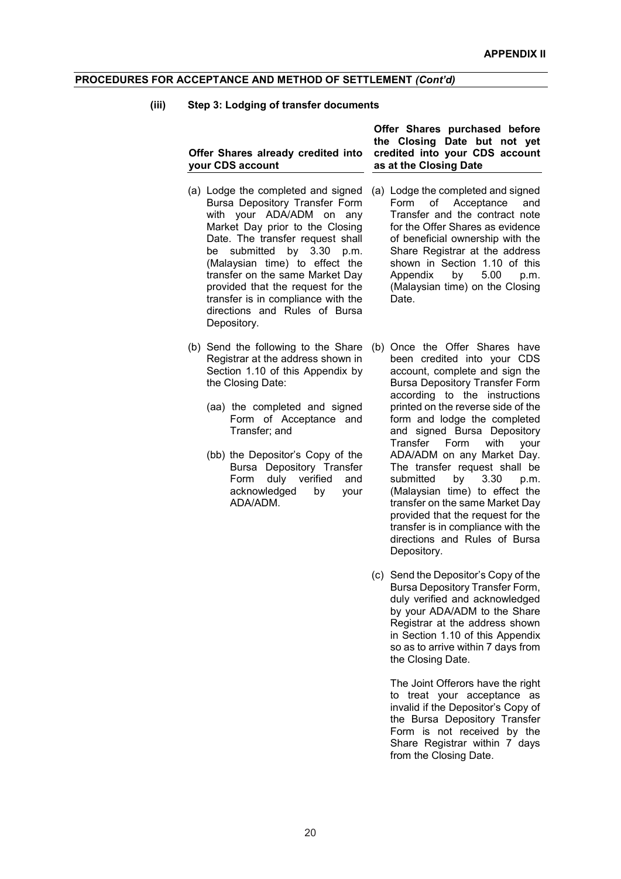**PROCEDURES FOR ACCEPTANCE AND METHOD OF SETTLEMENT *(Cont'd)***

**(iii) Step 3: Lodging of transfer documents**

| **Offer Shares already credited into your CDS account** | **Offer Shares purchased before the Closing Date but not yet credited into your CDS account as at the Closing Date** |
|---|---|
| (a) Lodge the completed and signed Bursa Depository Transfer Form with your ADA/ADM on any Market Day prior to the Closing Date. The transfer request shall be submitted by 3.30 p.m. (Malaysian time) to effect the transfer on the same Market Day provided that the request for the transfer is in compliance with the directions and Rules of Bursa Depository. | (a) Lodge the completed and signed Form of Acceptance and Transfer and the contract note for the Offer Shares as evidence of beneficial ownership with the Share Registrar at the address shown in Section 1.10 of this Appendix by 5.00 p.m. (Malaysian time) on the Closing Date. |
| (b) Send the following to the Share Registrar at the address shown in Section 1.10 of this Appendix by the Closing Date:<br><br>(aa) the completed and signed Form of Acceptance and Transfer; and<br><br>(bb) the Depositor's Copy of the Bursa Depository Transfer Form duly verified and acknowledged by your ADA/ADM. | (b) Once the Offer Shares have been credited into your CDS account, complete and sign the Bursa Depository Transfer Form according to the instructions printed on the reverse side of the form and lodge the completed and signed Bursa Depository Transfer Form with your ADA/ADM on any Market Day. The transfer request shall be submitted by 3.30 p.m. (Malaysian time) to effect the transfer on the same Market Day provided that the request for the transfer is in compliance with the directions and Rules of Bursa Depository. |
| | (c) Send the Depositor's Copy of the Bursa Depository Transfer Form, duly verified and acknowledged by your ADA/ADM to the Share Registrar at the address shown in Section 1.10 of this Appendix so as to arrive within 7 days from the Closing Date.<br><br>The Joint Offerors have the right to treat your acceptance as invalid if the Depositor's Copy of the Bursa Depository Transfer Form is not received by the Share Registrar within 7 days from the Closing Date. |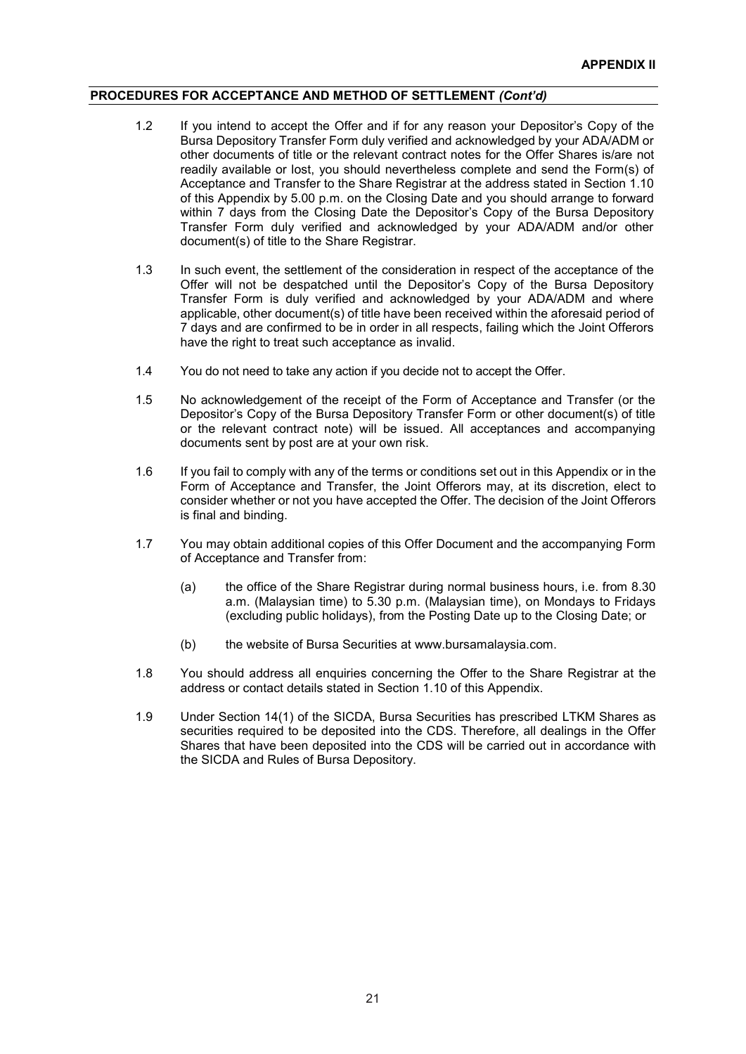**APPENDIX II**

**PROCEDURES FOR ACCEPTANCE AND METHOD OF SETTLEMENT *(Cont'd)***

1.2 If you intend to accept the Offer and if for any reason your Depositor's Copy of the Bursa Depository Transfer Form duly verified and acknowledged by your ADA/ADM or other documents of title or the relevant contract notes for the Offer Shares is/are not readily available or lost, you should nevertheless complete and send the Form(s) of Acceptance and Transfer to the Share Registrar at the address stated in Section 1.10 of this Appendix by 5.00 p.m. on the Closing Date and you should arrange to forward within 7 days from the Closing Date the Depositor's Copy of the Bursa Depository Transfer Form duly verified and acknowledged by your ADA/ADM and/or other document(s) of title to the Share Registrar.

1.3 In such event, the settlement of the consideration in respect of the acceptance of the Offer will not be despatched until the Depositor's Copy of the Bursa Depository Transfer Form is duly verified and acknowledged by your ADA/ADM and where applicable, other document(s) of title have been received within the aforesaid period of 7 days and are confirmed to be in order in all respects, failing which the Joint Offerors have the right to treat such acceptance as invalid.

1.4 You do not need to take any action if you decide not to accept the Offer.

1.5 No acknowledgement of the receipt of the Form of Acceptance and Transfer (or the Depositor's Copy of the Bursa Depository Transfer Form or other document(s) of title or the relevant contract note) will be issued. All acceptances and accompanying documents sent by post are at your own risk.

1.6 If you fail to comply with any of the terms or conditions set out in this Appendix or in the Form of Acceptance and Transfer, the Joint Offerors may, at its discretion, elect to consider whether or not you have accepted the Offer. The decision of the Joint Offerors is final and binding.

1.7 You may obtain additional copies of this Offer Document and the accompanying Form of Acceptance and Transfer from:

(a) the office of the Share Registrar during normal business hours, i.e. from 8.30 a.m. (Malaysian time) to 5.30 p.m. (Malaysian time), on Mondays to Fridays (excluding public holidays), from the Posting Date up to the Closing Date; or

(b) the website of Bursa Securities at www.bursamalaysia.com.

1.8 You should address all enquiries concerning the Offer to the Share Registrar at the address or contact details stated in Section 1.10 of this Appendix.

1.9 Under Section 14(1) of the SICDA, Bursa Securities has prescribed LTKM Shares as securities required to be deposited into the CDS. Therefore, all dealings in the Offer Shares that have been deposited into the CDS will be carried out in accordance with the SICDA and Rules of Bursa Depository.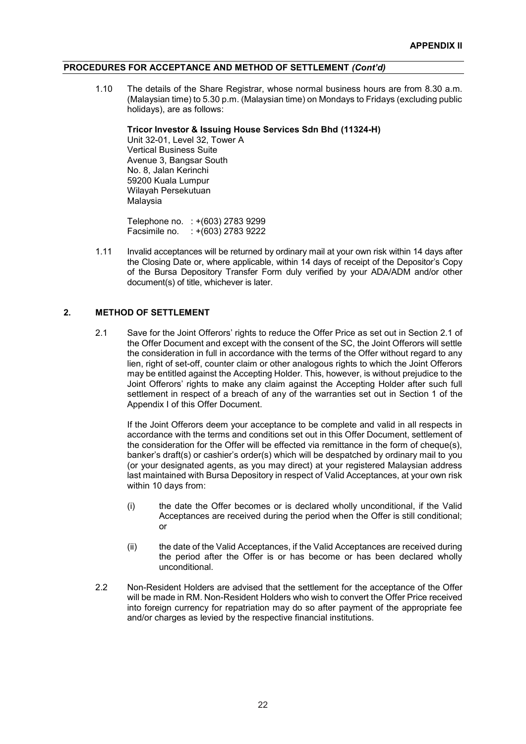**APPENDIX II**

**PROCEDURES FOR ACCEPTANCE AND METHOD OF SETTLEMENT *(Cont'd)***

1.10 The details of the Share Registrar, whose normal business hours are from 8.30 a.m. (Malaysian time) to 5.30 p.m. (Malaysian time) on Mondays to Fridays (excluding public holidays), are as follows:

**Tricor Investor & Issuing House Services Sdn Bhd (11324-H)**
Unit 32-01, Level 32, Tower A
Vertical Business Suite
Avenue 3, Bangsar South
No. 8, Jalan Kerinchi
59200 Kuala Lumpur
Wilayah Persekutuan
Malaysia

Telephone no. : +(603) 2783 9299
Facsimile no. : +(603) 2783 9222

1.11 Invalid acceptances will be returned by ordinary mail at your own risk within 14 days after the Closing Date or, where applicable, within 14 days of receipt of the Depositor's Copy of the Bursa Depository Transfer Form duly verified by your ADA/ADM and/or other document(s) of title, whichever is later.

## 2. METHOD OF SETTLEMENT

2.1 Save for the Joint Offerors' rights to reduce the Offer Price as set out in Section 2.1 of the Offer Document and except with the consent of the SC, the Joint Offerors will settle the consideration in full in accordance with the terms of the Offer without regard to any lien, right of set-off, counter claim or other analogous rights to which the Joint Offerors may be entitled against the Accepting Holder. This, however, is without prejudice to the Joint Offerors' rights to make any claim against the Accepting Holder after such full settlement in respect of a breach of any of the warranties set out in Section 1 of the Appendix I of this Offer Document.

If the Joint Offerors deem your acceptance to be complete and valid in all respects in accordance with the terms and conditions set out in this Offer Document, settlement of the consideration for the Offer will be effected via remittance in the form of cheque(s), banker's draft(s) or cashier's order(s) which will be despatched by ordinary mail to you (or your designated agents, as you may direct) at your registered Malaysian address last maintained with Bursa Depository in respect of Valid Acceptances, at your own risk within 10 days from:

(i) the date the Offer becomes or is declared wholly unconditional, if the Valid Acceptances are received during the period when the Offer is still conditional; or

(ii) the date of the Valid Acceptances, if the Valid Acceptances are received during the period after the Offer is or has become or has been declared wholly unconditional.

2.2 Non-Resident Holders are advised that the settlement for the acceptance of the Offer will be made in RM. Non-Resident Holders who wish to convert the Offer Price received into foreign currency for repatriation may do so after payment of the appropriate fee and/or charges as levied by the respective financial institutions.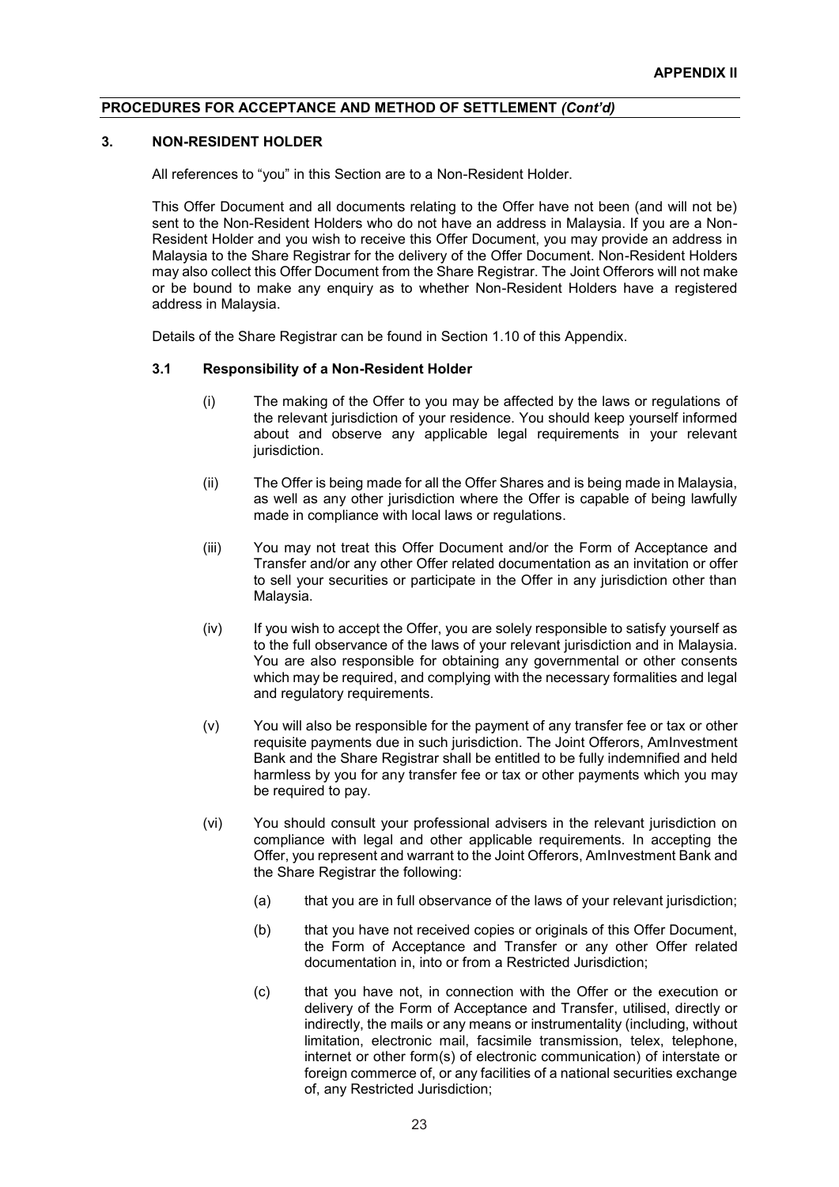**APPENDIX II**

**PROCEDURES FOR ACCEPTANCE AND METHOD OF SETTLEMENT *(Cont'd)***

## 3. NON-RESIDENT HOLDER

All references to "you" in this Section are to a Non-Resident Holder.

This Offer Document and all documents relating to the Offer have not been (and will not be) sent to the Non-Resident Holders who do not have an address in Malaysia. If you are a Non-Resident Holder and you wish to receive this Offer Document, you may provide an address in Malaysia to the Share Registrar for the delivery of the Offer Document. Non-Resident Holders may also collect this Offer Document from the Share Registrar. The Joint Offerors will not make or be bound to make any enquiry as to whether Non-Resident Holders have a registered address in Malaysia.

Details of the Share Registrar can be found in Section 1.10 of this Appendix.

### 3.1 Responsibility of a Non-Resident Holder

(i) The making of the Offer to you may be affected by the laws or regulations of the relevant jurisdiction of your residence. You should keep yourself informed about and observe any applicable legal requirements in your relevant jurisdiction.

(ii) The Offer is being made for all the Offer Shares and is being made in Malaysia, as well as any other jurisdiction where the Offer is capable of being lawfully made in compliance with local laws or regulations.

(iii) You may not treat this Offer Document and/or the Form of Acceptance and Transfer and/or any other Offer related documentation as an invitation or offer to sell your securities or participate in the Offer in any jurisdiction other than Malaysia.

(iv) If you wish to accept the Offer, you are solely responsible to satisfy yourself as to the full observance of the laws of your relevant jurisdiction and in Malaysia. You are also responsible for obtaining any governmental or other consents which may be required, and complying with the necessary formalities and legal and regulatory requirements.

(v) You will also be responsible for the payment of any transfer fee or tax or other requisite payments due in such jurisdiction. The Joint Offerors, AmInvestment Bank and the Share Registrar shall be entitled to be fully indemnified and held harmless by you for any transfer fee or tax or other payments which you may be required to pay.

(vi) You should consult your professional advisers in the relevant jurisdiction on compliance with legal and other applicable requirements. In accepting the Offer, you represent and warrant to the Joint Offerors, AmInvestment Bank and the Share Registrar the following:

   (a) that you are in full observance of the laws of your relevant jurisdiction;

   (b) that you have not received copies or originals of this Offer Document, the Form of Acceptance and Transfer or any other Offer related documentation in, into or from a Restricted Jurisdiction;

   (c) that you have not, in connection with the Offer or the execution or delivery of the Form of Acceptance and Transfer, utilised, directly or indirectly, the mails or any means or instrumentality (including, without limitation, electronic mail, facsimile transmission, telex, telephone, internet or other form(s) of electronic communication) of interstate or foreign commerce of, or any facilities of a national securities exchange of, any Restricted Jurisdiction;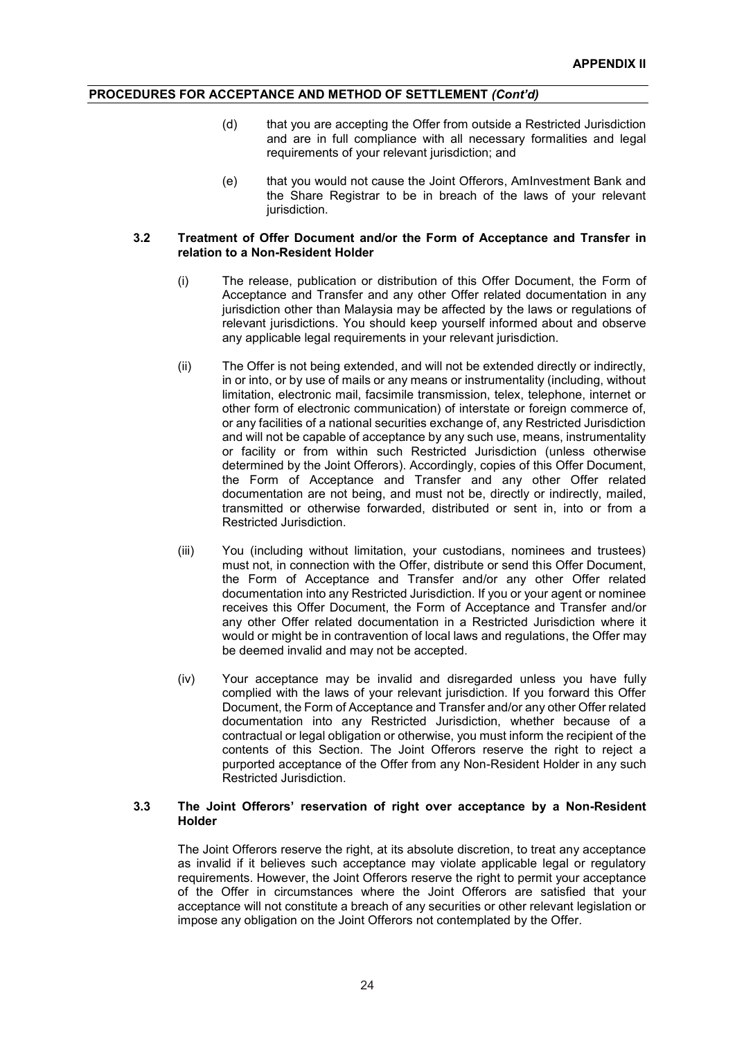(d) that you are accepting the Offer from outside a Restricted Jurisdiction and are in full compliance with all necessary formalities and legal requirements of your relevant jurisdiction; and

(e) that you would not cause the Joint Offerors, AmInvestment Bank and the Share Registrar to be in breach of the laws of your relevant jurisdiction.

### 3.2 Treatment of Offer Document and/or the Form of Acceptance and Transfer in relation to a Non-Resident Holder

(i) The release, publication or distribution of this Offer Document, the Form of Acceptance and Transfer and any other Offer related documentation in any jurisdiction other than Malaysia may be affected by the laws or regulations of relevant jurisdictions. You should keep yourself informed about and observe any applicable legal requirements in your relevant jurisdiction.

(ii) The Offer is not being extended, and will not be extended directly or indirectly, in or into, or by use of mails or any means or instrumentality (including, without limitation, electronic mail, facsimile transmission, telex, telephone, internet or other form of electronic communication) of interstate or foreign commerce of, or any facilities of a national securities exchange of, any Restricted Jurisdiction and will not be capable of acceptance by any such use, means, instrumentality or facility or from within such Restricted Jurisdiction (unless otherwise determined by the Joint Offerors). Accordingly, copies of this Offer Document, the Form of Acceptance and Transfer and any other Offer related documentation are not being, and must not be, directly or indirectly, mailed, transmitted or otherwise forwarded, distributed or sent in, into or from a Restricted Jurisdiction.

(iii) You (including without limitation, your custodians, nominees and trustees) must not, in connection with the Offer, distribute or send this Offer Document, the Form of Acceptance and Transfer and/or any other Offer related documentation into any Restricted Jurisdiction. If you or your agent or nominee receives this Offer Document, the Form of Acceptance and Transfer and/or any other Offer related documentation in a Restricted Jurisdiction where it would or might be in contravention of local laws and regulations, the Offer may be deemed invalid and may not be accepted.

(iv) Your acceptance may be invalid and disregarded unless you have fully complied with the laws of your relevant jurisdiction. If you forward this Offer Document, the Form of Acceptance and Transfer and/or any other Offer related documentation into any Restricted Jurisdiction, whether because of a contractual or legal obligation or otherwise, you must inform the recipient of the contents of this Section. The Joint Offerors reserve the right to reject a purported acceptance of the Offer from any Non-Resident Holder in any such Restricted Jurisdiction.

### 3.3 The Joint Offerors' reservation of right over acceptance by a Non-Resident Holder

The Joint Offerors reserve the right, at its absolute discretion, to treat any acceptance as invalid if it believes such acceptance may violate applicable legal or regulatory requirements. However, the Joint Offerors reserve the right to permit your acceptance of the Offer in circumstances where the Joint Offerors are satisfied that your acceptance will not constitute a breach of any securities or other relevant legislation or impose any obligation on the Joint Offerors not contemplated by the Offer.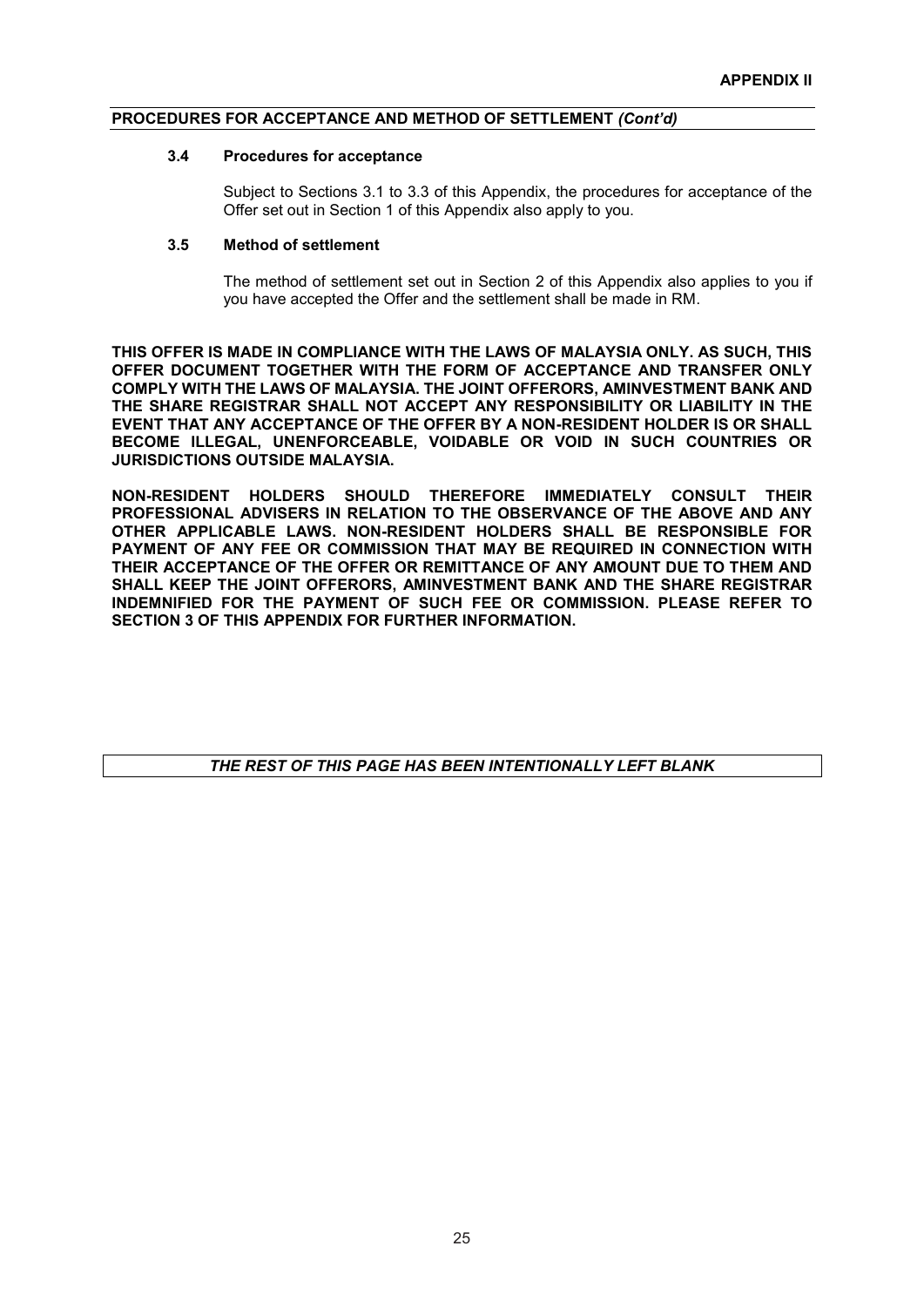**PROCEDURES FOR ACCEPTANCE AND METHOD OF SETTLEMENT *(Cont'd)***

### 3.4 Procedures for acceptance

Subject to Sections 3.1 to 3.3 of this Appendix, the procedures for acceptance of the Offer set out in Section 1 of this Appendix also apply to you.

### 3.5 Method of settlement

The method of settlement set out in Section 2 of this Appendix also applies to you if you have accepted the Offer and the settlement shall be made in RM.

**THIS OFFER IS MADE IN COMPLIANCE WITH THE LAWS OF MALAYSIA ONLY. AS SUCH, THIS OFFER DOCUMENT TOGETHER WITH THE FORM OF ACCEPTANCE AND TRANSFER ONLY COMPLY WITH THE LAWS OF MALAYSIA. THE JOINT OFFERORS, AMINVESTMENT BANK AND THE SHARE REGISTRAR SHALL NOT ACCEPT ANY RESPONSIBILITY OR LIABILITY IN THE EVENT THAT ANY ACCEPTANCE OF THE OFFER BY A NON-RESIDENT HOLDER IS OR SHALL BECOME ILLEGAL, UNENFORCEABLE, VOIDABLE OR VOID IN SUCH COUNTRIES OR JURISDICTIONS OUTSIDE MALAYSIA.**

**NON-RESIDENT HOLDERS SHOULD THEREFORE IMMEDIATELY CONSULT THEIR PROFESSIONAL ADVISERS IN RELATION TO THE OBSERVANCE OF THE ABOVE AND ANY OTHER APPLICABLE LAWS. NON-RESIDENT HOLDERS SHALL BE RESPONSIBLE FOR PAYMENT OF ANY FEE OR COMMISSION THAT MAY BE REQUIRED IN CONNECTION WITH THEIR ACCEPTANCE OF THE OFFER OR REMITTANCE OF ANY AMOUNT DUE TO THEM AND SHALL KEEP THE JOINT OFFERORS, AMINVESTMENT BANK AND THE SHARE REGISTRAR INDEMNIFIED FOR THE PAYMENT OF SUCH FEE OR COMMISSION. PLEASE REFER TO SECTION 3 OF THIS APPENDIX FOR FURTHER INFORMATION.**

***THE REST OF THIS PAGE HAS BEEN INTENTIONALLY LEFT BLANK***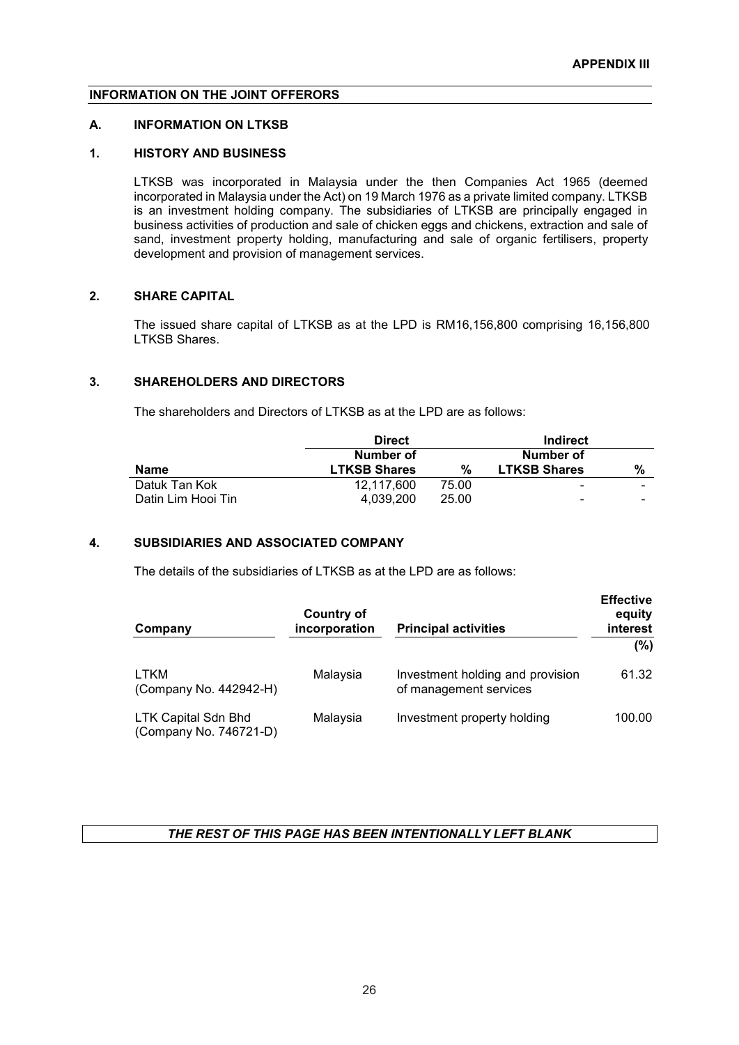**APPENDIX III**

## INFORMATION ON THE JOINT OFFERORS

### A. INFORMATION ON LTKSB

### 1. HISTORY AND BUSINESS

LTKSB was incorporated in Malaysia under the then Companies Act 1965 (deemed incorporated in Malaysia under the Act) on 19 March 1976 as a private limited company. LTKSB is an investment holding company. The subsidiaries of LTKSB are principally engaged in business activities of production and sale of chicken eggs and chickens, extraction and sale of sand, investment property holding, manufacturing and sale of organic fertilisers, property development and provision of management services.

### 2. SHARE CAPITAL

The issued share capital of LTKSB as at the LPD is RM16,156,800 comprising 16,156,800 LTKSB Shares.

### 3. SHAREHOLDERS AND DIRECTORS

The shareholders and Directors of LTKSB as at the LPD are as follows:

| | Direct | | Indirect | |
|---|---|---|---|---|
| **Name** | **Number of LTKSB Shares** | **%** | **Number of LTKSB Shares** | **%** |
| Datuk Tan Kok | 12,117,600 | 75.00 | - | - |
| Datin Lim Hooi Tin | 4,039,200 | 25.00 | - | - |

### 4. SUBSIDIARIES AND ASSOCIATED COMPANY

The details of the subsidiaries of LTKSB as at the LPD are as follows:

| Company | Country of incorporation | Principal activities | Effective equity interest (%) |
|---|---|---|---|
| LTKM (Company No. 442942-H) | Malaysia | Investment holding and provision of management services | 61.32 |
| LTK Capital Sdn Bhd (Company No. 746721-D) | Malaysia | Investment property holding | 100.00 |

***THE REST OF THIS PAGE HAS BEEN INTENTIONALLY LEFT BLANK***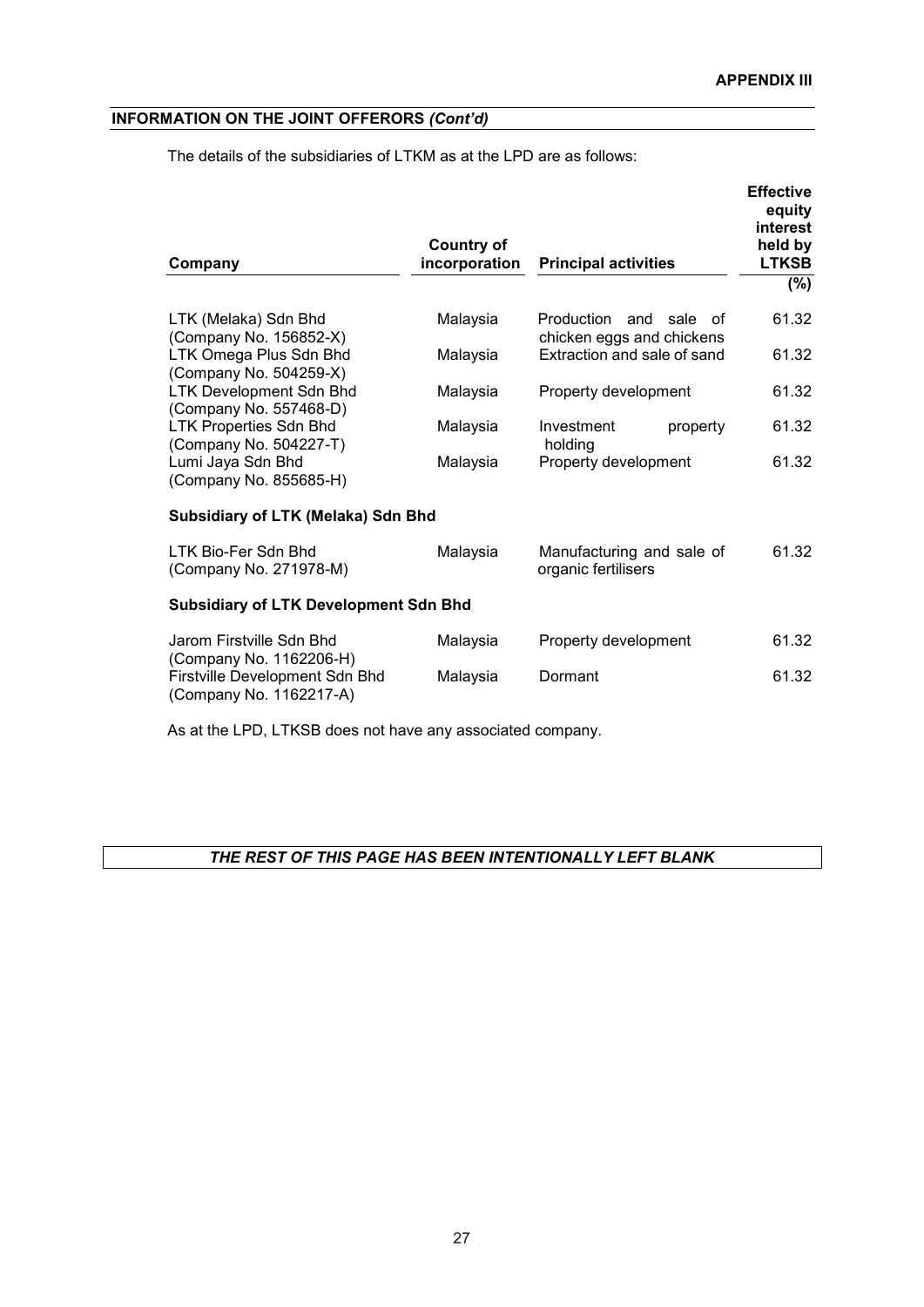**APPENDIX III**

**INFORMATION ON THE JOINT OFFERORS *(Cont'd)***

The details of the subsidiaries of LTKM as at the LPD are as follows:

| Company | Country of incorporation | Principal activities | Effective equity interest held by LTKSB (%) |
|---|---|---|---|
| LTK (Melaka) Sdn Bhd (Company No. 156852-X) | Malaysia | Production and sale of chicken eggs and chickens | 61.32 |
| LTK Omega Plus Sdn Bhd (Company No. 504259-X) | Malaysia | Extraction and sale of sand | 61.32 |
| LTK Development Sdn Bhd (Company No. 557468-D) | Malaysia | Property development | 61.32 |
| LTK Properties Sdn Bhd (Company No. 504227-T) | Malaysia | Investment property holding | 61.32 |
| Lumi Jaya Sdn Bhd (Company No. 855685-H) | Malaysia | Property development | 61.32 |
| **Subsidiary of LTK (Melaka) Sdn Bhd** | | | |
| LTK Bio-Fer Sdn Bhd (Company No. 271978-M) | Malaysia | Manufacturing and sale of organic fertilisers | 61.32 |
| **Subsidiary of LTK Development Sdn Bhd** | | | |
| Jarom Firstville Sdn Bhd (Company No. 1162206-H) | Malaysia | Property development | 61.32 |
| Firstville Development Sdn Bhd (Company No. 1162217-A) | Malaysia | Dormant | 61.32 |

As at the LPD, LTKSB does not have any associated company.

***THE REST OF THIS PAGE HAS BEEN INTENTIONALLY LEFT BLANK***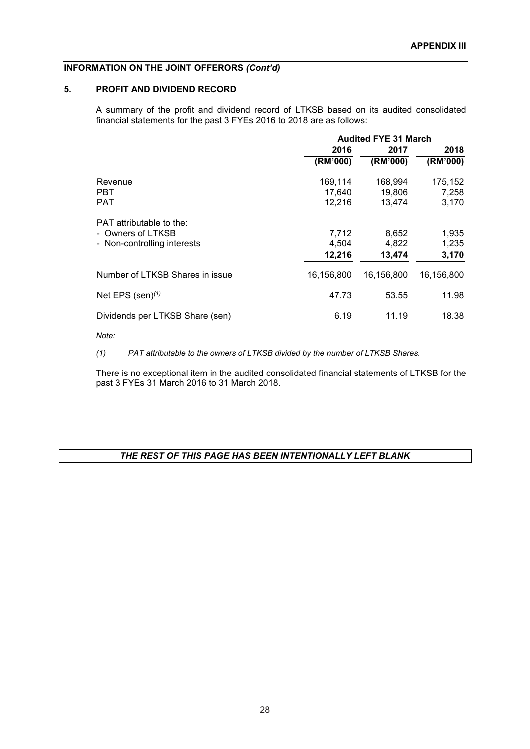**APPENDIX III**

**INFORMATION ON THE JOINT OFFERORS *(Cont'd)***

## 5. PROFIT AND DIVIDEND RECORD

A summary of the profit and dividend record of LTKSB based on its audited consolidated financial statements for the past 3 FYEs 2016 to 2018 are as follows:

| | Audited FYE 31 March | | |
|---|---|---|---|
| | 2016 | 2017 | 2018 |
| | (RM'000) | (RM'000) | (RM'000) |
| Revenue | 169,114 | 168,994 | 175,152 |
| PBT | 17,640 | 19,806 | 7,258 |
| PAT | 12,216 | 13,474 | 3,170 |
| PAT attributable to the: | | | |
| - Owners of LTKSB | 7,712 | 8,652 | 1,935 |
| - Non-controlling interests | 4,504 | 4,822 | 1,235 |
| | 12,216 | 13,474 | 3,170 |
| Number of LTKSB Shares in issue | 16,156,800 | 16,156,800 | 16,156,800 |
| Net EPS (sen)[(1)] | 47.73 | 53.55 | 11.98 |
| Dividends per LTKSB Share (sen) | 6.19 | 11.19 | 18.38 |

*Note:*

*(1) PAT attributable to the owners of LTKSB divided by the number of LTKSB Shares.*

There is no exceptional item in the audited consolidated financial statements of LTKSB for the past 3 FYEs 31 March 2016 to 31 March 2018.

***THE REST OF THIS PAGE HAS BEEN INTENTIONALLY LEFT BLANK***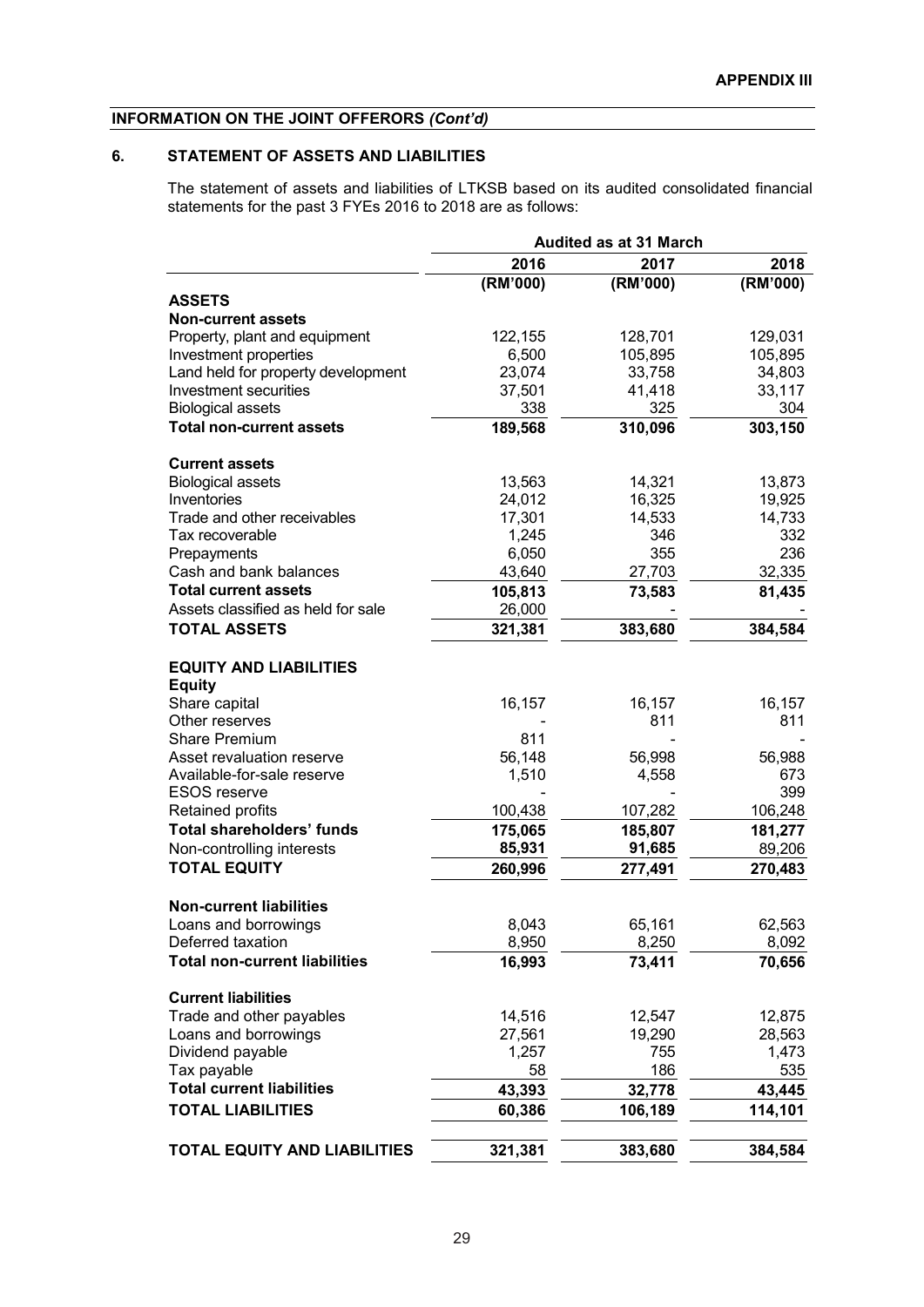**APPENDIX III**

**INFORMATION ON THE JOINT OFFERORS** ***(Cont'd)***

## 6. STATEMENT OF ASSETS AND LIABILITIES

The statement of assets and liabilities of LTKSB based on its audited consolidated financial statements for the past 3 FYEs 2016 to 2018 are as follows:

| | Audited as at 31 March | | |
|---|---|---|---|
| | **2016** | **2017** | **2018** |
| | **(RM'000)** | **(RM'000)** | **(RM'000)** |
| **ASSETS** | | | |
| **Non-current assets** | | | |
| Property, plant and equipment | 122,155 | 128,701 | 129,031 |
| Investment properties | 6,500 | 105,895 | 105,895 |
| Land held for property development | 23,074 | 33,758 | 34,803 |
| Investment securities | 37,501 | 41,418 | 33,117 |
| Biological assets | 338 | 325 | 304 |
| **Total non-current assets** | **189,568** | **310,096** | **303,150** |
| | | | |
| **Current assets** | | | |
| Biological assets | 13,563 | 14,321 | 13,873 |
| Inventories | 24,012 | 16,325 | 19,925 |
| Trade and other receivables | 17,301 | 14,533 | 14,733 |
| Tax recoverable | 1,245 | 346 | 332 |
| Prepayments | 6,050 | 355 | 236 |
| Cash and bank balances | 43,640 | 27,703 | 32,335 |
| **Total current assets** | **105,813** | **73,583** | **81,435** |
| Assets classified as held for sale | 26,000 | - | - |
| **TOTAL ASSETS** | **321,381** | **383,680** | **384,584** |
| | | | |
| **EQUITY AND LIABILITIES** | | | |
| **Equity** | | | |
| Share capital | 16,157 | 16,157 | 16,157 |
| Other reserves | - | 811 | 811 |
| Share Premium | 811 | - | - |
| Asset revaluation reserve | 56,148 | 56,998 | 56,988 |
| Available-for-sale reserve | 1,510 | 4,558 | 673 |
| ESOS reserve | - | - | 399 |
| Retained profits | 100,438 | 107,282 | 106,248 |
| **Total shareholders' funds** | **175,065** | **185,807** | **181,277** |
| Non-controlling interests | **85,931** | **91,685** | 89,206 |
| **TOTAL EQUITY** | **260,996** | **277,491** | **270,483** |
| | | | |
| **Non-current liabilities** | | | |
| Loans and borrowings | 8,043 | 65,161 | 62,563 |
| Deferred taxation | 8,950 | 8,250 | 8,092 |
| **Total non-current liabilities** | **16,993** | **73,411** | **70,656** |
| | | | |
| **Current liabilities** | | | |
| Trade and other payables | 14,516 | 12,547 | 12,875 |
| Loans and borrowings | 27,561 | 19,290 | 28,563 |
| Dividend payable | 1,257 | 755 | 1,473 |
| Tax payable | 58 | 186 | 535 |
| **Total current liabilities** | **43,393** | **32,778** | **43,445** |
| **TOTAL LIABILITIES** | **60,386** | **106,189** | **114,101** |
| | | | |
| **TOTAL EQUITY AND LIABILITIES** | **321,381** | **383,680** | **384,584** |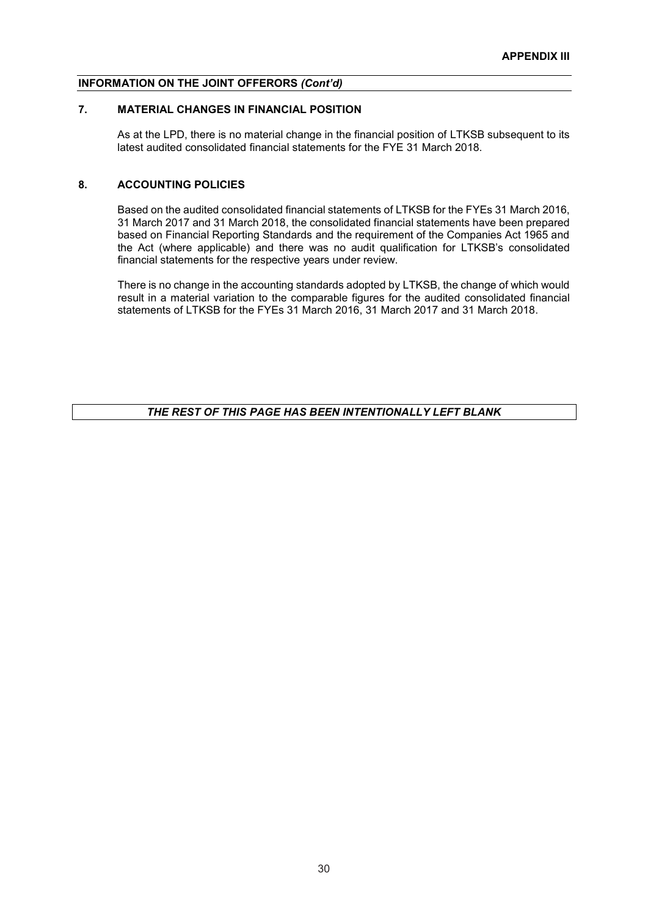## 7. MATERIAL CHANGES IN FINANCIAL POSITION

As at the LPD, there is no material change in the financial position of LTKSB subsequent to its latest audited consolidated financial statements for the FYE 31 March 2018.

## 8. ACCOUNTING POLICIES

Based on the audited consolidated financial statements of LTKSB for the FYEs 31 March 2016, 31 March 2017 and 31 March 2018, the consolidated financial statements have been prepared based on Financial Reporting Standards and the requirement of the Companies Act 1965 and the Act (where applicable) and there was no audit qualification for LTKSB's consolidated financial statements for the respective years under review.

There is no change in the accounting standards adopted by LTKSB, the change of which would result in a material variation to the comparable figures for the audited consolidated financial statements of LTKSB for the FYEs 31 March 2016, 31 March 2017 and 31 March 2018.

***THE REST OF THIS PAGE HAS BEEN INTENTIONALLY LEFT BLANK***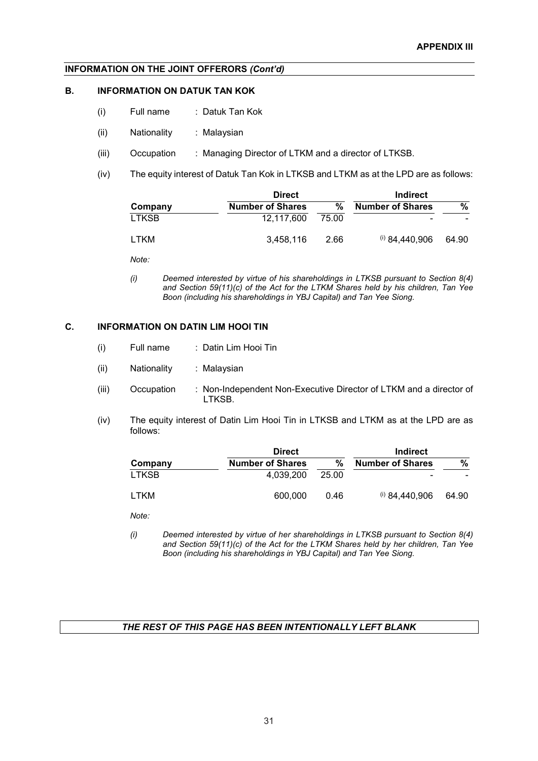**APPENDIX III**

**INFORMATION ON THE JOINT OFFERORS *(Cont'd)***

## B. INFORMATION ON DATUK TAN KOK

(i) Full name : Datuk Tan Kok

(ii) Nationality : Malaysian

(iii) Occupation : Managing Director of LTKM and a director of LTKSB.

(iv) The equity interest of Datuk Tan Kok in LTKSB and LTKM as at the LPD are as follows:

| | Direct | | Indirect | |
|---|---|---|---|---|
| **Company** | **Number of Shares** | **%** | **Number of Shares** | **%** |
| LTKSB | 12,117,600 | 75.00 | - | - |
| LTKM | 3,458,116 | 2.66 | (i) 84,440,906 | 64.90 |

*Note:*

*(i) Deemed interested by virtue of his shareholdings in LTKSB pursuant to Section 8(4) and Section 59(11)(c) of the Act for the LTKM Shares held by his children, Tan Yee Boon (including his shareholdings in YBJ Capital) and Tan Yee Siong.*

## C. INFORMATION ON DATIN LIM HOOI TIN

(i) Full name : Datin Lim Hooi Tin

(ii) Nationality : Malaysian

(iii) Occupation : Non-Independent Non-Executive Director of LTKM and a director of LTKSB.

(iv) The equity interest of Datin Lim Hooi Tin in LTKSB and LTKM as at the LPD are as follows:

| | Direct | | Indirect | |
|---|---|---|---|---|
| **Company** | **Number of Shares** | **%** | **Number of Shares** | **%** |
| LTKSB | 4,039,200 | 25.00 | - | - |
| LTKM | 600,000 | 0.46 | (i) 84,440,906 | 64.90 |

*Note:*

*(i) Deemed interested by virtue of her shareholdings in LTKSB pursuant to Section 8(4) and Section 59(11)(c) of the Act for the LTKM Shares held by her children, Tan Yee Boon (including his shareholdings in YBJ Capital) and Tan Yee Siong.*

***THE REST OF THIS PAGE HAS BEEN INTENTIONALLY LEFT BLANK***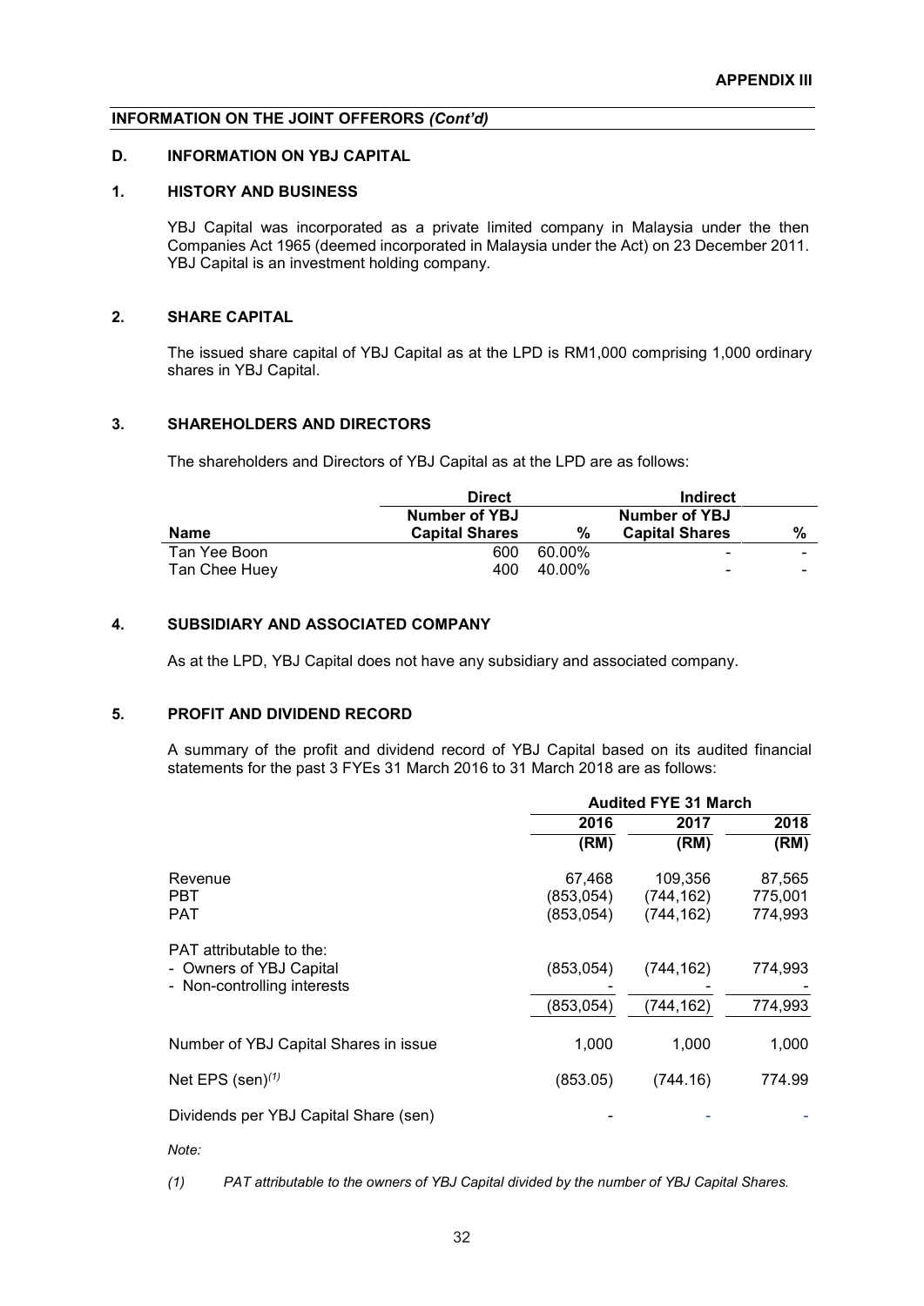**APPENDIX III**

**INFORMATION ON THE JOINT OFFERORS *(Cont'd)***

## D. INFORMATION ON YBJ CAPITAL

### 1. HISTORY AND BUSINESS

YBJ Capital was incorporated as a private limited company in Malaysia under the then Companies Act 1965 (deemed incorporated in Malaysia under the Act) on 23 December 2011. YBJ Capital is an investment holding company.

### 2. SHARE CAPITAL

The issued share capital of YBJ Capital as at the LPD is RM1,000 comprising 1,000 ordinary shares in YBJ Capital.

### 3. SHAREHOLDERS AND DIRECTORS

The shareholders and Directors of YBJ Capital as at the LPD are as follows:

| | Direct | | Indirect | |
|---|---|---|---|---|
| **Name** | **Number of YBJ Capital Shares** | **%** | **Number of YBJ Capital Shares** | **%** |
| Tan Yee Boon | 600 | 60.00% | - | - |
| Tan Chee Huey | 400 | 40.00% | - | - |

### 4. SUBSIDIARY AND ASSOCIATED COMPANY

As at the LPD, YBJ Capital does not have any subsidiary and associated company.

### 5. PROFIT AND DIVIDEND RECORD

A summary of the profit and dividend record of YBJ Capital based on its audited financial statements for the past 3 FYEs 31 March 2016 to 31 March 2018 are as follows:

| | Audited FYE 31 March | | |
|---|---|---|---|
| | **2016** | **2017** | **2018** |
| | **(RM)** | **(RM)** | **(RM)** |
| Revenue | 67,468 | 109,356 | 87,565 |
| PBT | (853,054) | (744,162) | 775,001 |
| PAT | (853,054) | (744,162) | 774,993 |
| PAT attributable to the: | | | |
| - Owners of YBJ Capital | (853,054) | (744,162) | 774,993 |
| - Non-controlling interests | - | - | - |
| | (853,054) | (744,162) | 774,993 |
| Number of YBJ Capital Shares in issue | 1,000 | 1,000 | 1,000 |
| Net EPS (sen)[(1)] | (853.05) | (744.16) | 774.99 |
| Dividends per YBJ Capital Share (sen) | - | - | - |

*Note:*

*(1) PAT attributable to the owners of YBJ Capital divided by the number of YBJ Capital Shares.*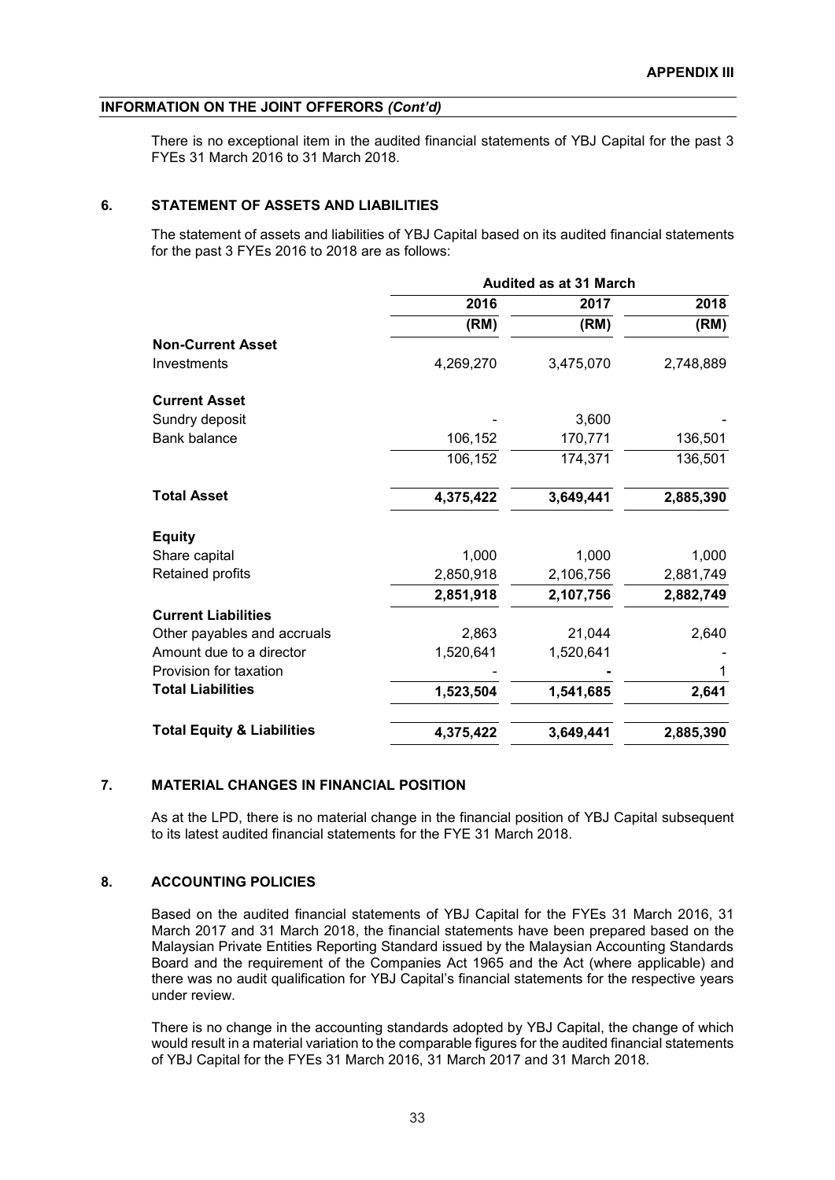**INFORMATION ON THE JOINT OFFERORS *(Cont'd)***

There is no exceptional item in the audited financial statements of YBJ Capital for the past 3 FYEs 31 March 2016 to 31 March 2018.

## 6. STATEMENT OF ASSETS AND LIABILITIES

The statement of assets and liabilities of YBJ Capital based on its audited financial statements for the past 3 FYEs 2016 to 2018 are as follows:

| | Audited as at 31 March | | |
|---|---|---|---|
| | **2016** | **2017** | **2018** |
| | **(RM)** | **(RM)** | **(RM)** |
| **Non-Current Asset** | | | |
| Investments | 4,269,270 | 3,475,070 | 2,748,889 |
| **Current Asset** | | | |
| Sundry deposit | - | 3,600 | - |
| Bank balance | 106,152 | 170,771 | 136,501 |
| | 106,152 | 174,371 | 136,501 |
| **Total Asset** | **4,375,422** | **3,649,441** | **2,885,390** |
| **Equity** | | | |
| Share capital | 1,000 | 1,000 | 1,000 |
| Retained profits | 2,850,918 | 2,106,756 | 2,881,749 |
| | **2,851,918** | **2,107,756** | **2,882,749** |
| **Current Liabilities** | | | |
| Other payables and accruals | 2,863 | 21,044 | 2,640 |
| Amount due to a director | 1,520,641 | 1,520,641 | - |
| Provision for taxation | - | - | 1 |
| **Total Liabilities** | **1,523,504** | **1,541,685** | **2,641** |
| **Total Equity & Liabilities** | **4,375,422** | **3,649,441** | **2,885,390** |

## 7. MATERIAL CHANGES IN FINANCIAL POSITION

As at the LPD, there is no material change in the financial position of YBJ Capital subsequent to its latest audited financial statements for the FYE 31 March 2018.

## 8. ACCOUNTING POLICIES

Based on the audited financial statements of YBJ Capital for the FYEs 31 March 2016, 31 March 2017 and 31 March 2018, the financial statements have been prepared based on the Malaysian Private Entities Reporting Standard issued by the Malaysian Accounting Standards Board and the requirement of the Companies Act 1965 and the Act (where applicable) and there was no audit qualification for YBJ Capital's financial statements for the respective years under review.

There is no change in the accounting standards adopted by YBJ Capital, the change of which would result in a material variation to the comparable figures for the audited financial statements of YBJ Capital for the FYEs 31 March 2016, 31 March 2017 and 31 March 2018.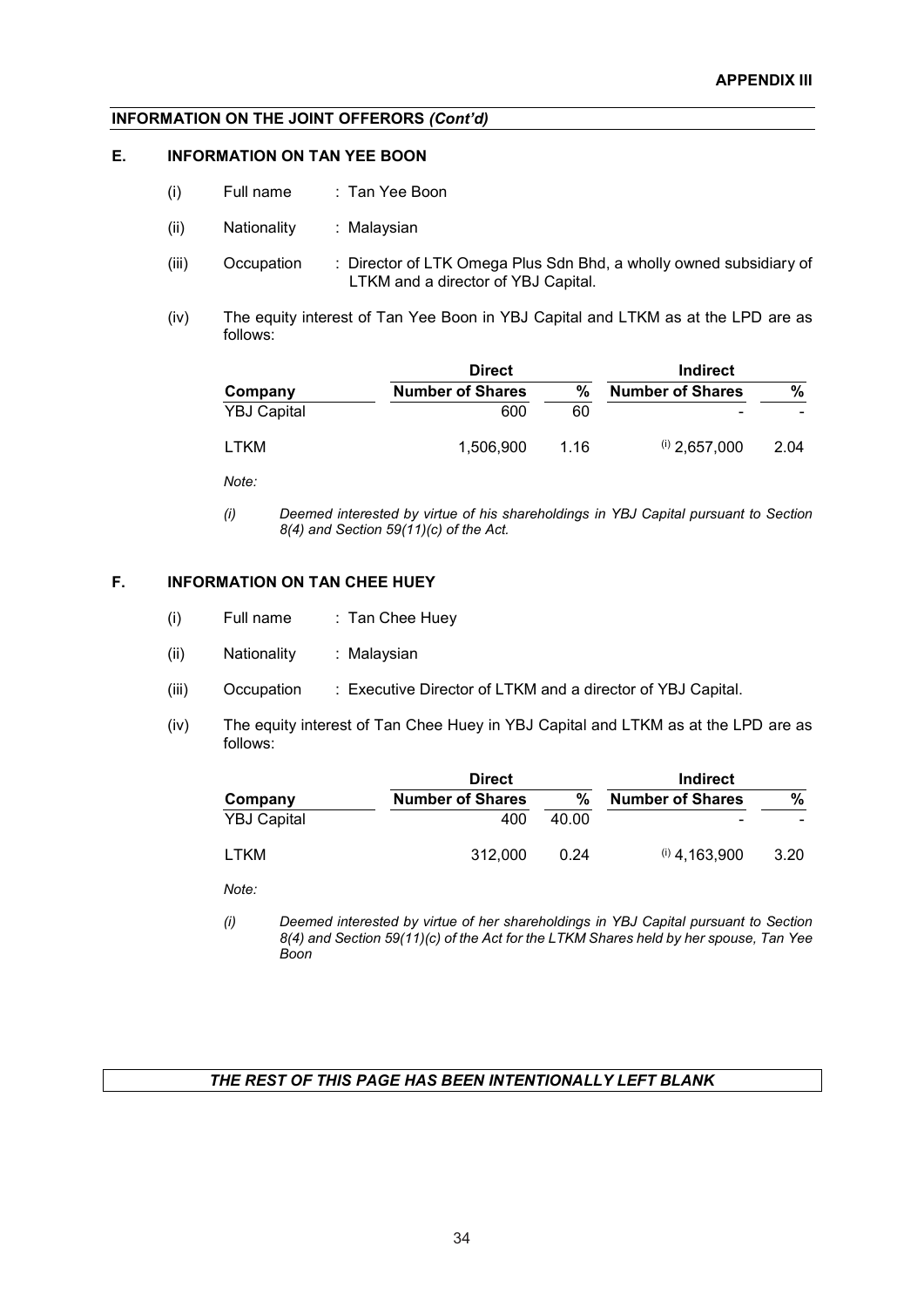**INFORMATION ON THE JOINT OFFERORS *(Cont'd)***

## E. INFORMATION ON TAN YEE BOON

(i) Full name : Tan Yee Boon

(ii) Nationality : Malaysian

(iii) Occupation : Director of LTK Omega Plus Sdn Bhd, a wholly owned subsidiary of LTKM and a director of YBJ Capital.

(iv) The equity interest of Tan Yee Boon in YBJ Capital and LTKM as at the LPD are as follows:

| | Direct | | Indirect | |
|---|---|---|---|---|
| **Company** | **Number of Shares** | **%** | **Number of Shares** | **%** |
| YBJ Capital | 600 | 60 | - | - |
| LTKM | 1,506,900 | 1.16 | (i) 2,657,000 | 2.04 |

*Note:*

*(i) Deemed interested by virtue of his shareholdings in YBJ Capital pursuant to Section 8(4) and Section 59(11)(c) of the Act.*

## F. INFORMATION ON TAN CHEE HUEY

(i) Full name : Tan Chee Huey

(ii) Nationality : Malaysian

(iii) Occupation : Executive Director of LTKM and a director of YBJ Capital.

(iv) The equity interest of Tan Chee Huey in YBJ Capital and LTKM as at the LPD are as follows:

| | Direct | | Indirect | |
|---|---|---|---|---|
| **Company** | **Number of Shares** | **%** | **Number of Shares** | **%** |
| YBJ Capital | 400 | 40.00 | - | - |
| LTKM | 312,000 | 0.24 | (i) 4,163,900 | 3.20 |

*Note:*

*(i) Deemed interested by virtue of her shareholdings in YBJ Capital pursuant to Section 8(4) and Section 59(11)(c) of the Act for the LTKM Shares held by her spouse, Tan Yee Boon*

***THE REST OF THIS PAGE HAS BEEN INTENTIONALLY LEFT BLANK***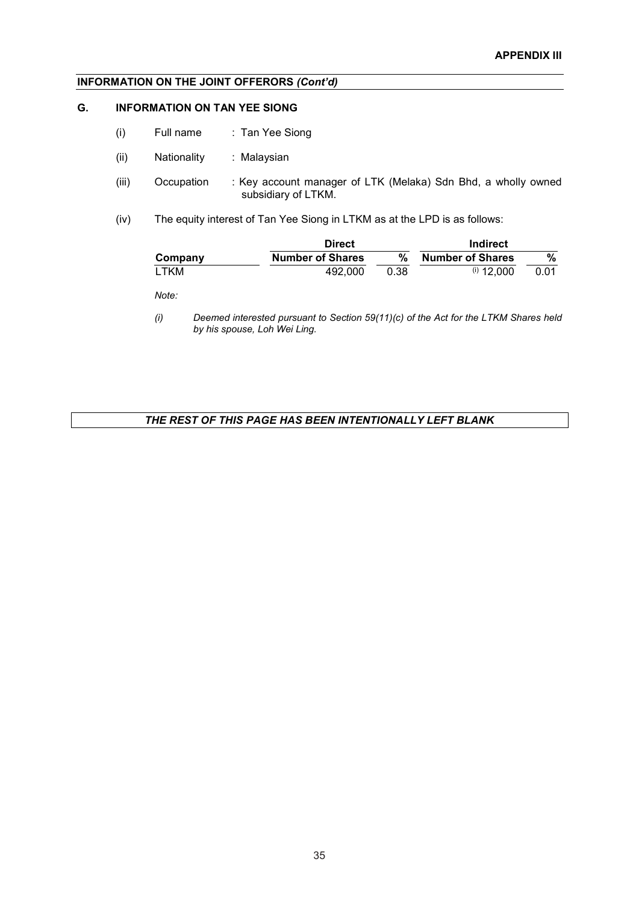**APPENDIX III**

**INFORMATION ON THE JOINT OFFERORS *(Cont'd)***

## G. INFORMATION ON TAN YEE SIONG

(i) Full name : Tan Yee Siong

(ii) Nationality : Malaysian

(iii) Occupation : Key account manager of LTK (Melaka) Sdn Bhd, a wholly owned subsidiary of LTKM.

(iv) The equity interest of Tan Yee Siong in LTKM as at the LPD is as follows:

| Company | Direct | | Indirect | |
|---|---|---|---|---|
| | **Number of Shares** | **%** | **Number of Shares** | **%** |
| LTKM | 492,000 | 0.38 | (i) 12,000 | 0.01 |

*Note:*

*(i) Deemed interested pursuant to Section 59(11)(c) of the Act for the LTKM Shares held by his spouse, Loh Wei Ling.*

***THE REST OF THIS PAGE HAS BEEN INTENTIONALLY LEFT BLANK***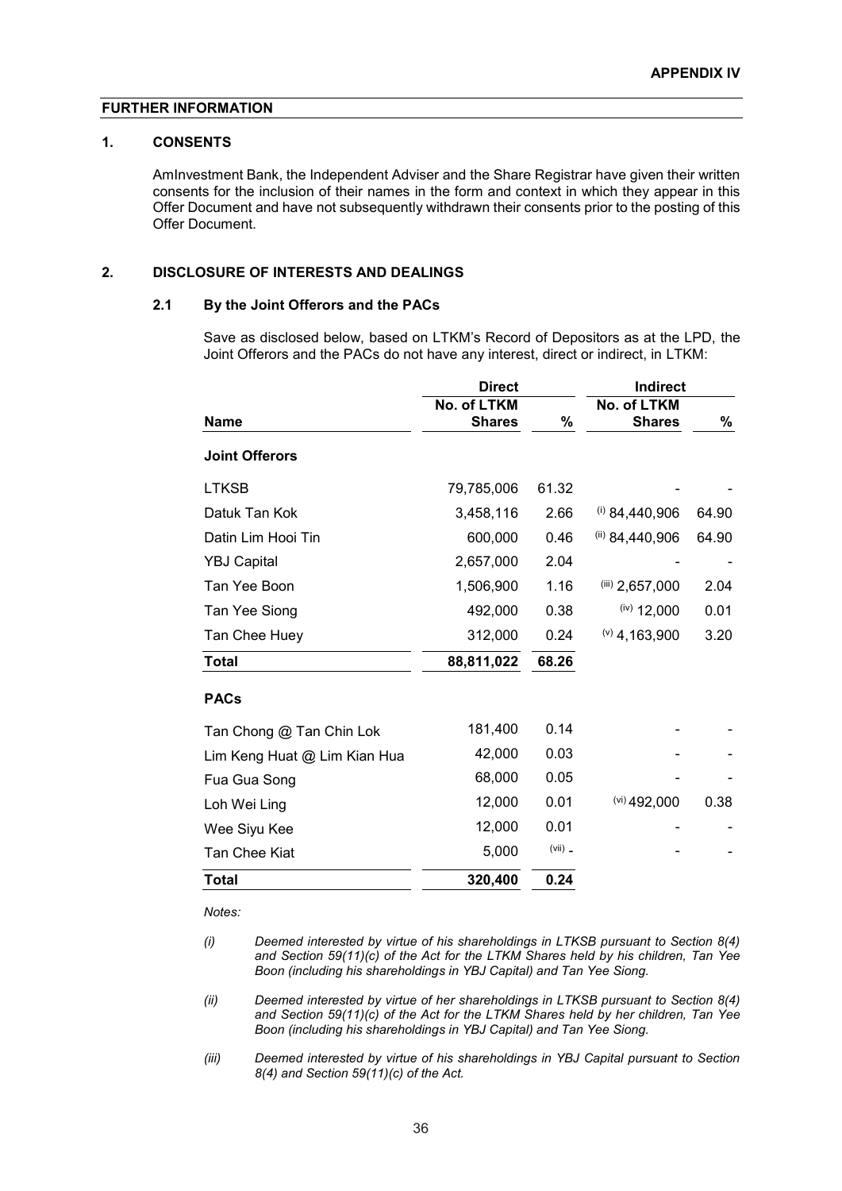**APPENDIX IV**

## FURTHER INFORMATION

### 1. CONSENTS

AmInvestment Bank, the Independent Adviser and the Share Registrar have given their written consents for the inclusion of their names in the form and context in which they appear in this Offer Document and have not subsequently withdrawn their consents prior to the posting of this Offer Document.

### 2. DISCLOSURE OF INTERESTS AND DEALINGS

#### 2.1 By the Joint Offerors and the PACs

Save as disclosed below, based on LTKM's Record of Depositors as at the LPD, the Joint Offerors and the PACs do not have any interest, direct or indirect, in LTKM:

| | Direct | | Indirect | |
|---|---|---|---|---|
| **Name** | **No. of LTKM Shares** | **%** | **No. of LTKM Shares** | **%** |
| **Joint Offerors** | | | | |
| LTKSB | 79,785,006 | 61.32 | - | - |
| Datuk Tan Kok | 3,458,116 | 2.66 | (i) 84,440,906 | 64.90 |
| Datin Lim Hooi Tin | 600,000 | 0.46 | (ii) 84,440,906 | 64.90 |
| YBJ Capital | 2,657,000 | 2.04 | - | - |
| Tan Yee Boon | 1,506,900 | 1.16 | (iii) 2,657,000 | 2.04 |
| Tan Yee Siong | 492,000 | 0.38 | (iv) 12,000 | 0.01 |
| Tan Chee Huey | 312,000 | 0.24 | (v) 4,163,900 | 3.20 |
| **Total** | **88,811,022** | **68.26** | | |
| **PACs** | | | | |
| Tan Chong @ Tan Chin Lok | 181,400 | 0.14 | - | - |
| Lim Keng Huat @ Lim Kian Hua | 42,000 | 0.03 | - | - |
| Fua Gua Song | 68,000 | 0.05 | - | - |
| Loh Wei Ling | 12,000 | 0.01 | (vi) 492,000 | 0.38 |
| Wee Siyu Kee | 12,000 | 0.01 | - | - |
| Tan Chee Kiat | 5,000 | (vii) - | - | - |
| **Total** | **320,400** | **0.24** | | |

*Notes:*

*(i) Deemed interested by virtue of his shareholdings in LTKSB pursuant to Section 8(4) and Section 59(11)(c) of the Act for the LTKM Shares held by his children, Tan Yee Boon (including his shareholdings in YBJ Capital) and Tan Yee Siong.*

*(ii) Deemed interested by virtue of her shareholdings in LTKSB pursuant to Section 8(4) and Section 59(11)(c) of the Act for the LTKM Shares held by her children, Tan Yee Boon (including his shareholdings in YBJ Capital) and Tan Yee Siong.*

*(iii) Deemed interested by virtue of his shareholdings in YBJ Capital pursuant to Section 8(4) and Section 59(11)(c) of the Act.*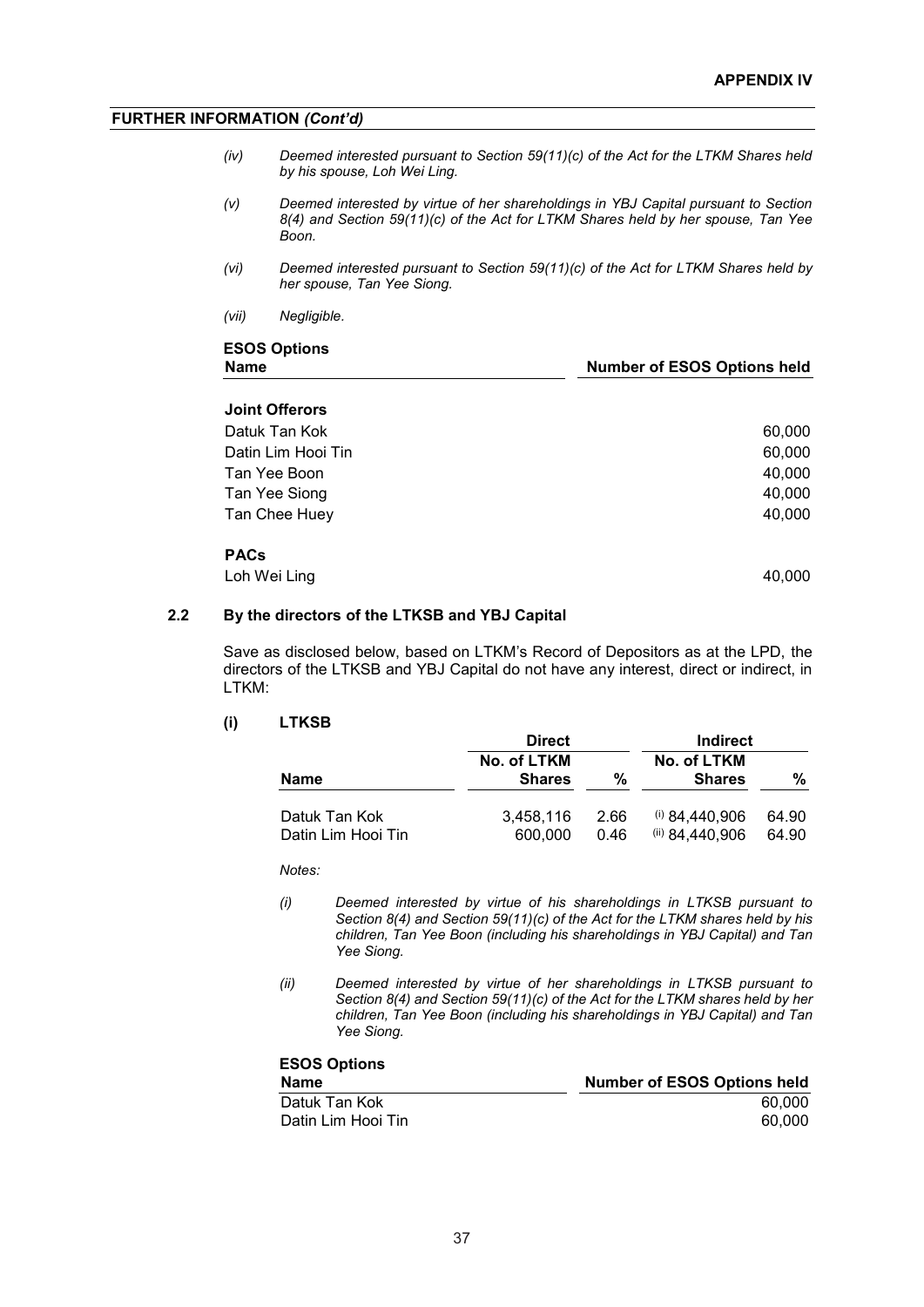(iv) *Deemed interested pursuant to Section 59(11)(c) of the Act for the LTKM Shares held by his spouse, Loh Wei Ling.*

(v) *Deemed interested by virtue of her shareholdings in YBJ Capital pursuant to Section 8(4) and Section 59(11)(c) of the Act for LTKM Shares held by her spouse, Tan Yee Boon.*

(vi) *Deemed interested pursuant to Section 59(11)(c) of the Act for LTKM Shares held by her spouse, Tan Yee Siong.*

(vii) *Negligible.*

**ESOS Options**

| Name | Number of ESOS Options held |
|---|---|
| **Joint Offerors** | |
| Datuk Tan Kok | 60,000 |
| Datin Lim Hooi Tin | 60,000 |
| Tan Yee Boon | 40,000 |
| Tan Yee Siong | 40,000 |
| Tan Chee Huey | 40,000 |
| **PACs** | |
| Loh Wei Ling | 40,000 |

### 2.2 By the directors of the LTKSB and YBJ Capital

Save as disclosed below, based on LTKM's Record of Depositors as at the LPD, the directors of the LTKSB and YBJ Capital do not have any interest, direct or indirect, in LTKM:

#### (i) LTKSB

| | Direct | | Indirect | |
|---|---|---|---|---|
| **Name** | **No. of LTKM Shares** | **%** | **No. of LTKM Shares** | **%** |
| Datuk Tan Kok | 3,458,116 | 2.66 | (i) 84,440,906 | 64.90 |
| Datin Lim Hooi Tin | 600,000 | 0.46 | (ii) 84,440,906 | 64.90 |

*Notes:*

(i) *Deemed interested by virtue of his shareholdings in LTKSB pursuant to Section 8(4) and Section 59(11)(c) of the Act for the LTKM shares held by his children, Tan Yee Boon (including his shareholdings in YBJ Capital) and Tan Yee Siong.*

(ii) *Deemed interested by virtue of her shareholdings in LTKSB pursuant to Section 8(4) and Section 59(11)(c) of the Act for the LTKM shares held by her children, Tan Yee Boon (including his shareholdings in YBJ Capital) and Tan Yee Siong.*

**ESOS Options**

| Name | Number of ESOS Options held |
|---|---|
| Datuk Tan Kok | 60,000 |
| Datin Lim Hooi Tin | 60,000 |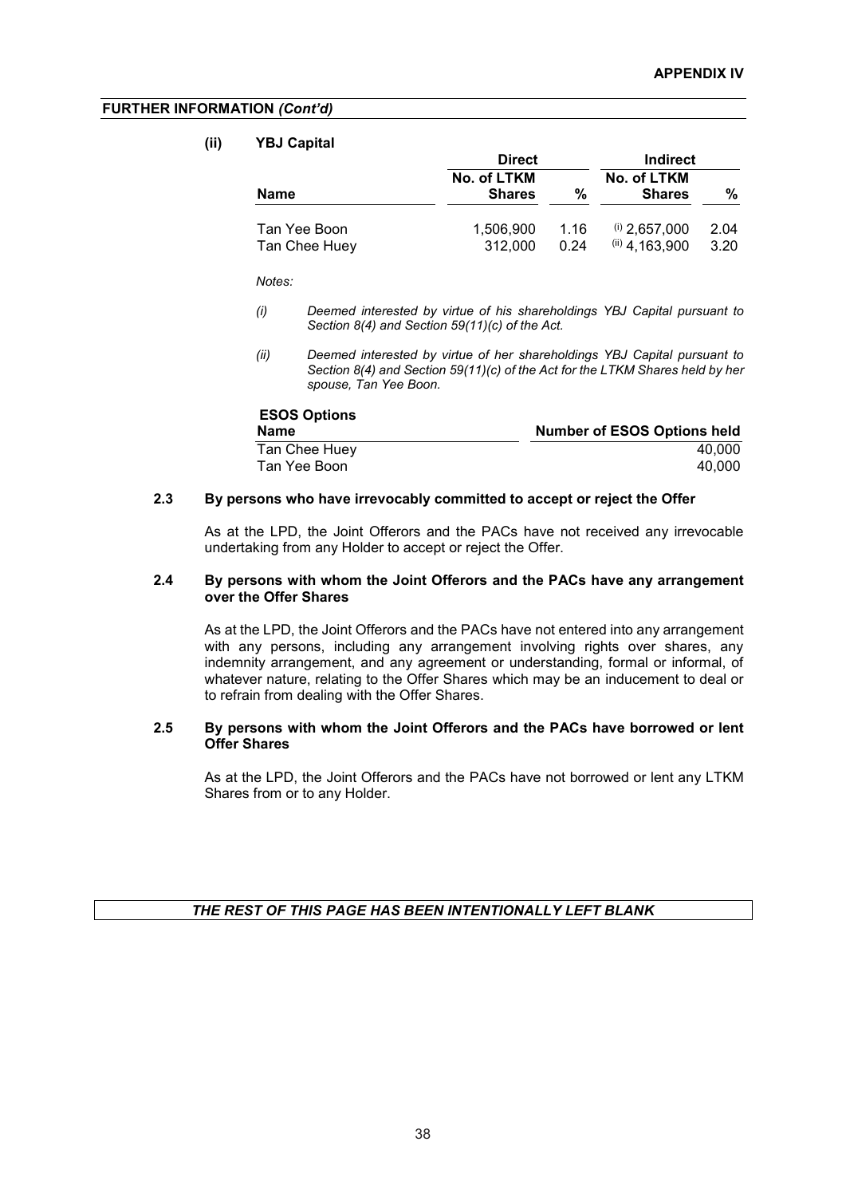**FURTHER INFORMATION** ***(Cont'd)***

**(ii) YBJ Capital**

| | **Direct** | | **Indirect** | |
|---|---|---|---|---|
| **Name** | **No. of LTKM Shares** | **%** | **No. of LTKM Shares** | **%** |
| Tan Yee Boon | 1,506,900 | 1.16 | (i) 2,657,000 | 2.04 |
| Tan Chee Huey | 312,000 | 0.24 | (ii) 4,163,900 | 3.20 |

*Notes:*

*(i) Deemed interested by virtue of his shareholdings YBJ Capital pursuant to Section 8(4) and Section 59(11)(c) of the Act.*

*(ii) Deemed interested by virtue of her shareholdings YBJ Capital pursuant to Section 8(4) and Section 59(11)(c) of the Act for the LTKM Shares held by her spouse, Tan Yee Boon.*

**ESOS Options**

| **Name** | **Number of ESOS Options held** |
|---|---|
| Tan Chee Huey | 40,000 |
| Tan Yee Boon | 40,000 |

**2.3 By persons who have irrevocably committed to accept or reject the Offer**

As at the LPD, the Joint Offerors and the PACs have not received any irrevocable undertaking from any Holder to accept or reject the Offer.

**2.4 By persons with whom the Joint Offerors and the PACs have any arrangement over the Offer Shares**

As at the LPD, the Joint Offerors and the PACs have not entered into any arrangement with any persons, including any arrangement involving rights over shares, any indemnity arrangement, and any agreement or understanding, formal or informal, of whatever nature, relating to the Offer Shares which may be an inducement to deal or to refrain from dealing with the Offer Shares.

**2.5 By persons with whom the Joint Offerors and the PACs have borrowed or lent Offer Shares**

As at the LPD, the Joint Offerors and the PACs have not borrowed or lent any LTKM Shares from or to any Holder.

***THE REST OF THIS PAGE HAS BEEN INTENTIONALLY LEFT BLANK***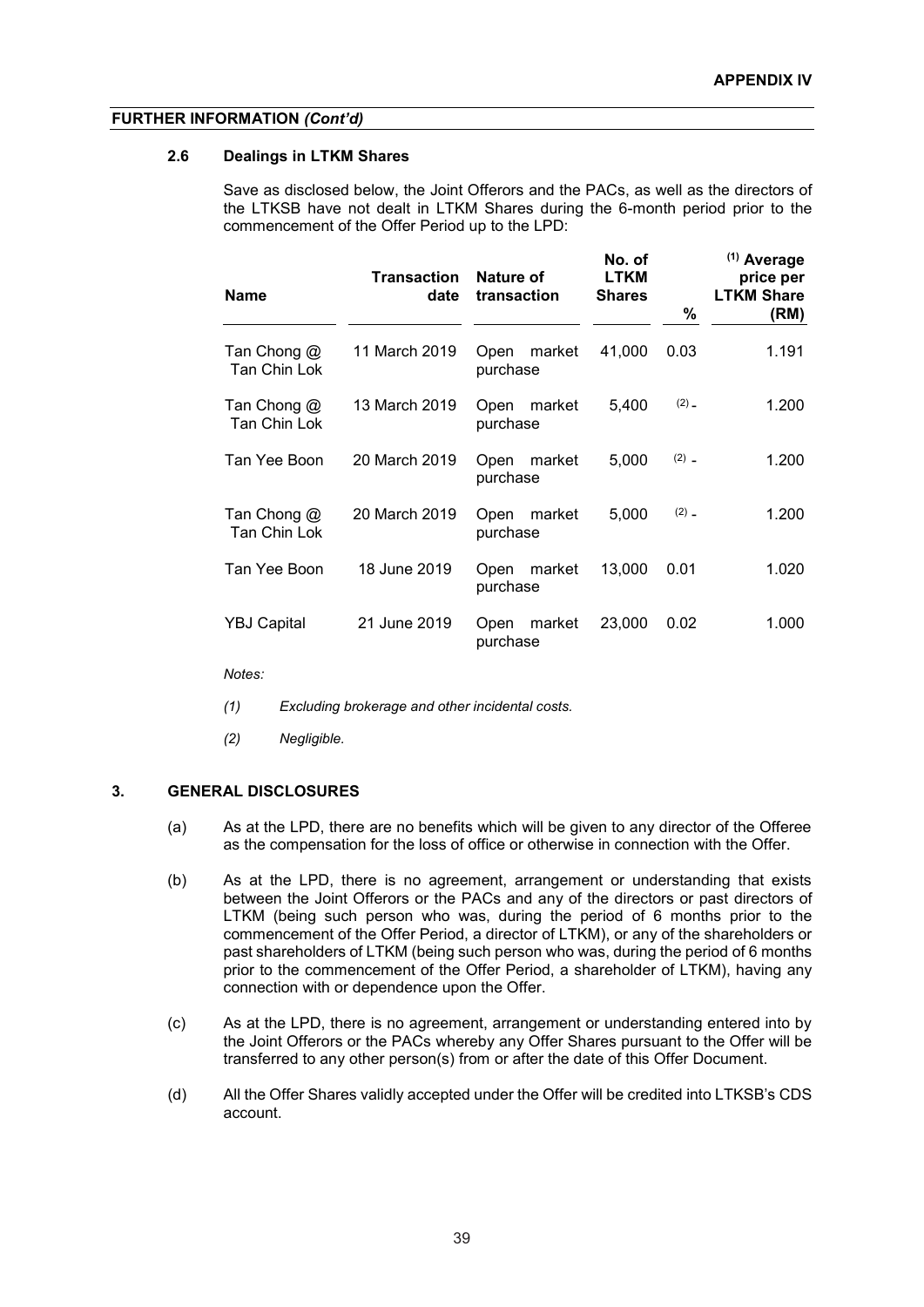**FURTHER INFORMATION *(Cont'd)***

### 2.6 Dealings in LTKM Shares

Save as disclosed below, the Joint Offerors and the PACs, as well as the directors of the LTKSB have not dealt in LTKM Shares during the 6-month period prior to the commencement of the Offer Period up to the LPD:

| Name | Transaction date | Nature of transaction | No. of LTKM Shares | % | [(1)] Average price per LTKM Share (RM) |
|---|---|---|---|---|---|
| Tan Chong @ Tan Chin Lok | 11 March 2019 | Open market purchase | 41,000 | 0.03 | 1.191 |
| Tan Chong @ Tan Chin Lok | 13 March 2019 | Open market purchase | 5,400 | [(2)] - | 1.200 |
| Tan Yee Boon | 20 March 2019 | Open market purchase | 5,000 | [(2)] - | 1.200 |
| Tan Chong @ Tan Chin Lok | 20 March 2019 | Open market purchase | 5,000 | [(2)] - | 1.200 |
| Tan Yee Boon | 18 June 2019 | Open market purchase | 13,000 | 0.01 | 1.020 |
| YBJ Capital | 21 June 2019 | Open market purchase | 23,000 | 0.02 | 1.000 |

*Notes:*

*(1) Excluding brokerage and other incidental costs.*

*(2) Negligible.*

## 3. GENERAL DISCLOSURES

(a) As at the LPD, there are no benefits which will be given to any director of the Offeree as the compensation for the loss of office or otherwise in connection with the Offer.

(b) As at the LPD, there is no agreement, arrangement or understanding that exists between the Joint Offerors or the PACs and any of the directors or past directors of LTKM (being such person who was, during the period of 6 months prior to the commencement of the Offer Period, a director of LTKM), or any of the shareholders or past shareholders of LTKM (being such person who was, during the period of 6 months prior to the commencement of the Offer Period, a shareholder of LTKM), having any connection with or dependence upon the Offer.

(c) As at the LPD, there is no agreement, arrangement or understanding entered into by the Joint Offerors or the PACs whereby any Offer Shares pursuant to the Offer will be transferred to any other person(s) from or after the date of this Offer Document.

(d) All the Offer Shares validly accepted under the Offer will be credited into LTKSB's CDS account.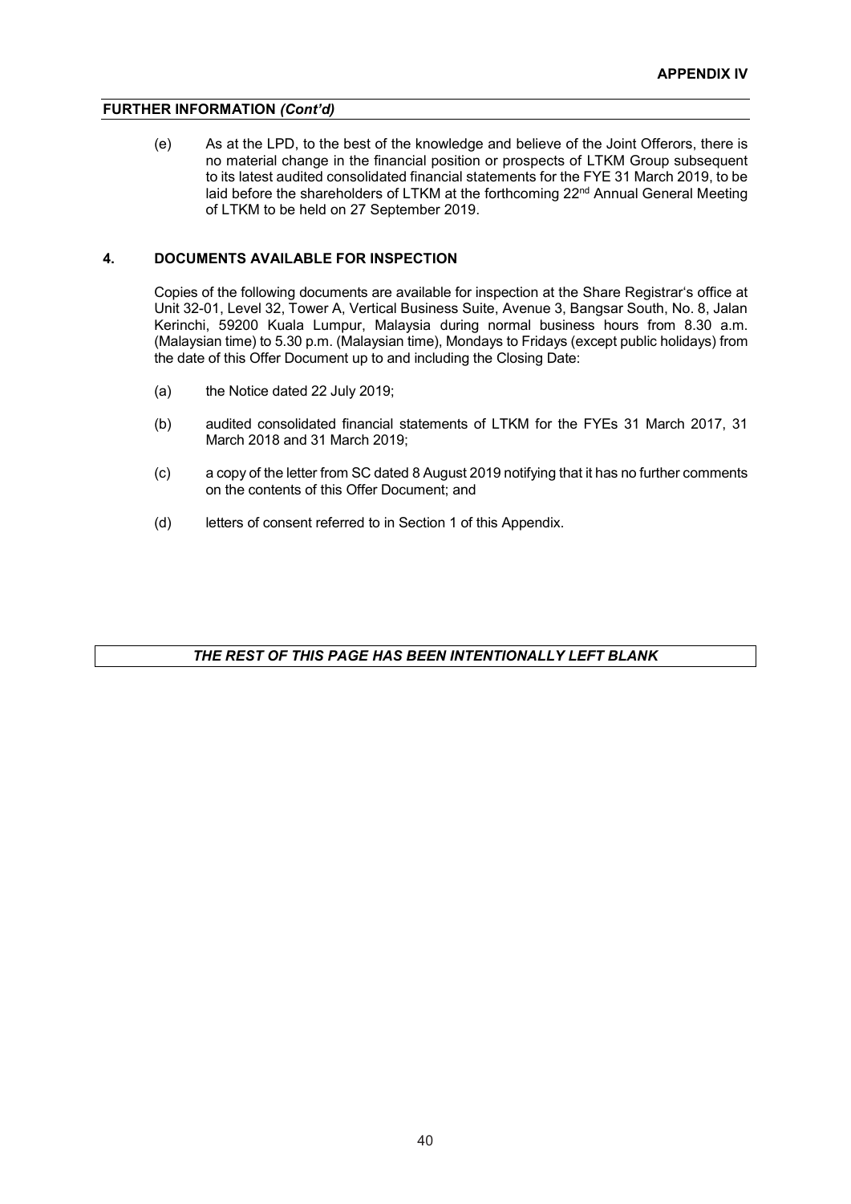**APPENDIX IV**

**FURTHER INFORMATION *(Cont'd)***

(e) As at the LPD, to the best of the knowledge and believe of the Joint Offerors, there is no material change in the financial position or prospects of LTKM Group subsequent to its latest audited consolidated financial statements for the FYE 31 March 2019, to be laid before the shareholders of LTKM at the forthcoming 22nd Annual General Meeting of LTKM to be held on 27 September 2019.

## 4. DOCUMENTS AVAILABLE FOR INSPECTION

Copies of the following documents are available for inspection at the Share Registrar's office at Unit 32-01, Level 32, Tower A, Vertical Business Suite, Avenue 3, Bangsar South, No. 8, Jalan Kerinchi, 59200 Kuala Lumpur, Malaysia during normal business hours from 8.30 a.m. (Malaysian time) to 5.30 p.m. (Malaysian time), Mondays to Fridays (except public holidays) from the date of this Offer Document up to and including the Closing Date:

(a) the Notice dated 22 July 2019;

(b) audited consolidated financial statements of LTKM for the FYEs 31 March 2017, 31 March 2018 and 31 March 2019;

(c) a copy of the letter from SC dated 8 August 2019 notifying that it has no further comments on the contents of this Offer Document; and

(d) letters of consent referred to in Section 1 of this Appendix.

***THE REST OF THIS PAGE HAS BEEN INTENTIONALLY LEFT BLANK***